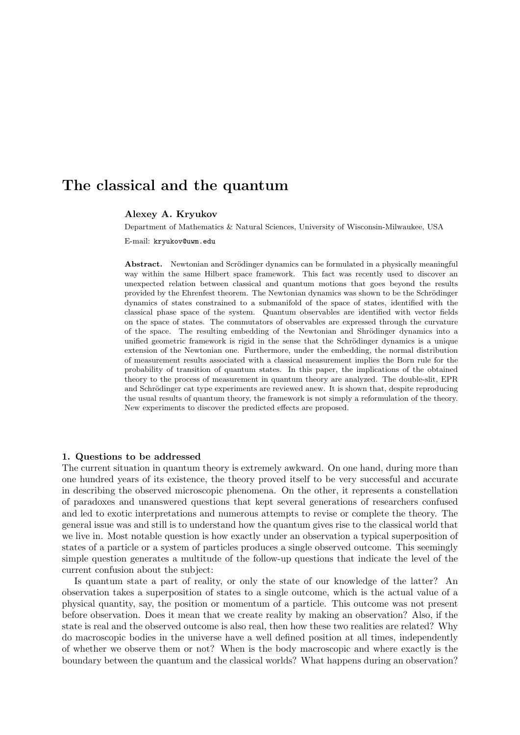# The classical and the quantum

**Alexey A. Kryukov**

Department of Mathematics & Natural Sciences, University of Wisconsin-Milwaukee, USA

E-mail: kryukov@uwm.edu

**Abstract.** Newtonian and Scrödinger dynamics can be formulated in a physically meaningful way within the same Hilbert space framework. This fact was recently used to discover an unexpected relation between classical and quantum motions that goes beyond the results provided by the Ehrenfest theorem. The Newtonian dynamics was shown to be the Schrödinger dynamics of states constrained to a submanifold of the space of states, identified with the classical phase space of the system. Quantum observables are identified with vector fields on the space of states. The commutators of observables are expressed through the curvature of the space. The resulting embedding of the Newtonian and Shrödinger dynamics into a unified geometric framework is rigid in the sense that the Schrödinger dynamics is a unique extension of the Newtonian one. Furthermore, under the embedding, the normal distribution of measurement results associated with a classical measurement implies the Born rule for the probability of transition of quantum states. In this paper, the implications of the obtained theory to the process of measurement in quantum theory are analyzed. The double-slit, EPR and Schrödinger cat type experiments are reviewed anew. It is shown that, despite reproducing the usual results of quantum theory, the framework is not simply a reformulation of the theory. New experiments to discover the predicted effects are proposed.

## 1. Questions to be addressed

The current situation in quantum theory is extremely awkward. On one hand, during more than one hundred years of its existence, the theory proved itself to be very successful and accurate in describing the observed microscopic phenomena. On the other, it represents a constellation of paradoxes and unanswered questions that kept several generations of researchers confused and led to exotic interpretations and numerous attempts to revise or complete the theory. The general issue was and still is to understand how the quantum gives rise to the classical world that we live in. Most notable question is how exactly under an observation a typical superposition of states of a particle or a system of particles produces a single observed outcome. This seemingly simple question generates a multitude of the follow-up questions that indicate the level of the current confusion about the subject:

Is quantum state a part of reality, or only the state of our knowledge of the latter? An observation takes a superposition of states to a single outcome, which is the actual value of a physical quantity, say, the position or momentum of a particle. This outcome was not present before observation. Does it mean that we create reality by making an observation? Also, if the state is real and the observed outcome is also real, then how these two realities are related? Why do macroscopic bodies in the universe have a well defined position at all times, independently of whether we observe them or not? When is the body macroscopic and where exactly is the boundary between the quantum and the classical worlds? What happens during an observation?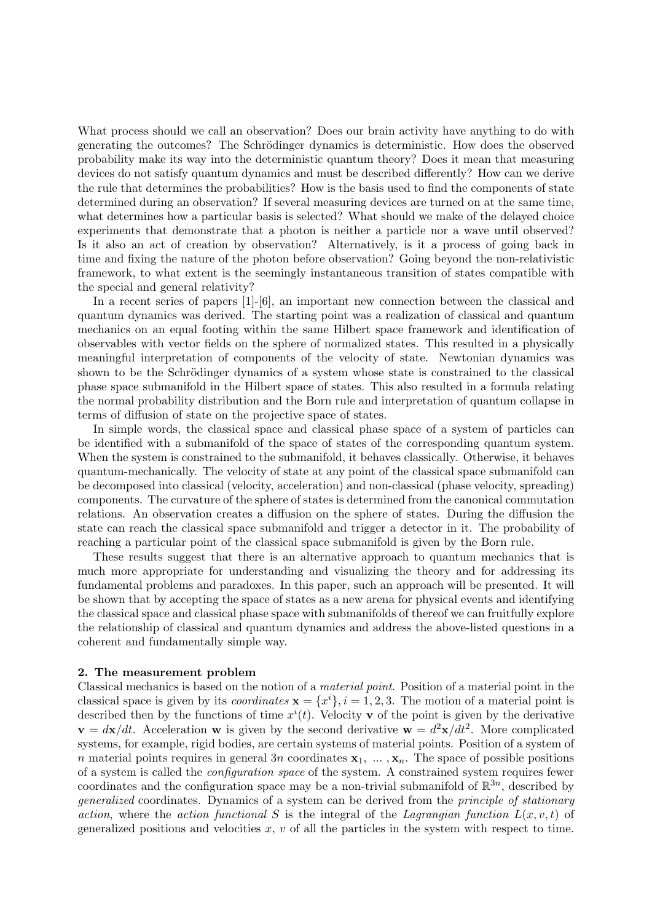What process should we call an observation? Does our brain activity have anything to do with generating the outcomes? The Schrödinger dynamics is deterministic. How does the observed probability make its way into the deterministic quantum theory? Does it mean that measuring devices do not satisfy quantum dynamics and must be described differently? How can we derive the rule that determines the probabilities? How is the basis used to find the components of state determined during an observation? If several measuring devices are turned on at the same time, what determines how a particular basis is selected? What should we make of the delayed choice experiments that demonstrate that a photon is neither a particle nor a wave until observed? Is it also an act of creation by observation? Alternatively, is it a process of going back in time and fixing the nature of the photon before observation? Going beyond the non-relativistic framework, to what extent is the seemingly instantaneous transition of states compatible with the special and general relativity?

In a recent series of papers [1]-[6], an important new connection between the classical and quantum dynamics was derived. The starting point was a realization of classical and quantum mechanics on an equal footing within the same Hilbert space framework and identification of observables with vector fields on the sphere of normalized states. This resulted in a physically meaningful interpretation of components of the velocity of state. Newtonian dynamics was shown to be the Schrödinger dynamics of a system whose state is constrained to the classical phase space submanifold in the Hilbert space of states. This also resulted in a formula relating the normal probability distribution and the Born rule and interpretation of quantum collapse in terms of diffusion of state on the projective space of states.

In simple words, the classical space and classical phase space of a system of particles can be identified with a submanifold of the space of states of the corresponding quantum system. When the system is constrained to the submanifold, it behaves classically. Otherwise, it behaves quantum-mechanically. The velocity of state at any point of the classical space submanifold can be decomposed into classical (velocity, acceleration) and non-classical (phase velocity, spreading) components. The curvature of the sphere of states is determined from the canonical commutation relations. An observation creates a diffusion on the sphere of states. During the diffusion the state can reach the classical space submanifold and trigger a detector in it. The probability of reaching a particular point of the classical space submanifold is given by the Born rule.

These results suggest that there is an alternative approach to quantum mechanics that is much more appropriate for understanding and visualizing the theory and for addressing its fundamental problems and paradoxes. In this paper, such an approach will be presented. It will be shown that by accepting the space of states as a new arena for physical events and identifying the classical space and classical phase space with submanifolds of thereof we can fruitfully explore the relationship of classical and quantum dynamics and address the above-listed questions in a coherent and fundamentally simple way.

## 2. The measurement problem

Classical mechanics is based on the notion of a *material point*. Position of a material point in the classical space is given by its *coordinates* $\mathbf{x} = \{x^i\}, i = 1, 2, 3$. The motion of a material point is described then by the functions of time $x^i(t)$. Velocity $\mathbf{v}$ of the point is given by the derivative $\mathbf{v} = d\mathbf{x}/dt$. Acceleration $\mathbf{w}$ is given by the second derivative $\mathbf{w} = d^2\mathbf{x}/dt^2$. More complicated systems, for example, rigid bodies, are certain systems of material points. Position of a system of $n$ material points requires in general $3n$ coordinates $\mathbf{x}_1, \ ... \ , \mathbf{x}_n$. The space of possible positions of a system is called the *configuration space* of the system. A constrained system requires fewer coordinates and the configuration space may be a non-trivial submanifold of $\mathbb{R}^{3n}$, described by *generalized* coordinates. Dynamics of a system can be derived from the *principle of stationary action*, where the *action functional* $S$ is the integral of the *Lagrangian function* $L(x, v, t)$ of generalized positions and velocities $x$, $v$ of all the particles in the system with respect to time.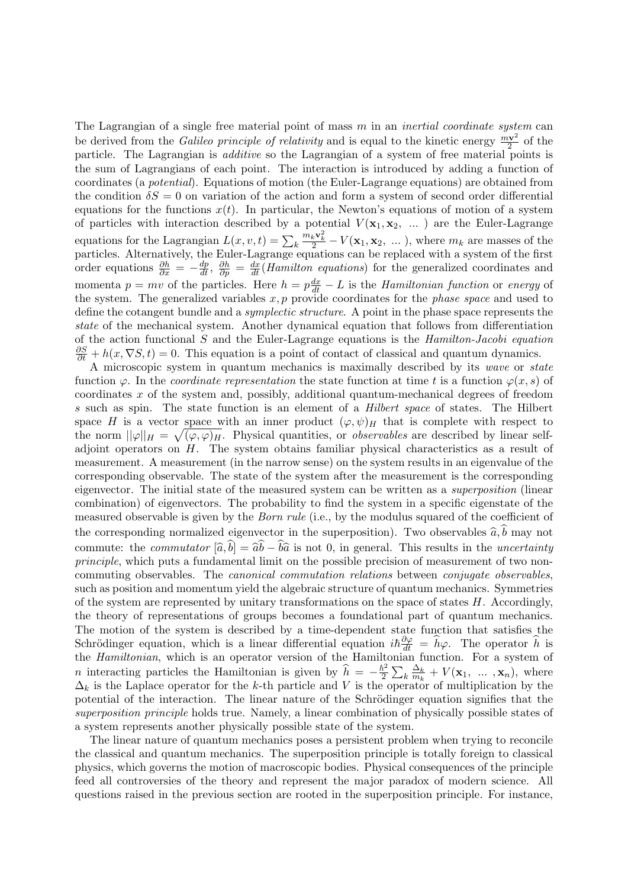The Lagrangian of a single free material point of mass $m$ in an *inertial coordinate system* can be derived from the *Galileo principle of relativity* and is equal to the kinetic energy $\frac{m\mathbf{v}^2}{2}$ of the particle. The Lagrangian is *additive* so the Lagrangian of a system of free material points is the sum of Lagrangians of each point. The interaction is introduced by adding a function of coordinates (a *potential*). Equations of motion (the Euler-Lagrange equations) are obtained from the condition $\delta S = 0$ on variation of the action and form a system of second order differential equations for the functions $x(t)$. In particular, the Newton's equations of motion of a system of particles with interaction described by a potential $V(\mathbf{x}_1, \mathbf{x}_2, \ \dots \ )$ are the Euler-Lagrange equations for the Lagrangian $L(x, v, t) = \sum_k \frac{m_k \mathbf{v}_k^2}{2} - V(\mathbf{x}_1, \mathbf{x}_2, \ \dots \ )$, where $m_k$ are masses of the particles. Alternatively, the Euler-Lagrange equations can be replaced with a system of the first order equations $\frac{\partial h}{\partial x} = -\frac{dp}{dt}$, $\frac{\partial h}{\partial p} = \frac{dx}{dt}$ (*Hamilton equations*) for the generalized coordinates and momenta $p = mv$ of the particles. Here $h = p\frac{dx}{dt} - L$ is the *Hamiltonian function* or *energy* of the system. The generalized variables $x, p$ provide coordinates for the *phase space* and used to define the cotangent bundle and a *symplectic structure*. A point in the phase space represents the *state* of the mechanical system. Another dynamical equation that follows from differentiation of the action functional $S$ and the Euler-Lagrange equations is the *Hamilton-Jacobi equation* $\frac{\partial S}{\partial t} + h(x, \nabla S, t) = 0$. This equation is a point of contact of classical and quantum dynamics.

A microscopic system in quantum mechanics is maximally described by its *wave* or *state* function $\varphi$. In the *coordinate representation* the state function at time $t$ is a function $\varphi(x, s)$ of coordinates $x$ of the system and, possibly, additional quantum-mechanical degrees of freedom $s$ such as spin. The state function is an element of a *Hilbert space* of states. The Hilbert space $H$ is a vector space with an inner product $(\varphi, \psi)_H$ that is complete with respect to the norm $||\varphi||_H = \sqrt{(\varphi, \varphi)_H}$. Physical quantities, or *observables* are described by linear self-adjoint operators on $H$. The system obtains familiar physical characteristics as a result of measurement. A measurement (in the narrow sense) on the system results in an eigenvalue of the corresponding observable. The state of the system after the measurement is the corresponding eigenvector. The initial state of the measured system can be written as a *superposition* (linear combination) of eigenvectors. The probability to find the system in a specific eigenstate of the measured observable is given by the *Born rule* (i.e., by the modulus squared of the coefficient of the corresponding normalized eigenvector in the superposition). Two observables $\widehat{a}, \widehat{b}$ may not commute: the *commutator* $[\widehat{a}, \widehat{b}] = \widehat{a}\widehat{b} - \widehat{b}\widehat{a}$ is not 0, in general. This results in the *uncertainty principle*, which puts a fundamental limit on the possible precision of measurement of two non-commuting observables. The *canonical commutation relations* between *conjugate observables*, such as position and momentum yield the algebraic structure of quantum mechanics. Symmetries of the system are represented by unitary transformations on the space of states $H$. Accordingly, the theory of representations of groups becomes a foundational part of quantum mechanics. The motion of the system is described by a time-dependent state function that satisfies the Schrödinger equation, which is a linear differential equation $i\hbar\frac{\partial \varphi}{dt} = \widehat{h}\varphi$. The operator $\widehat{h}$ is the *Hamiltonian*, which is an operator version of the Hamiltonian function. For a system of $n$ interacting particles the Hamiltonian is given by $\widehat{h} = -\frac{\hbar^2}{2}\sum_k \frac{\Delta_k}{m_k} + V(\mathbf{x}_1, \ \dots \ , \mathbf{x}_n)$, where $\Delta_k$ is the Laplace operator for the $k$-th particle and $V$ is the operator of multiplication by the potential of the interaction. The linear nature of the Schrödinger equation signifies that the *superposition principle* holds true. Namely, a linear combination of physically possible states of a system represents another physically possible state of the system.

The linear nature of quantum mechanics poses a persistent problem when trying to reconcile the classical and quantum mechanics. The superposition principle is totally foreign to classical physics, which governs the motion of macroscopic bodies. Physical consequences of the principle feed all controversies of the theory and represent the major paradox of modern science. All questions raised in the previous section are rooted in the superposition principle. For instance,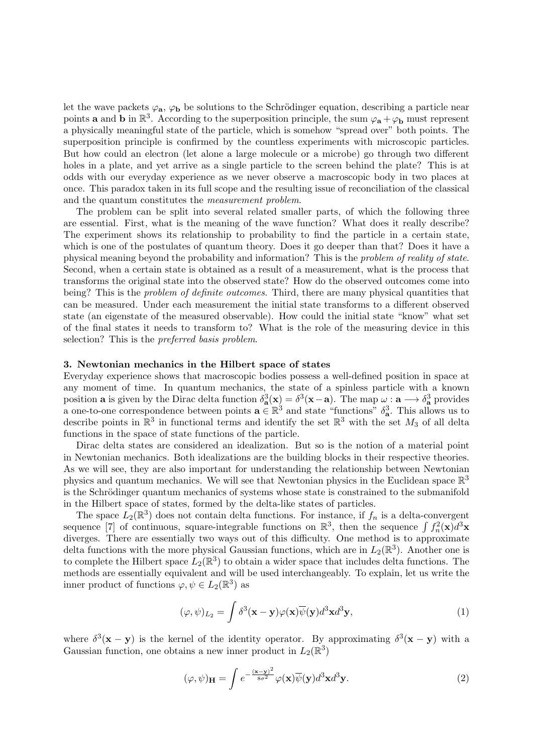let the wave packets $\varphi_{\mathbf{a}}$, $\varphi_{\mathbf{b}}$ be solutions to the Schrödinger equation, describing a particle near points $\mathbf{a}$ and $\mathbf{b}$ in $\mathbb{R}^3$. According to the superposition principle, the sum $\varphi_{\mathbf{a}} + \varphi_{\mathbf{b}}$ must represent a physically meaningful state of the particle, which is somehow "spread over" both points. The superposition principle is confirmed by the countless experiments with microscopic particles. But how could an electron (let alone a large molecule or a microbe) go through two different holes in a plate, and yet arrive as a single particle to the screen behind the plate? This is at odds with our everyday experience as we never observe a macroscopic body in two places at once. This paradox taken in its full scope and the resulting issue of reconciliation of the classical and the quantum constitutes the *measurement problem*.

The problem can be split into several related smaller parts, of which the following three are essential. First, what is the meaning of the wave function? What does it really describe? The experiment shows its relationship to probability to find the particle in a certain state, which is one of the postulates of quantum theory. Does it go deeper than that? Does it have a physical meaning beyond the probability and information? This is the *problem of reality of state*. Second, when a certain state is obtained as a result of a measurement, what is the process that transforms the original state into the observed state? How do the observed outcomes come into being? This is the *problem of definite outcomes*. Third, there are many physical quantities that can be measured. Under each measurement the initial state transforms to a different observed state (an eigenstate of the measured observable). How could the initial state "know" what set of the final states it needs to transform to? What is the role of the measuring device in this selection? This is the *preferred basis problem*.

### 3. Newtonian mechanics in the Hilbert space of states

Everyday experience shows that macroscopic bodies possess a well-defined position in space at any moment of time. In quantum mechanics, the state of a spinless particle with a known position $\mathbf{a}$ is given by the Dirac delta function $\delta^3_{\mathbf{a}}(\mathbf{x}) = \delta^3(\mathbf{x}-\mathbf{a})$. The map $\omega : \mathbf{a} \longrightarrow \delta^3_{\mathbf{a}}$ provides a one-to-one correspondence between points $\mathbf{a} \in \mathbb{R}^3$ and state "functions" $\delta^3_{\mathbf{a}}$. This allows us to describe points in $\mathbb{R}^3$ in functional terms and identify the set $\mathbb{R}^3$ with the set $M_3$ of all delta functions in the space of state functions of the particle.

Dirac delta states are considered an idealization. But so is the notion of a material point in Newtonian mechanics. Both idealizations are the building blocks in their respective theories. As we will see, they are also important for understanding the relationship between Newtonian physics and quantum mechanics. We will see that Newtonian physics in the Euclidean space $\mathbb{R}^3$ is the Schrödinger quantum mechanics of systems whose state is constrained to the submanifold in the Hilbert space of states, formed by the delta-like states of particles.

The space $L_2(\mathbb{R}^3)$ does not contain delta functions. For instance, if $f_n$ is a delta-convergent sequence [7] of continuous, square-integrable functions on $\mathbb{R}^3$, then the sequence $\int f_n^2(\mathbf{x}) d^3\mathbf{x}$ diverges. There are essentially two ways out of this difficulty. One method is to approximate delta functions with the more physical Gaussian functions, which are in $L_2(\mathbb{R}^3)$. Another one is to complete the Hilbert space $L_2(\mathbb{R}^3)$ to obtain a wider space that includes delta functions. The methods are essentially equivalent and will be used interchangeably. To explain, let us write the inner product of functions $\varphi, \psi \in L_2(\mathbb{R}^3)$ as

$$(\varphi, \psi)_{L_2} = \int \delta^3(\mathbf{x}-\mathbf{y}) \varphi(\mathbf{x}) \overline{\psi}(\mathbf{y}) d^3\mathbf{x} d^3\mathbf{y}, \tag{1}$$

where $\delta^3(\mathbf{x}-\mathbf{y})$ is the kernel of the identity operator. By approximating $\delta^3(\mathbf{x}-\mathbf{y})$ with a Gaussian function, one obtains a new inner product in $L_2(\mathbb{R}^3)$

$$(\varphi, \psi)_{\mathbf{H}} = \int e^{-\frac{(\mathbf{x}-\mathbf{y})^2}{8\sigma^2}} \varphi(\mathbf{x}) \overline{\psi}(\mathbf{y}) d^3\mathbf{x} d^3\mathbf{y}. \tag{2}$$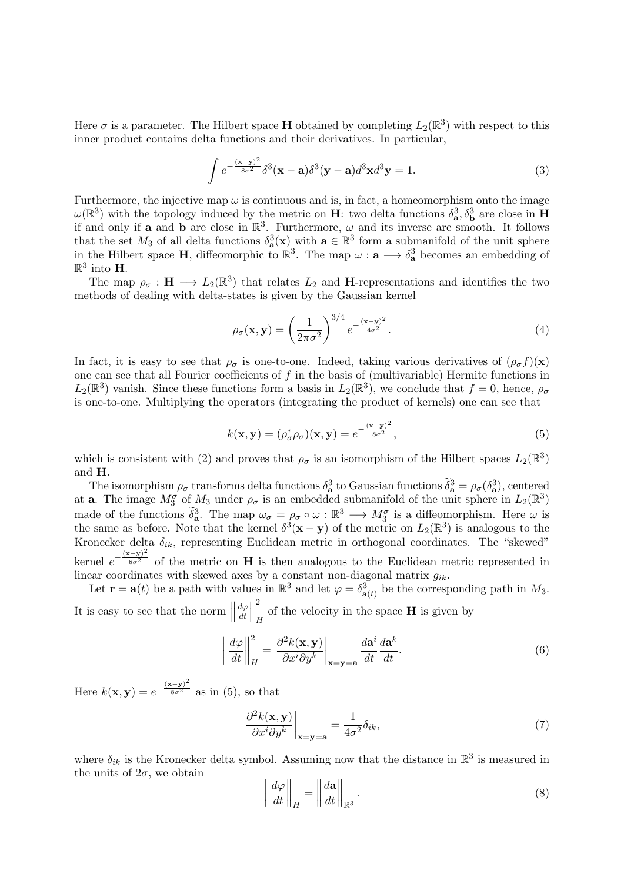Here $\sigma$ is a parameter. The Hilbert space $\mathbf{H}$ obtained by completing $L_2(\mathbb{R}^3)$ with respect to this inner product contains delta functions and their derivatives. In particular,

$$\int e^{-\frac{(\mathbf{x}-\mathbf{y})^2}{8\sigma^2}} \delta^3(\mathbf{x}-\mathbf{a})\delta^3(\mathbf{y}-\mathbf{a}) d^3\mathbf{x} d^3\mathbf{y} = 1. \tag{3}$$

Furthermore, the injective map $\omega$ is continuous and is, in fact, a homeomorphism onto the image $\omega(\mathbb{R}^3)$ with the topology induced by the metric on $\mathbf{H}$: two delta functions $\delta^3_{\mathbf{a}}, \delta^3_{\mathbf{b}}$ are close in $\mathbf{H}$ if and only if $\mathbf{a}$ and $\mathbf{b}$ are close in $\mathbb{R}^3$. Furthermore, $\omega$ and its inverse are smooth. It follows that the set $M_3$ of all delta functions $\delta^3_{\mathbf{a}}(\mathbf{x})$ with $\mathbf{a} \in \mathbb{R}^3$ form a submanifold of the unit sphere in the Hilbert space $\mathbf{H}$, diffeomorphic to $\mathbb{R}^3$. The map $\omega : \mathbf{a} \longrightarrow \delta^3_{\mathbf{a}}$ becomes an embedding of $\mathbb{R}^3$ into $\mathbf{H}$.

The map $\rho_\sigma : \mathbf{H} \longrightarrow L_2(\mathbb{R}^3)$ that relates $L_2$ and $\mathbf{H}$-representations and identifies the two methods of dealing with delta-states is given by the Gaussian kernel

$$\rho_\sigma(\mathbf{x}, \mathbf{y}) = \left(\frac{1}{2\pi\sigma^2}\right)^{3/4} e^{-\frac{(\mathbf{x}-\mathbf{y})^2}{4\sigma^2}}. \tag{4}$$

In fact, it is easy to see that $\rho_\sigma$ is one-to-one. Indeed, taking various derivatives of $(\rho_\sigma f)(\mathbf{x})$ one can see that all Fourier coefficients of $f$ in the basis of (multivariable) Hermite functions in $L_2(\mathbb{R}^3)$ vanish. Since these functions form a basis in $L_2(\mathbb{R}^3)$, we conclude that $f = 0$, hence, $\rho_\sigma$ is one-to-one. Multiplying the operators (integrating the product of kernels) one can see that

$$k(\mathbf{x}, \mathbf{y}) = (\rho^*_\sigma \rho_\sigma)(\mathbf{x}, \mathbf{y}) = e^{-\frac{(\mathbf{x}-\mathbf{y})^2}{8\sigma^2}}, \tag{5}$$

which is consistent with (2) and proves that $\rho_\sigma$ is an isomorphism of the Hilbert spaces $L_2(\mathbb{R}^3)$ and $\mathbf{H}$.

The isomorphism $\rho_\sigma$ transforms delta functions $\delta^3_{\mathbf{a}}$ to Gaussian functions $\widetilde{\delta}^3_{\mathbf{a}} = \rho_\sigma(\delta^3_{\mathbf{a}})$, centered at $\mathbf{a}$. The image $M^\sigma_3$ of $M_3$ under $\rho_\sigma$ is an embedded submanifold of the unit sphere in $L_2(\mathbb{R}^3)$ made of the functions $\widetilde{\delta}^3_{\mathbf{a}}$. The map $\omega_\sigma = \rho_\sigma \circ \omega : \mathbb{R}^3 \longrightarrow M^\sigma_3$ is a diffeomorphism. Here $\omega$ is the same as before. Note that the kernel $\delta^3(\mathbf{x}-\mathbf{y})$ of the metric on $L_2(\mathbb{R}^3)$ is analogous to the Kronecker delta $\delta_{ik}$, representing Euclidean metric in orthogonal coordinates. The "skewed" kernel $e^{-\frac{(\mathbf{x}-\mathbf{y})^2}{8\sigma^2}}$ of the metric on $\mathbf{H}$ is then analogous to the Euclidean metric represented in linear coordinates with skewed axes by a constant non-diagonal matrix $g_{ik}$.

Let $\mathbf{r} = \mathbf{a}(t)$ be a path with values in $\mathbb{R}^3$ and let $\varphi = \delta^3_{\mathbf{a}(t)}$ be the corresponding path in $M_3$. It is easy to see that the norm $\left\|\frac{d\varphi}{dt}\right\|^2_H$ of the velocity in the space $\mathbf{H}$ is given by

$$\left\|\frac{d\varphi}{dt}\right\|^2_H = \left.\frac{\partial^2 k(\mathbf{x}, \mathbf{y})}{\partial x^i \partial y^k}\right|_{\mathbf{x}=\mathbf{y}=\mathbf{a}} \frac{d\mathbf{a}^i}{dt}\frac{d\mathbf{a}^k}{dt}. \tag{6}$$

Here $k(\mathbf{x}, \mathbf{y}) = e^{-\frac{(\mathbf{x}-\mathbf{y})^2}{8\sigma^2}}$ as in (5), so that

$$\left.\frac{\partial^2 k(\mathbf{x}, \mathbf{y})}{\partial x^i \partial y^k}\right|_{\mathbf{x}=\mathbf{y}=\mathbf{a}} = \frac{1}{4\sigma^2}\delta_{ik}, \tag{7}$$

where $\delta_{ik}$ is the Kronecker delta symbol. Assuming now that the distance in $\mathbb{R}^3$ is measured in the units of $2\sigma$, we obtain

$$\left\|\frac{d\varphi}{dt}\right\|_H = \left\|\frac{d\mathbf{a}}{dt}\right\|_{\mathbb{R}^3}. \tag{8}$$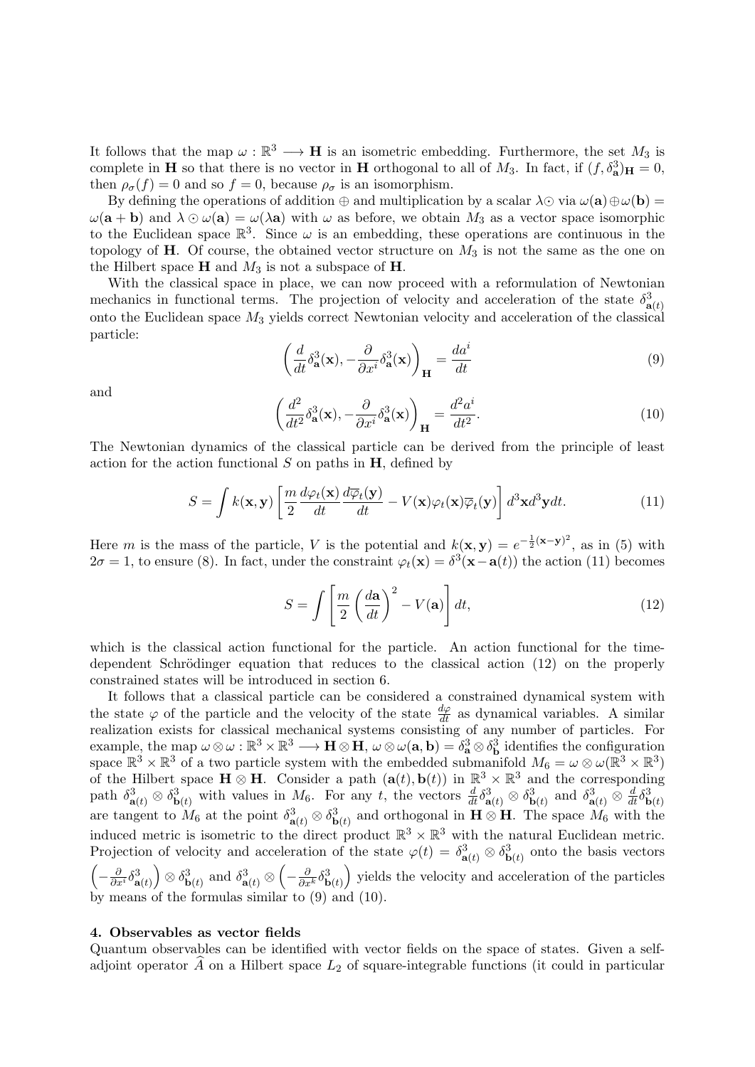It follows that the map $\omega : \mathbb{R}^3 \longrightarrow \mathbf{H}$ is an isometric embedding. Furthermore, the set $M_3$ is complete in $\mathbf{H}$ so that there is no vector in $\mathbf{H}$ orthogonal to all of $M_3$. In fact, if $(f, \delta^3_{\mathbf{a}})_{\mathbf{H}} = 0$, then $\rho_\sigma(f) = 0$ and so $f = 0$, because $\rho_\sigma$ is an isomorphism.

By defining the operations of addition $\oplus$ and multiplication by a scalar $\lambda \odot$ via $\omega(\mathbf{a}) \oplus \omega(\mathbf{b}) = \omega(\mathbf{a} + \mathbf{b})$ and $\lambda \odot \omega(\mathbf{a}) = \omega(\lambda \mathbf{a})$ with $\omega$ as before, we obtain $M_3$ as a vector space isomorphic to the Euclidean space $\mathbb{R}^3$. Since $\omega$ is an embedding, these operations are continuous in the topology of $\mathbf{H}$. Of course, the obtained vector structure on $M_3$ is not the same as the one on the Hilbert space $\mathbf{H}$ and $M_3$ is not a subspace of $\mathbf{H}$.

With the classical space in place, we can now proceed with a reformulation of Newtonian mechanics in functional terms. The projection of velocity and acceleration of the state $\delta^3_{\mathbf{a}(t)}$ onto the Euclidean space $M_3$ yields correct Newtonian velocity and acceleration of the classical particle:

$$\left( \frac{d}{dt} \delta^3_{\mathbf{a}}(\mathbf{x}), -\frac{\partial}{\partial x^i} \delta^3_{\mathbf{a}}(\mathbf{x}) \right)_{\mathbf{H}} = \frac{da^i}{dt} \tag{9}$$

and

$$\left( \frac{d^2}{dt^2} \delta^3_{\mathbf{a}}(\mathbf{x}), -\frac{\partial}{\partial x^i} \delta^3_{\mathbf{a}}(\mathbf{x}) \right)_{\mathbf{H}} = \frac{d^2 a^i}{dt^2}. \tag{10}$$

The Newtonian dynamics of the classical particle can be derived from the principle of least action for the action functional $S$ on paths in $\mathbf{H}$, defined by

$$S = \int k(\mathbf{x}, \mathbf{y}) \left[ \frac{m}{2} \frac{d\varphi_t(\mathbf{x})}{dt} \frac{d\overline{\varphi}_t(\mathbf{y})}{dt} - V(\mathbf{x}) \varphi_t(\mathbf{x}) \overline{\varphi}_t(\mathbf{y}) \right] d^3\mathbf{x} d^3\mathbf{y} dt. \tag{11}$$

Here $m$ is the mass of the particle, $V$ is the potential and $k(\mathbf{x}, \mathbf{y}) = e^{-\frac{1}{2}(\mathbf{x}-\mathbf{y})^2}$, as in (5) with $2\sigma = 1$, to ensure (8). In fact, under the constraint $\varphi_t(\mathbf{x}) = \delta^3(\mathbf{x} - \mathbf{a}(t))$ the action (11) becomes

$$S = \int \left[ \frac{m}{2} \left( \frac{d\mathbf{a}}{dt} \right)^2 - V(\mathbf{a}) \right] dt, \tag{12}$$

which is the classical action functional for the particle. An action functional for the time-dependent Schrödinger equation that reduces to the classical action (12) on the properly constrained states will be introduced in section 6.

It follows that a classical particle can be considered a constrained dynamical system with the state $\varphi$ of the particle and the velocity of the state $\frac{d\varphi}{dt}$ as dynamical variables. A similar realization exists for classical mechanical systems consisting of any number of particles. For example, the map $\omega \otimes \omega : \mathbb{R}^3 \times \mathbb{R}^3 \longrightarrow \mathbf{H} \otimes \mathbf{H}$, $\omega \otimes \omega(\mathbf{a}, \mathbf{b}) = \delta^3_{\mathbf{a}} \otimes \delta^3_{\mathbf{b}}$ identifies the configuration space $\mathbb{R}^3 \times \mathbb{R}^3$ of a two particle system with the embedded submanifold $M_6 = \omega \otimes \omega(\mathbb{R}^3 \times \mathbb{R}^3)$ of the Hilbert space $\mathbf{H} \otimes \mathbf{H}$. Consider a path $(\mathbf{a}(t), \mathbf{b}(t))$ in $\mathbb{R}^3 \times \mathbb{R}^3$ and the corresponding path $\delta^3_{\mathbf{a}(t)} \otimes \delta^3_{\mathbf{b}(t)}$ with values in $M_6$. For any $t$, the vectors $\frac{d}{dt} \delta^3_{\mathbf{a}(t)} \otimes \delta^3_{\mathbf{b}(t)}$ and $\delta^3_{\mathbf{a}(t)} \otimes \frac{d}{dt} \delta^3_{\mathbf{b}(t)}$ are tangent to $M_6$ at the point $\delta^3_{\mathbf{a}(t)} \otimes \delta^3_{\mathbf{b}(t)}$ and orthogonal in $\mathbf{H} \otimes \mathbf{H}$. The space $M_6$ with the induced metric is isometric to the direct product $\mathbb{R}^3 \times \mathbb{R}^3$ with the natural Euclidean metric. Projection of velocity and acceleration of the state $\varphi(t) = \delta^3_{\mathbf{a}(t)} \otimes \delta^3_{\mathbf{b}(t)}$ onto the basis vectors $\left( -\frac{\partial}{\partial x^i} \delta^3_{\mathbf{a}(t)} \right) \otimes \delta^3_{\mathbf{b}(t)}$ and $\delta^3_{\mathbf{a}(t)} \otimes \left( -\frac{\partial}{\partial x^k} \delta^3_{\mathbf{b}(t)} \right)$ yields the velocity and acceleration of the particles by means of the formulas similar to (9) and (10).

## 4. Observables as vector fields

Quantum observables can be identified with vector fields on the space of states. Given a self-adjoint operator $\widehat{A}$ on a Hilbert space $L_2$ of square-integrable functions (it could in particular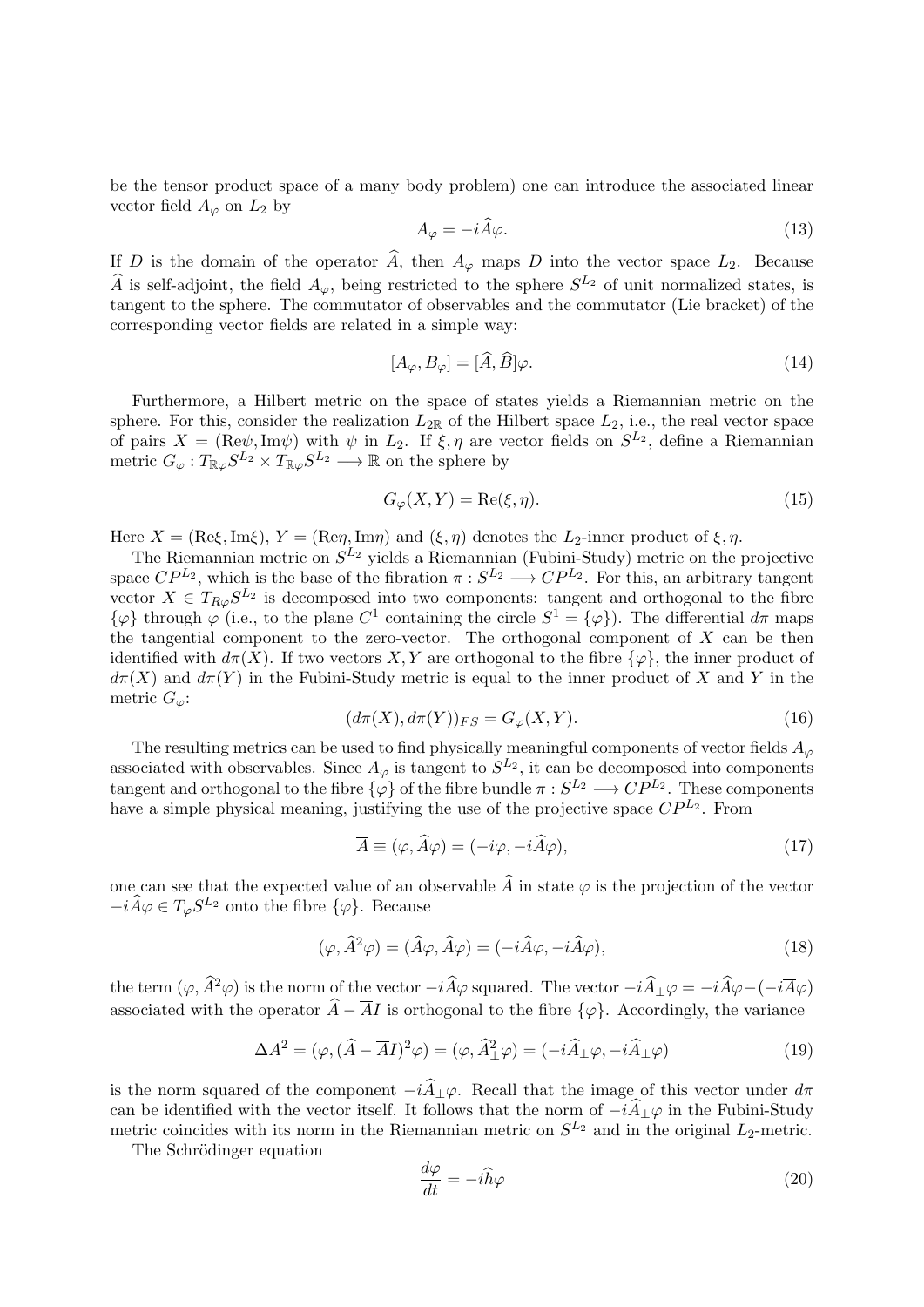be the tensor product space of a many body problem) one can introduce the associated linear vector field $A_\varphi$ on $L_2$ by

$$A_\varphi = -i\widehat{A}\varphi. \tag{13}$$

If $D$ is the domain of the operator $\widehat{A}$, then $A_\varphi$ maps $D$ into the vector space $L_2$. Because $\widehat{A}$ is self-adjoint, the field $A_\varphi$, being restricted to the sphere $S^{L_2}$ of unit normalized states, is tangent to the sphere. The commutator of observables and the commutator (Lie bracket) of the corresponding vector fields are related in a simple way:

$$[A_\varphi, B_\varphi] = [\widehat{A}, \widehat{B}]\varphi. \tag{14}$$

Furthermore, a Hilbert metric on the space of states yields a Riemannian metric on the sphere. For this, consider the realization $L_{2\mathbb{R}}$ of the Hilbert space $L_2$, i.e., the real vector space of pairs $X = (\mathrm{Re}\psi, \mathrm{Im}\psi)$ with $\psi$ in $L_2$. If $\xi, \eta$ are vector fields on $S^{L_2}$, define a Riemannian metric $G_\varphi : T_{\mathbb{R}\varphi}S^{L_2} \times T_{\mathbb{R}\varphi}S^{L_2} \longrightarrow \mathbb{R}$ on the sphere by

$$G_\varphi(X, Y) = \mathrm{Re}(\xi, \eta). \tag{15}$$

Here $X = (\mathrm{Re}\xi, \mathrm{Im}\xi)$, $Y = (\mathrm{Re}\eta, \mathrm{Im}\eta)$ and $(\xi, \eta)$ denotes the $L_2$-inner product of $\xi, \eta$.

The Riemannian metric on $S^{L_2}$ yields a Riemannian (Fubini-Study) metric on the projective space $CP^{L_2}$, which is the base of the fibration $\pi : S^{L_2} \longrightarrow CP^{L_2}$. For this, an arbitrary tangent vector $X \in T_{R\varphi}S^{L_2}$ is decomposed into two components: tangent and orthogonal to the fibre $\{\varphi\}$ through $\varphi$ (i.e., to the plane $C^1$ containing the circle $S^1 = \{\varphi\}$). The differential $d\pi$ maps the tangential component to the zero-vector. The orthogonal component of $X$ can be then identified with $d\pi(X)$. If two vectors $X, Y$ are orthogonal to the fibre $\{\varphi\}$, the inner product of $d\pi(X)$ and $d\pi(Y)$ in the Fubini-Study metric is equal to the inner product of $X$ and $Y$ in the metric $G_\varphi$:

$$(d\pi(X), d\pi(Y))_{FS} = G_\varphi(X, Y). \tag{16}$$

The resulting metrics can be used to find physically meaningful components of vector fields $A_\varphi$ associated with observables. Since $A_\varphi$ is tangent to $S^{L_2}$, it can be decomposed into components tangent and orthogonal to the fibre $\{\varphi\}$ of the fibre bundle $\pi : S^{L_2} \longrightarrow CP^{L_2}$. These components have a simple physical meaning, justifying the use of the projective space $CP^{L_2}$. From

$$\overline{A} \equiv (\varphi, \widehat{A}\varphi) = (-i\varphi, -i\widehat{A}\varphi), \tag{17}$$

one can see that the expected value of an observable $\widehat{A}$ in state $\varphi$ is the projection of the vector $-i\widehat{A}\varphi \in T_\varphi S^{L_2}$ onto the fibre $\{\varphi\}$. Because

$$(\varphi, \widehat{A}^2\varphi) = (\widehat{A}\varphi, \widehat{A}\varphi) = (-i\widehat{A}\varphi, -i\widehat{A}\varphi), \tag{18}$$

the term $(\varphi, \widehat{A}^2\varphi)$ is the norm of the vector $-i\widehat{A}\varphi$ squared. The vector $-i\widehat{A}_\perp\varphi = -i\widehat{A}\varphi - (-i\overline{A}\varphi)$ associated with the operator $\widehat{A} - \overline{A}I$ is orthogonal to the fibre $\{\varphi\}$. Accordingly, the variance

$$\Delta A^2 = (\varphi, (\widehat{A} - \overline{A}I)^2\varphi) = (\varphi, \widehat{A}_\perp^2\varphi) = (-i\widehat{A}_\perp\varphi, -i\widehat{A}_\perp\varphi) \tag{19}$$

is the norm squared of the component $-i\widehat{A}_\perp\varphi$. Recall that the image of this vector under $d\pi$ can be identified with the vector itself. It follows that the norm of $-i\widehat{A}_\perp\varphi$ in the Fubini-Study metric coincides with its norm in the Riemannian metric on $S^{L_2}$ and in the original $L_2$-metric.

The Schrödinger equation

$$\frac{d\varphi}{dt} = -i\widehat{h}\varphi \tag{20}$$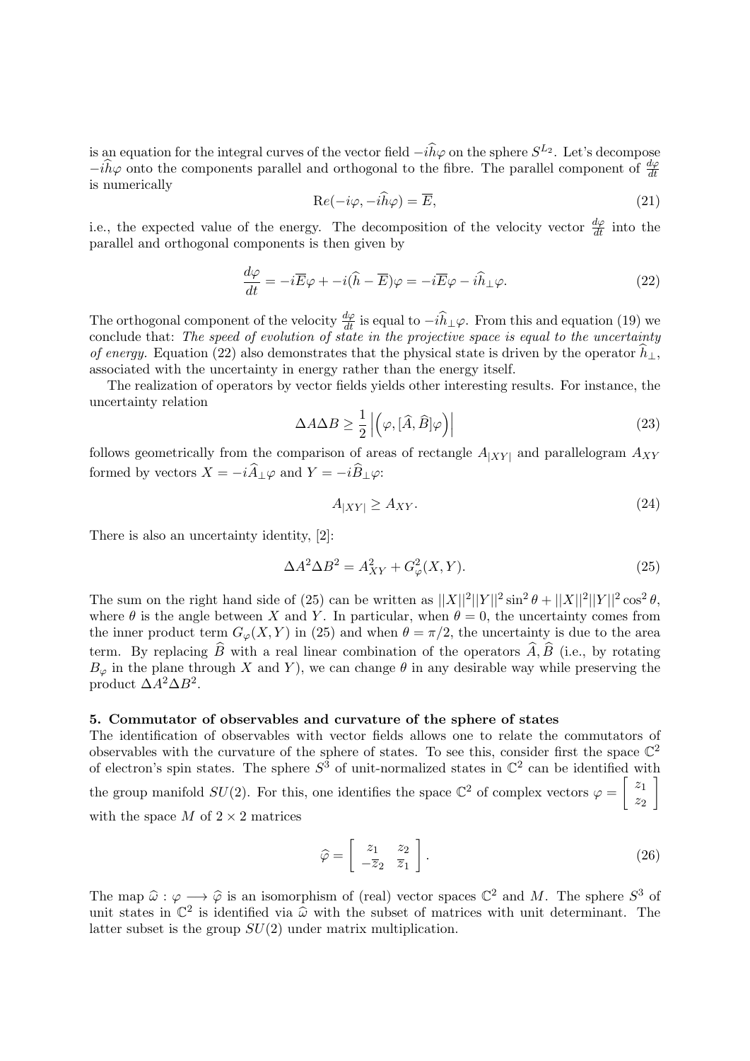is an equation for the integral curves of the vector field $-i\widehat{h}\varphi$ on the sphere $S^{L_2}$. Let's decompose $-i\widehat{h}\varphi$ onto the components parallel and orthogonal to the fibre. The parallel component of $\frac{d\varphi}{dt}$ is numerically

$$\mathrm{Re}(-i\varphi, -i\widehat{h}\varphi) = \overline{E}, \tag{21}$$

i.e., the expected value of the energy. The decomposition of the velocity vector $\frac{d\varphi}{dt}$ into the parallel and orthogonal components is then given by

$$\frac{d\varphi}{dt} = -i\overline{E}\varphi + -i(\widehat{h} - \overline{E})\varphi = -i\overline{E}\varphi - i\widehat{h}_{\perp}\varphi. \tag{22}$$

The orthogonal component of the velocity $\frac{d\varphi}{dt}$ is equal to $-i\widehat{h}_{\perp}\varphi$. From this and equation (19) we conclude that: *The speed of evolution of state in the projective space is equal to the uncertainty of energy.* Equation (22) also demonstrates that the physical state is driven by the operator $\widehat{h}_{\perp}$, associated with the uncertainty in energy rather than the energy itself.

The realization of operators by vector fields yields other interesting results. For instance, the uncertainty relation

$$\Delta A \Delta B \geq \frac{1}{2}\left|\left(\varphi, [\widehat{A}, \widehat{B}]\varphi\right)\right| \tag{23}$$

follows geometrically from the comparison of areas of rectangle $A_{|XY|}$ and parallelogram $A_{XY}$ formed by vectors $X = -i\widehat{A}_{\perp}\varphi$ and $Y = -i\widehat{B}_{\perp}\varphi$:

$$A_{|XY|} \geq A_{XY}. \tag{24}$$

There is also an uncertainty identity, [2]:

$$\Delta A^2 \Delta B^2 = A_{XY}^2 + G_{\varphi}^2(X, Y). \tag{25}$$

The sum on the right hand side of (25) can be written as $||X||^2||Y||^2\sin^2\theta + ||X||^2||Y||^2\cos^2\theta$, where $\theta$ is the angle between $X$ and $Y$. In particular, when $\theta = 0$, the uncertainty comes from the inner product term $G_{\varphi}(X, Y)$ in (25) and when $\theta = \pi/2$, the uncertainty is due to the area term. By replacing $\widehat{B}$ with a real linear combination of the operators $\widehat{A}, \widehat{B}$ (i.e., by rotating $B_{\varphi}$ in the plane through $X$ and $Y$), we can change $\theta$ in any desirable way while preserving the product $\Delta A^2 \Delta B^2$.

**5. Commutator of observables and curvature of the sphere of states**

The identification of observables with vector fields allows one to relate the commutators of observables with the curvature of the sphere of states. To see this, consider first the space $\mathbb{C}^2$ of electron's spin states. The sphere $S^3$ of unit-normalized states in $\mathbb{C}^2$ can be identified with the group manifold $SU(2)$. For this, one identifies the space $\mathbb{C}^2$ of complex vectors $\varphi = \begin{bmatrix} z_1 \\ z_2 \end{bmatrix}$ with the space $M$ of $2 \times 2$ matrices

$$\widehat{\varphi} = \begin{bmatrix} z_1 & z_2 \\ -\overline{z}_2 & \overline{z}_1 \end{bmatrix}. \tag{26}$$

The map $\widehat{\omega} : \varphi \longrightarrow \widehat{\varphi}$ is an isomorphism of (real) vector spaces $\mathbb{C}^2$ and $M$. The sphere $S^3$ of unit states in $\mathbb{C}^2$ is identified via $\widehat{\omega}$ with the subset of matrices with unit determinant. The latter subset is the group $SU(2)$ under matrix multiplication.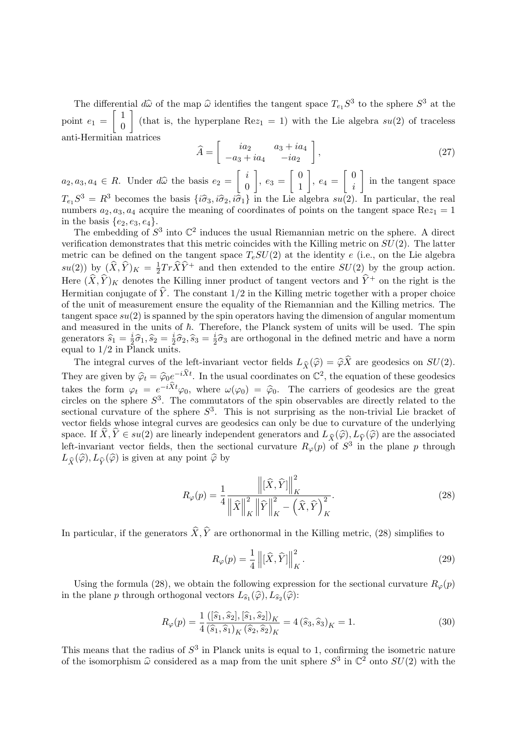The differential $d\widehat{\omega}$ of the map $\widehat{\omega}$ identifies the tangent space $T_{e_1}S^3$ to the sphere $S^3$ at the point $e_1 = \begin{bmatrix} 1 \\ 0 \end{bmatrix}$ (that is, the hyperplane $\mathrm{Re} z_1 = 1$) with the Lie algebra $su(2)$ of traceless anti-Hermitian matrices

$$\widehat{A} = \begin{bmatrix} ia_2 & a_3 + ia_4 \\ -a_3 + ia_4 & -ia_2 \end{bmatrix}, \tag{27}$$

$a_2, a_3, a_4 \in R$. Under $d\widehat{\omega}$ the basis $e_2 = \begin{bmatrix} i \\ 0 \end{bmatrix}$, $e_3 = \begin{bmatrix} 0 \\ 1 \end{bmatrix}$, $e_4 = \begin{bmatrix} 0 \\ i \end{bmatrix}$ in the tangent space $T_{e_1}S^3 = R^3$ becomes the basis $\{i\widehat{\sigma}_3, i\widehat{\sigma}_2, i\widehat{\sigma}_1\}$ in the Lie algebra $su(2)$. In particular, the real numbers $a_2, a_3, a_4$ acquire the meaning of coordinates of points on the tangent space $\mathrm{Re} z_1 = 1$ in the basis $\{e_2, e_3, e_4\}$.

The embedding of $S^3$ into $\mathbb{C}^2$ induces the usual Riemannian metric on the sphere. A direct verification demonstrates that this metric coincides with the Killing metric on $SU(2)$. The latter metric can be defined on the tangent space $T_e SU(2)$ at the identity $e$ (i.e., on the Lie algebra $su(2)$) by $(\widehat{X}, \widehat{Y})_K = \frac{1}{2} Tr \widehat{X}\widehat{Y}^+$ and then extended to the entire $SU(2)$ by the group action. Here $(\widehat{X}, \widehat{Y})_K$ denotes the Killing inner product of tangent vectors and $\widehat{Y}^+$ on the right is the Hermitian conjugate of $\widehat{Y}$. The constant $1/2$ in the Killing metric together with a proper choice of the unit of measurement ensure the equality of the Riemannian and the Killing metrics. The tangent space $su(2)$ is spanned by the spin operators having the dimension of angular momentum and measured in the units of $\hbar$. Therefore, the Planck system of units will be used. The spin generators $\widehat{s}_1 = \frac{i}{2}\widehat{\sigma}_1, \widehat{s}_2 = \frac{i}{2}\widehat{\sigma}_2, \widehat{s}_3 = \frac{i}{2}\widehat{\sigma}_3$ are orthogonal in the defined metric and have a norm equal to $1/2$ in Planck units.

The integral curves of the left-invariant vector fields $L_{\widehat{X}}(\widehat{\varphi}) = \widehat{\varphi}\widehat{X}$ are geodesics on $SU(2)$. They are given by $\widehat{\varphi}_t = \widehat{\varphi}_0 e^{-i\widehat{X}t}$. In the usual coordinates on $\mathbb{C}^2$, the equation of these geodesics takes the form $\varphi_t = e^{-i\widehat{X}t}\varphi_0$, where $\omega(\varphi_0) = \widehat{\varphi}_0$. The carriers of geodesics are the great circles on the sphere $S^3$. The commutators of the spin observables are directly related to the sectional curvature of the sphere $S^3$. This is not surprising as the non-trivial Lie bracket of vector fields whose integral curves are geodesics can only be due to curvature of the underlying space. If $\widehat{X}, \widehat{Y} \in su(2)$ are linearly independent generators and $L_{\widehat{X}}(\widehat{\varphi}), L_{\widehat{Y}}(\widehat{\varphi})$ are the associated left-invariant vector fields, then the sectional curvature $R_\varphi(p)$ of $S^3$ in the plane $p$ through $L_{\widehat{X}}(\widehat{\varphi}), L_{\widehat{Y}}(\widehat{\varphi})$ is given at any point $\widehat{\varphi}$ by

$$R_\varphi(p) = \frac{1}{4} \frac{\left\| [\widehat{X}, \widehat{Y}] \right\|_K^2}{\left\| \widehat{X} \right\|_K^2 \left\| \widehat{Y} \right\|_K^2 - \left( \widehat{X}, \widehat{Y} \right)_K^2}. \tag{28}$$

In particular, if the generators $\widehat{X}, \widehat{Y}$ are orthonormal in the Killing metric, (28) simplifies to

$$R_\varphi(p) = \frac{1}{4} \left\| [\widehat{X}, \widehat{Y}] \right\|_K^2. \tag{29}$$

Using the formula (28), we obtain the following expression for the sectional curvature $R_\varphi(p)$ in the plane $p$ through orthogonal vectors $L_{\widehat{s}_1}(\widehat{\varphi}), L_{\widehat{s}_2}(\widehat{\varphi})$:

$$R_\varphi(p) = \frac{1}{4} \frac{\left( [\widehat{s}_1, \widehat{s}_2], [\widehat{s}_1, \widehat{s}_2] \right)_K}{\left( \widehat{s}_1, \widehat{s}_1 \right)_K \left( \widehat{s}_2, \widehat{s}_2 \right)_K} = 4 \left( \widehat{s}_3, \widehat{s}_3 \right)_K = 1. \tag{30}$$

This means that the radius of $S^3$ in Planck units is equal to 1, confirming the isometric nature of the isomorphism $\widehat{\omega}$ considered as a map from the unit sphere $S^3$ in $\mathbb{C}^2$ onto $SU(2)$ with the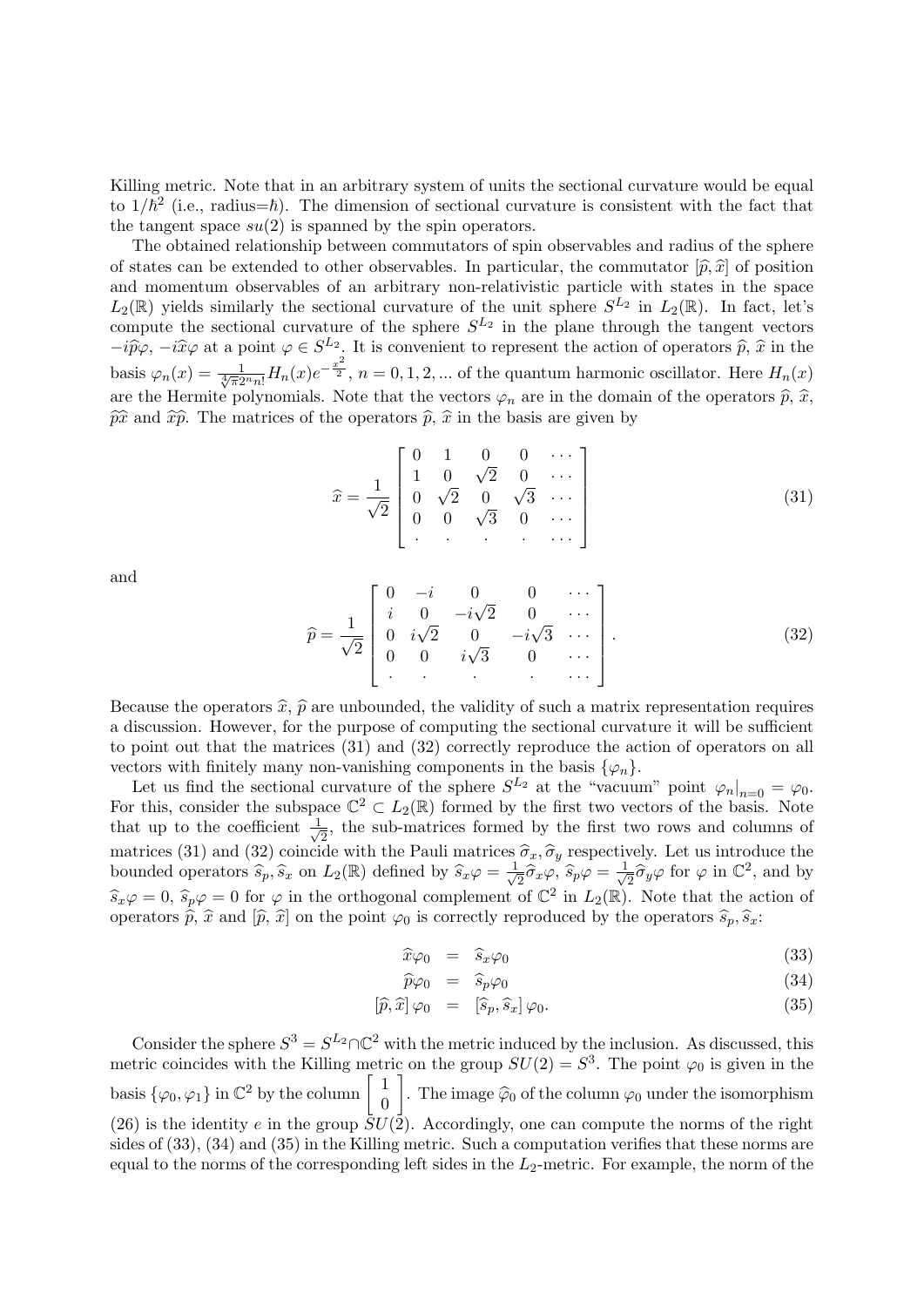Killing metric. Note that in an arbitrary system of units the sectional curvature would be equal to $1/\hbar^2$ (i.e., radius=$\hbar$). The dimension of sectional curvature is consistent with the fact that the tangent space $su(2)$ is spanned by the spin operators.

The obtained relationship between commutators of spin observables and radius of the sphere of states can be extended to other observables. In particular, the commutator $[\widehat{p}, \widehat{x}]$ of position and momentum observables of an arbitrary non-relativistic particle with states in the space $L_2(\mathbb{R})$ yields similarly the sectional curvature of the unit sphere $S^{L_2}$ in $L_2(\mathbb{R})$. In fact, let's compute the sectional curvature of the sphere $S^{L_2}$ in the plane through the tangent vectors $-i\widehat{p}\varphi$, $-i\widehat{x}\varphi$ at a point $\varphi \in S^{L_2}$. It is convenient to represent the action of operators $\widehat{p}$, $\widehat{x}$ in the basis $\varphi_n(x) = \frac{1}{\sqrt[4]{\pi}2^n n!}H_n(x)e^{-\frac{x^2}{2}}$, $n = 0, 1, 2, ...$ of the quantum harmonic oscillator. Here $H_n(x)$ are the Hermite polynomials. Note that the vectors $\varphi_n$ are in the domain of the operators $\widehat{p}$, $\widehat{x}$, $\widehat{p}\widehat{x}$ and $\widehat{x}\widehat{p}$. The matrices of the operators $\widehat{p}$, $\widehat{x}$ in the basis are given by

$$
\widehat{x} = \frac{1}{\sqrt{2}} \begin{bmatrix} 0 & 1 & 0 & 0 & \cdots \\ 1 & 0 & \sqrt{2} & 0 & \cdots \\ 0 & \sqrt{2} & 0 & \sqrt{3} & \cdots \\ 0 & 0 & \sqrt{3} & 0 & \cdots \\ . & . & . & . & \cdots \end{bmatrix} \tag{31}
$$

and

$$
\widehat{p} = \frac{1}{\sqrt{2}} \begin{bmatrix} 0 & -i & 0 & 0 & \cdots \\ i & 0 & -i\sqrt{2} & 0 & \cdots \\ 0 & i\sqrt{2} & 0 & -i\sqrt{3} & \cdots \\ 0 & 0 & i\sqrt{3} & 0 & \cdots \\ . & . & . & . & \cdots \end{bmatrix}. \tag{32}
$$

Because the operators $\widehat{x}$, $\widehat{p}$ are unbounded, the validity of such a matrix representation requires a discussion. However, for the purpose of computing the sectional curvature it will be sufficient to point out that the matrices (31) and (32) correctly reproduce the action of operators on all vectors with finitely many non-vanishing components in the basis $\{\varphi_n\}$.

Let us find the sectional curvature of the sphere $S^{L_2}$ at the "vacuum" point $\varphi_n|_{n=0} = \varphi_0$. For this, consider the subspace $\mathbb{C}^2 \subset L_2(\mathbb{R})$ formed by the first two vectors of the basis. Note that up to the coefficient $\frac{1}{\sqrt{2}}$, the sub-matrices formed by the first two rows and columns of matrices (31) and (32) coincide with the Pauli matrices $\widehat{\sigma}_x, \widehat{\sigma}_y$ respectively. Let us introduce the bounded operators $\widehat{s}_p, \widehat{s}_x$ on $L_2(\mathbb{R})$ defined by $\widehat{s}_x\varphi = \frac{1}{\sqrt{2}}\widehat{\sigma}_x\varphi$, $\widehat{s}_p\varphi = \frac{1}{\sqrt{2}}\widehat{\sigma}_y\varphi$ for $\varphi$ in $\mathbb{C}^2$, and by $\widehat{s}_x\varphi = 0$, $\widehat{s}_p\varphi = 0$ for $\varphi$ in the orthogonal complement of $\mathbb{C}^2$ in $L_2(\mathbb{R})$. Note that the action of operators $\widehat{p}$, $\widehat{x}$ and $[\widehat{p}, \widehat{x}]$ on the point $\varphi_0$ is correctly reproduced by the operators $\widehat{s}_p, \widehat{s}_x$:

$$
\widehat{x}\varphi_0 = \widehat{s}_x\varphi_0 \tag{33}
$$

$$
\widehat{p}\varphi_0 = \widehat{s}_p\varphi_0 \tag{34}
$$

$$
[\widehat{p}, \widehat{x}]\varphi_0 = [\widehat{s}_p, \widehat{s}_x]\varphi_0. \tag{35}
$$

Consider the sphere $S^3 = S^{L_2} \cap \mathbb{C}^2$ with the metric induced by the inclusion. As discussed, this metric coincides with the Killing metric on the group $SU(2) = S^3$. The point $\varphi_0$ is given in the basis $\{\varphi_0, \varphi_1\}$ in $\mathbb{C}^2$ by the column $\begin{bmatrix} 1 \\ 0 \end{bmatrix}$. The image $\widehat{\varphi}_0$ of the column $\varphi_0$ under the isomorphism (26) is the identity $e$ in the group $SU(2)$. Accordingly, one can compute the norms of the right sides of (33), (34) and (35) in the Killing metric. Such a computation verifies that these norms are equal to the norms of the corresponding left sides in the $L_2$-metric. For example, the norm of the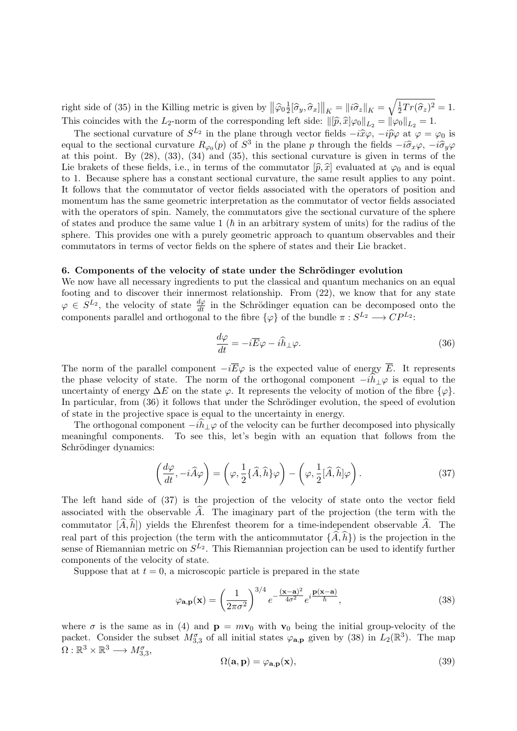right side of (35) in the Killing metric is given by $\left\|\widehat{\varphi}_0 \frac{1}{2}[\widehat{\sigma}_y, \widehat{\sigma}_x]\right\|_K = \|i\widehat{\sigma}_z\|_K = \sqrt{\frac{1}{2}Tr(\widehat{\sigma}_z)^2} = 1$. This coincides with the $L_2$-norm of the corresponding left side: $\|[\widehat{p}, \widehat{x}]\varphi_0\|_{L_2} = \|\varphi_0\|_{L_2} = 1$.

The sectional curvature of $S^{L_2}$ in the plane through vector fields $-i\widehat{x}\varphi$, $-i\widehat{p}\varphi$ at $\varphi = \varphi_0$ is equal to the sectional curvature $R_{\varphi_0}(p)$ of $S^3$ in the plane $p$ through the fields $-i\widehat{\sigma}_x\varphi$, $-i\widehat{\sigma}_y\varphi$ at this point. By (28), (33), (34) and (35), this sectional curvature is given in terms of the Lie brakets of these fields, i.e., in terms of the commutator $[\widehat{p}, \widehat{x}]$ evaluated at $\varphi_0$ and is equal to 1. Because sphere has a constant sectional curvature, the same result applies to any point. It follows that the commutator of vector fields associated with the operators of position and momentum has the same geometric interpretation as the commutator of vector fields associated with the operators of spin. Namely, the commutators give the sectional curvature of the sphere of states and produce the same value 1 ($\hbar$ in an arbitrary system of units) for the radius of the sphere. This provides one with a purely geometric approach to quantum observables and their commutators in terms of vector fields on the sphere of states and their Lie bracket.

## 6. Components of the velocity of state under the Schrödinger evolution

We now have all necessary ingredients to put the classical and quantum mechanics on an equal footing and to discover their innermost relationship. From (22), we know that for any state $\varphi \in S^{L_2}$, the velocity of state $\frac{d\varphi}{dt}$ in the Schrödinger equation can be decomposed onto the components parallel and orthogonal to the fibre $\{\varphi\}$ of the bundle $\pi : S^{L_2} \longrightarrow CP^{L_2}$:

$$\frac{d\varphi}{dt} = -i\overline{E}\varphi - i\widehat{h}_{\perp}\varphi. \tag{36}$$

The norm of the parallel component $-i\overline{E}\varphi$ is the expected value of energy $\overline{E}$. It represents the phase velocity of state. The norm of the orthogonal component $-i\widehat{h}_{\perp}\varphi$ is equal to the uncertainty of energy $\Delta E$ on the state $\varphi$. It represents the velocity of motion of the fibre $\{\varphi\}$. In particular, from (36) it follows that under the Schrödinger evolution, the speed of evolution of state in the projective space is equal to the uncertainty in energy.

The orthogonal component $-i\widehat{h}_{\perp}\varphi$ of the velocity can be further decomposed into physically meaningful components. To see this, let's begin with an equation that follows from the Schrödinger dynamics:

$$\left(\frac{d\varphi}{dt}, -i\widehat{A}\varphi\right) = \left(\varphi, \frac{1}{2}\{\widehat{A}, \widehat{h}\}\varphi\right) - \left(\varphi, \frac{1}{2}[\widehat{A}, \widehat{h}]\varphi\right). \tag{37}$$

The left hand side of (37) is the projection of the velocity of state onto the vector field associated with the observable $\widehat{A}$. The imaginary part of the projection (the term with the commutator $[\widehat{A}, \widehat{h}]$) yields the Ehrenfest theorem for a time-independent observable $\widehat{A}$. The real part of this projection (the term with the anticommutator $\{\widehat{A}, \widehat{h}\}$) is the projection in the sense of Riemannian metric on $S^{L_2}$. This Riemannian projection can be used to identify further components of the velocity of state.

Suppose that at $t = 0$, a microscopic particle is prepared in the state

$$\varphi_{\mathbf{a},\mathbf{p}}(\mathbf{x}) = \left(\frac{1}{2\pi\sigma^2}\right)^{3/4} e^{-\frac{(\mathbf{x}-\mathbf{a})^2}{4\sigma^2}} e^{i\frac{\mathbf{p}(\mathbf{x}-\mathbf{a})}{\hbar}}, \tag{38}$$

where $\sigma$ is the same as in (4) and $\mathbf{p} = m\mathbf{v}_0$ with $\mathbf{v}_0$ being the initial group-velocity of the packet. Consider the subset $M^{\sigma}_{3,3}$ of all initial states $\varphi_{\mathbf{a},\mathbf{p}}$ given by (38) in $L_2(\mathbb{R}^3)$. The map $\Omega : \mathbb{R}^3 \times \mathbb{R}^3 \longrightarrow M^{\sigma}_{3,3}$,

$$\Omega(\mathbf{a}, \mathbf{p}) = \varphi_{\mathbf{a},\mathbf{p}}(\mathbf{x}), \tag{39}$$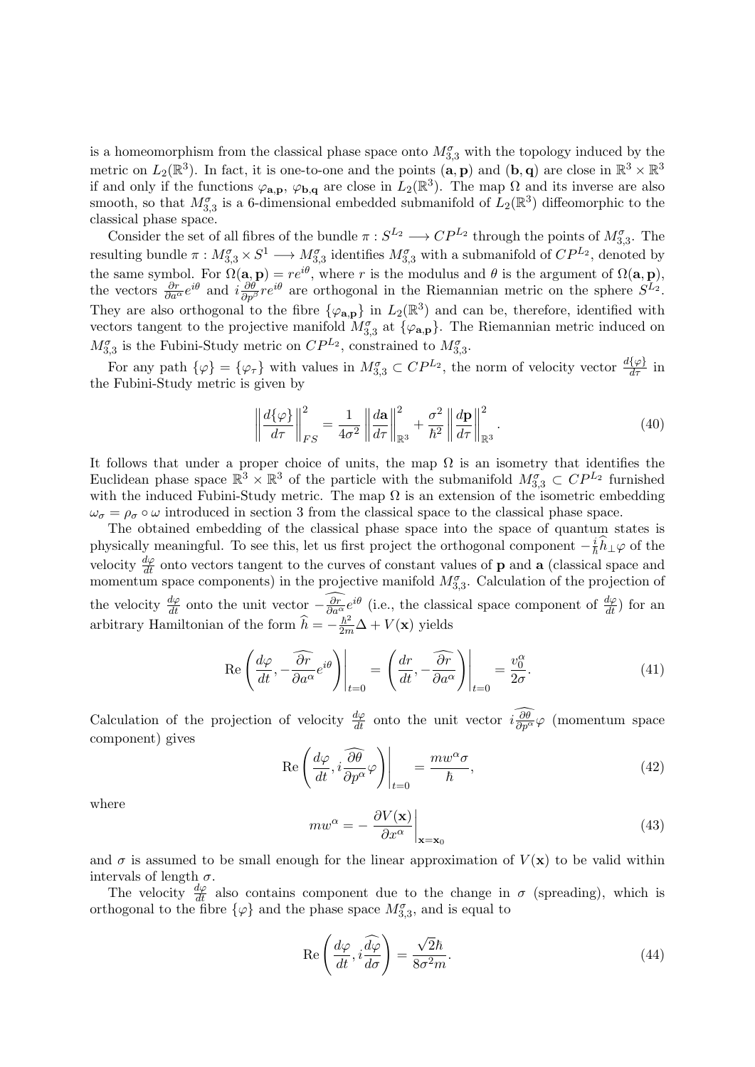is a homeomorphism from the classical phase space onto $M^{\sigma}_{3,3}$ with the topology induced by the metric on $L_2(\mathbb{R}^3)$. In fact, it is one-to-one and the points $(\mathbf{a},\mathbf{p})$ and $(\mathbf{b},\mathbf{q})$ are close in $\mathbb{R}^3\times\mathbb{R}^3$ if and only if the functions $\varphi_{\mathbf{a},\mathbf{p}}$, $\varphi_{\mathbf{b},\mathbf{q}}$ are close in $L_2(\mathbb{R}^3)$. The map $\Omega$ and its inverse are also smooth, so that $M^{\sigma}_{3,3}$ is a 6-dimensional embedded submanifold of $L_2(\mathbb{R}^3)$ diffeomorphic to the classical phase space.

Consider the set of all fibres of the bundle $\pi : S^{L_2} \longrightarrow CP^{L_2}$ through the points of $M^{\sigma}_{3,3}$. The resulting bundle $\pi : M^{\sigma}_{3,3}\times S^1 \longrightarrow M^{\sigma}_{3,3}$ identifies $M^{\sigma}_{3,3}$ with a submanifold of $CP^{L_2}$, denoted by the same symbol. For $\Omega(\mathbf{a},\mathbf{p}) = re^{i\theta}$, where $r$ is the modulus and $\theta$ is the argument of $\Omega(\mathbf{a},\mathbf{p})$, the vectors $\frac{\partial r}{\partial a^{\alpha}}e^{i\theta}$ and $i\frac{\partial\theta}{\partial p^{\beta}}re^{i\theta}$ are orthogonal in the Riemannian metric on the sphere $S^{L_2}$. They are also orthogonal to the fibre $\{\varphi_{\mathbf{a},\mathbf{p}}\}$ in $L_2(\mathbb{R}^3)$ and can be, therefore, identified with vectors tangent to the projective manifold $M^{\sigma}_{3,3}$ at $\{\varphi_{\mathbf{a},\mathbf{p}}\}$. The Riemannian metric induced on $M^{\sigma}_{3,3}$ is the Fubini-Study metric on $CP^{L_2}$, constrained to $M^{\sigma}_{3,3}$.

For any path $\{\varphi\} = \{\varphi_{\tau}\}$ with values in $M^{\sigma}_{3,3}\subset CP^{L_2}$, the norm of velocity vector $\frac{d\{\varphi\}}{d\tau}$ in the Fubini-Study metric is given by

$$\left\|\frac{d\{\varphi\}}{d\tau}\right\|^2_{FS} = \frac{1}{4\sigma^2}\left\|\frac{d\mathbf{a}}{d\tau}\right\|^2_{\mathbb{R}^3} + \frac{\sigma^2}{\hbar^2}\left\|\frac{d\mathbf{p}}{d\tau}\right\|^2_{\mathbb{R}^3}. \tag{40}$$

It follows that under a proper choice of units, the map $\Omega$ is an isometry that identifies the Euclidean phase space $\mathbb{R}^3\times\mathbb{R}^3$ of the particle with the submanifold $M^{\sigma}_{3,3}\subset CP^{L_2}$ furnished with the induced Fubini-Study metric. The map $\Omega$ is an extension of the isometric embedding $\omega_{\sigma} = \rho_{\sigma}\circ\omega$ introduced in section 3 from the classical space to the classical phase space.

The obtained embedding of the classical phase space into the space of quantum states is physically meaningful. To see this, let us first project the orthogonal component $-\frac{i}{\hbar}\widehat{h}_{\perp}\varphi$ of the velocity $\frac{d\varphi}{dt}$ onto vectors tangent to the curves of constant values of $\mathbf{p}$ and $\mathbf{a}$ (classical space and momentum space components) in the projective manifold $M^{\sigma}_{3,3}$. Calculation of the projection of the velocity $\frac{d\varphi}{dt}$ onto the unit vector $-\widehat{\frac{\partial r}{\partial a^{\alpha}}}e^{i\theta}$ (i.e., the classical space component of $\frac{d\varphi}{dt}$) for an arbitrary Hamiltonian of the form $\widehat{h} = -\frac{\hbar^2}{2m}\Delta + V(\mathbf{x})$ yields

$$\mathrm{Re}\left(\frac{d\varphi}{dt}, -\widehat{\frac{\partial r}{\partial a^{\alpha}}}e^{i\theta}\right)\Bigg|_{t=0} = \left(\frac{dr}{dt}, -\widehat{\frac{\partial r}{\partial a^{\alpha}}}\right)\Bigg|_{t=0} = \frac{v_0^{\alpha}}{2\sigma}. \tag{41}$$

Calculation of the projection of velocity $\frac{d\varphi}{dt}$ onto the unit vector $i\widehat{\frac{\partial\theta}{\partial p^{\alpha}}}\varphi$ (momentum space component) gives

$$\mathrm{Re}\left(\frac{d\varphi}{dt}, i\widehat{\frac{\partial\theta}{\partial p^{\alpha}}}\varphi\right)\Bigg|_{t=0} = \frac{mw^{\alpha}\sigma}{\hbar}, \tag{42}$$

where

$$mw^{\alpha} = -\left.\frac{\partial V(\mathbf{x})}{\partial x^{\alpha}}\right|_{\mathbf{x}=\mathbf{x}_0} \tag{43}$$

and $\sigma$ is assumed to be small enough for the linear approximation of $V(\mathbf{x})$ to be valid within intervals of length $\sigma$.

The velocity $\frac{d\varphi}{dt}$ also contains component due to the change in $\sigma$ (spreading), which is orthogonal to the fibre $\{\varphi\}$ and the phase space $M^{\sigma}_{3,3}$, and is equal to

$$\mathrm{Re}\left(\frac{d\varphi}{dt}, i\widehat{\frac{d\varphi}{d\sigma}}\right) = \frac{\sqrt{2}\hbar}{8\sigma^2 m}. \tag{44}$$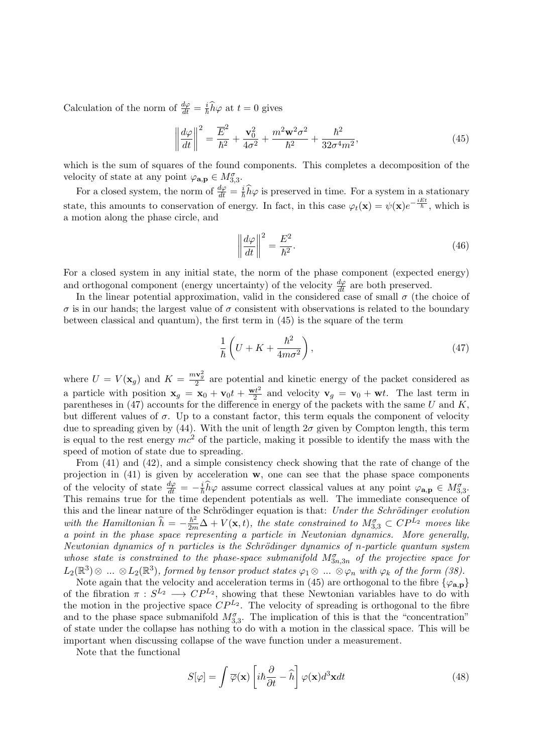Calculation of the norm of $\frac{d\varphi}{dt} = \frac{i}{\hbar}\widehat{h}\varphi$ at $t = 0$ gives

$$\left\|\frac{d\varphi}{dt}\right\|^2 = \frac{\overline{E}^2}{\hbar^2} + \frac{\mathbf{v}_0^2}{4\sigma^2} + \frac{m^2\mathbf{w}^2\sigma^2}{\hbar^2} + \frac{\hbar^2}{32\sigma^4 m^2}, \tag{45}$$

which is the sum of squares of the found components. This completes a decomposition of the velocity of state at any point $\varphi_{\mathbf{a},\mathbf{p}} \in M^{\sigma}_{3,3}$.

For a closed system, the norm of $\frac{d\varphi}{dt} = \frac{i}{\hbar}\widehat{h}\varphi$ is preserved in time. For a system in a stationary state, this amounts to conservation of energy. In fact, in this case $\varphi_t(\mathbf{x}) = \psi(\mathbf{x})e^{-\frac{iEt}{\hbar}}$, which is a motion along the phase circle, and

$$\left\|\frac{d\varphi}{dt}\right\|^2 = \frac{E^2}{\hbar^2}. \tag{46}$$

For a closed system in any initial state, the norm of the phase component (expected energy) and orthogonal component (energy uncertainty) of the velocity $\frac{d\varphi}{dt}$ are both preserved.

In the linear potential approximation, valid in the considered case of small $\sigma$ (the choice of $\sigma$ is in our hands; the largest value of $\sigma$ consistent with observations is related to the boundary between classical and quantum), the first term in (45) is the square of the term

$$\frac{1}{\hbar}\left(U + K + \frac{\hbar^2}{4m\sigma^2}\right), \tag{47}$$

where $U = V(\mathbf{x}_g)$ and $K = \frac{m\mathbf{v}_g^2}{2}$ are potential and kinetic energy of the packet considered as a particle with position $\mathbf{x}_g = \mathbf{x}_0 + \mathbf{v}_0 t + \frac{\mathbf{w}t^2}{2}$ and velocity $\mathbf{v}_g = \mathbf{v}_0 + \mathbf{w}t$. The last term in parentheses in (47) accounts for the difference in energy of the packets with the same $U$ and $K$, but different values of $\sigma$. Up to a constant factor, this term equals the component of velocity due to spreading given by (44). With the unit of length $2\sigma$ given by Compton length, this term is equal to the rest energy $mc^2$ of the particle, making it possible to identify the mass with the speed of motion of state due to spreading.

From (41) and (42), and a simple consistency check showing that the rate of change of the projection in (41) is given by acceleration $\mathbf{w}$, one can see that the phase space components of the velocity of state $\frac{d\varphi}{dt} = -\frac{i}{\hbar}\widehat{h}\varphi$ assume correct classical values at any point $\varphi_{\mathbf{a},\mathbf{p}} \in M^{\sigma}_{3,3}$. This remains true for the time dependent potentials as well. The immediate consequence of this and the linear nature of the Schrödinger equation is that: *Under the Schrödinger evolution with the Hamiltonian $\widehat{h} = -\frac{\hbar^2}{2m}\Delta + V(\mathbf{x}, t)$, the state constrained to $M^{\sigma}_{3,3} \subset CP^{L_2}$ moves like a point in the phase space representing a particle in Newtonian dynamics. More generally, Newtonian dynamics of $n$ particles is the Schrödinger dynamics of $n$-particle quantum system whose state is constrained to the phase-space submanifold $M^{\sigma}_{3n,3n}$ of the projective space for $L_2(\mathbb{R}^3) \otimes \ ... \ \otimes L_2(\mathbb{R}^3)$, formed by tensor product states $\varphi_1 \otimes \ ... \ \otimes \varphi_n$ with $\varphi_k$ of the form (38).*

Note again that the velocity and acceleration terms in (45) are orthogonal to the fibre $\{\varphi_{\mathbf{a},\mathbf{p}}\}$ of the fibration $\pi : S^{L_2} \longrightarrow CP^{L_2}$, showing that these Newtonian variables have to do with the motion in the projective space $CP^{L_2}$. The velocity of spreading is orthogonal to the fibre and to the phase space submanifold $M^{\sigma}_{3,3}$. The implication of this is that the "concentration" of state under the collapse has nothing to do with a motion in the classical space. This will be important when discussing collapse of the wave function under a measurement.

Note that the functional

$$S[\varphi] = \int \overline{\varphi}(\mathbf{x}) \left[i\hbar\frac{\partial}{\partial t} - \widehat{h}\right] \varphi(\mathbf{x}) d^3\mathbf{x} dt \tag{48}$$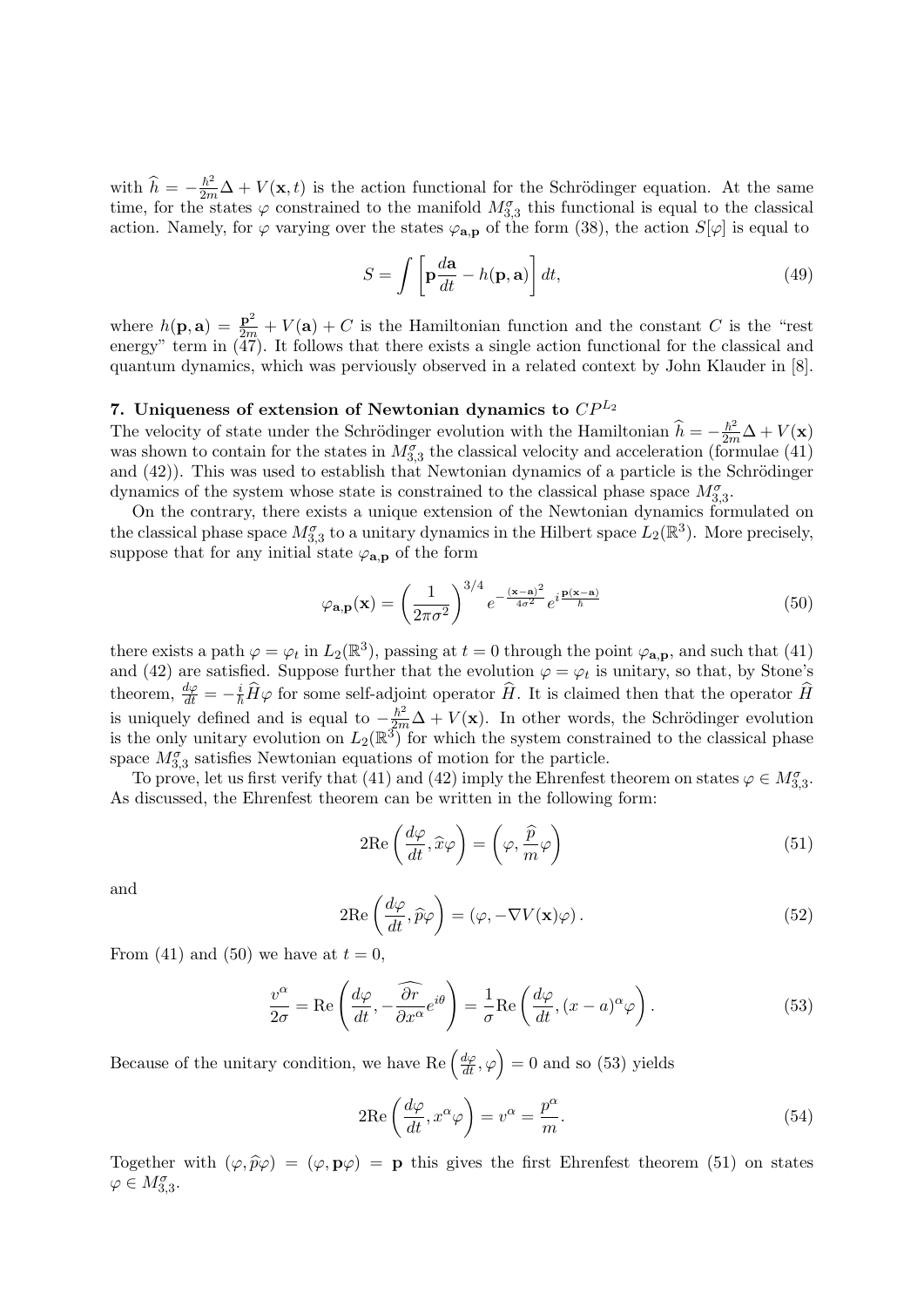with $\widehat{h} = -\frac{\hbar^2}{2m}\Delta + V(\mathbf{x},t)$ is the action functional for the Schrödinger equation. At the same time, for the states $\varphi$ constrained to the manifold $M^{\sigma}_{3,3}$ this functional is equal to the classical action. Namely, for $\varphi$ varying over the states $\varphi_{\mathbf{a},\mathbf{p}}$ of the form (38), the action $S[\varphi]$ is equal to

$$S = \int \left[ \mathbf{p}\frac{d\mathbf{a}}{dt} - h(\mathbf{p},\mathbf{a}) \right] dt, \tag{49}$$

where $h(\mathbf{p},\mathbf{a}) = \frac{\mathbf{p}^2}{2m} + V(\mathbf{a}) + C$ is the Hamiltonian function and the constant $C$ is the "rest energy" term in (47). It follows that there exists a single action functional for the classical and quantum dynamics, which was perviously observed in a related context by John Klauder in [8].

## 7. Uniqueness of extension of Newtonian dynamics to $CP^{L_2}$

The velocity of state under the Schrödinger evolution with the Hamiltonian $\widehat{h} = -\frac{\hbar^2}{2m}\Delta + V(\mathbf{x})$ was shown to contain for the states in $M^{\sigma}_{3,3}$ the classical velocity and acceleration (formulae (41) and (42)). This was used to establish that Newtonian dynamics of a particle is the Schrödinger dynamics of the system whose state is constrained to the classical phase space $M^{\sigma}_{3,3}$.

On the contrary, there exists a unique extension of the Newtonian dynamics formulated on the classical phase space $M^{\sigma}_{3,3}$ to a unitary dynamics in the Hilbert space $L_2(\mathbb{R}^3)$. More precisely, suppose that for any initial state $\varphi_{\mathbf{a},\mathbf{p}}$ of the form

$$\varphi_{\mathbf{a},\mathbf{p}}(\mathbf{x}) = \left(\frac{1}{2\pi\sigma^2}\right)^{3/4} e^{-\frac{(\mathbf{x}-\mathbf{a})^2}{4\sigma^2}} e^{i\frac{\mathbf{p}(\mathbf{x}-\mathbf{a})}{\hbar}} \tag{50}$$

there exists a path $\varphi = \varphi_t$ in $L_2(\mathbb{R}^3)$, passing at $t=0$ through the point $\varphi_{\mathbf{a},\mathbf{p}}$, and such that (41) and (42) are satisfied. Suppose further that the evolution $\varphi = \varphi_t$ is unitary, so that, by Stone's theorem, $\frac{d\varphi}{dt} = -\frac{i}{\hbar}\widehat{H}\varphi$ for some self-adjoint operator $\widehat{H}$. It is claimed then that the operator $\widehat{H}$ is uniquely defined and is equal to $-\frac{\hbar^2}{2m}\Delta + V(\mathbf{x})$. In other words, the Schrödinger evolution is the only unitary evolution on $L_2(\mathbb{R}^3)$ for which the system constrained to the classical phase space $M^{\sigma}_{3,3}$ satisfies Newtonian equations of motion for the particle.

To prove, let us first verify that (41) and (42) imply the Ehrenfest theorem on states $\varphi \in M^{\sigma}_{3,3}$. As discussed, the Ehrenfest theorem can be written in the following form:

$$2\mathrm{Re}\left(\frac{d\varphi}{dt}, \widehat{x}\varphi\right) = \left(\varphi, \frac{\widehat{p}}{m}\varphi\right) \tag{51}$$

and

$$2\mathrm{Re}\left(\frac{d\varphi}{dt}, \widehat{p}\varphi\right) = \left(\varphi, -\nabla V(\mathbf{x})\varphi\right). \tag{52}$$

From (41) and (50) we have at $t=0$,

$$\frac{v^{\alpha}}{2\sigma} = \mathrm{Re}\left(\frac{d\varphi}{dt}, -\widehat{\frac{\partial r}{\partial x^{\alpha}}}e^{i\theta}\right) = \frac{1}{\sigma}\mathrm{Re}\left(\frac{d\varphi}{dt}, (x-a)^{\alpha}\varphi\right). \tag{53}$$

Because of the unitary condition, we have $\mathrm{Re}\left(\frac{d\varphi}{dt}, \varphi\right) = 0$ and so (53) yields

$$2\mathrm{Re}\left(\frac{d\varphi}{dt}, x^{\alpha}\varphi\right) = v^{\alpha} = \frac{p^{\alpha}}{m}. \tag{54}$$

Together with $(\varphi, \widehat{p}\varphi) = (\varphi, \mathbf{p}\varphi) = \mathbf{p}$ this gives the first Ehrenfest theorem (51) on states $\varphi \in M^{\sigma}_{3,3}$.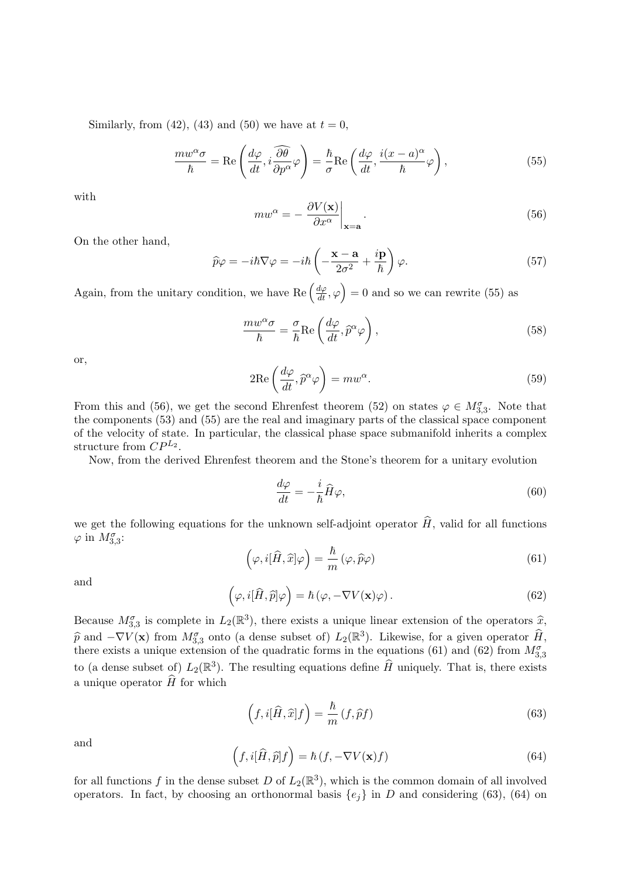Similarly, from (42), (43) and (50) we have at $t = 0$,

$$\frac{mw^{\alpha}\sigma}{\hbar} = \mathrm{Re}\left(\frac{d\varphi}{dt}, i\widehat{\frac{\partial \theta}{\partial p^{\alpha}}}\varphi\right) = \frac{\hbar}{\sigma}\mathrm{Re}\left(\frac{d\varphi}{dt}, \frac{i(x-a)^{\alpha}}{\hbar}\varphi\right), \tag{55}$$

with

$$mw^{\alpha} = -\left.\frac{\partial V(\mathbf{x})}{\partial x^{\alpha}}\right|_{\mathbf{x}=\mathbf{a}}. \tag{56}$$

On the other hand,

$$\widehat{p}\varphi = -i\hbar\nabla\varphi = -i\hbar\left(-\frac{\mathbf{x}-\mathbf{a}}{2\sigma^2} + \frac{i\mathbf{p}}{\hbar}\right)\varphi. \tag{57}$$

Again, from the unitary condition, we have $\mathrm{Re}\left(\frac{d\varphi}{dt}, \varphi\right) = 0$ and so we can rewrite (55) as

$$\frac{mw^{\alpha}\sigma}{\hbar} = \frac{\sigma}{\hbar}\mathrm{Re}\left(\frac{d\varphi}{dt}, \widehat{p}^{\alpha}\varphi\right), \tag{58}$$

or,

$$2\mathrm{Re}\left(\frac{d\varphi}{dt}, \widehat{p}^{\alpha}\varphi\right) = mw^{\alpha}. \tag{59}$$

From this and (56), we get the second Ehrenfest theorem (52) on states $\varphi \in M^{\sigma}_{3,3}$. Note that the components (53) and (55) are the real and imaginary parts of the classical space component of the velocity of state. In particular, the classical phase space submanifold inherits a complex structure from $CP^{L_2}$.

Now, from the derived Ehrenfest theorem and the Stone's theorem for a unitary evolution

$$\frac{d\varphi}{dt} = -\frac{i}{\hbar}\widehat{H}\varphi, \tag{60}$$

we get the following equations for the unknown self-adjoint operator $\widehat{H}$, valid for all functions $\varphi$ in $M^{\sigma}_{3,3}$:

$$\left(\varphi, i[\widehat{H}, \widehat{x}]\varphi\right) = \frac{\hbar}{m}\left(\varphi, \widehat{p}\varphi\right) \tag{61}$$

and

$$\left(\varphi, i[\widehat{H}, \widehat{p}]\varphi\right) = \hbar\left(\varphi, -\nabla V(\mathbf{x})\varphi\right). \tag{62}$$

Because $M^{\sigma}_{3,3}$ is complete in $L_2(\mathbb{R}^3)$, there exists a unique linear extension of the operators $\widehat{x}$, $\widehat{p}$ and $-\nabla V(\mathbf{x})$ from $M^{\sigma}_{3,3}$ onto (a dense subset of) $L_2(\mathbb{R}^3)$. Likewise, for a given operator $\widehat{H}$, there exists a unique extension of the quadratic forms in the equations (61) and (62) from $M^{\sigma}_{3,3}$ to (a dense subset of) $L_2(\mathbb{R}^3)$. The resulting equations define $\widehat{H}$ uniquely. That is, there exists a unique operator $\widehat{H}$ for which

$$\left(f, i[\widehat{H}, \widehat{x}]f\right) = \frac{\hbar}{m}\left(f, \widehat{p}f\right) \tag{63}$$

and

$$\left(f, i[\widehat{H}, \widehat{p}]f\right) = \hbar\left(f, -\nabla V(\mathbf{x})f\right) \tag{64}$$

for all functions $f$ in the dense subset $D$ of $L_2(\mathbb{R}^3)$, which is the common domain of all involved operators. In fact, by choosing an orthonormal basis $\{e_j\}$ in $D$ and considering (63), (64) on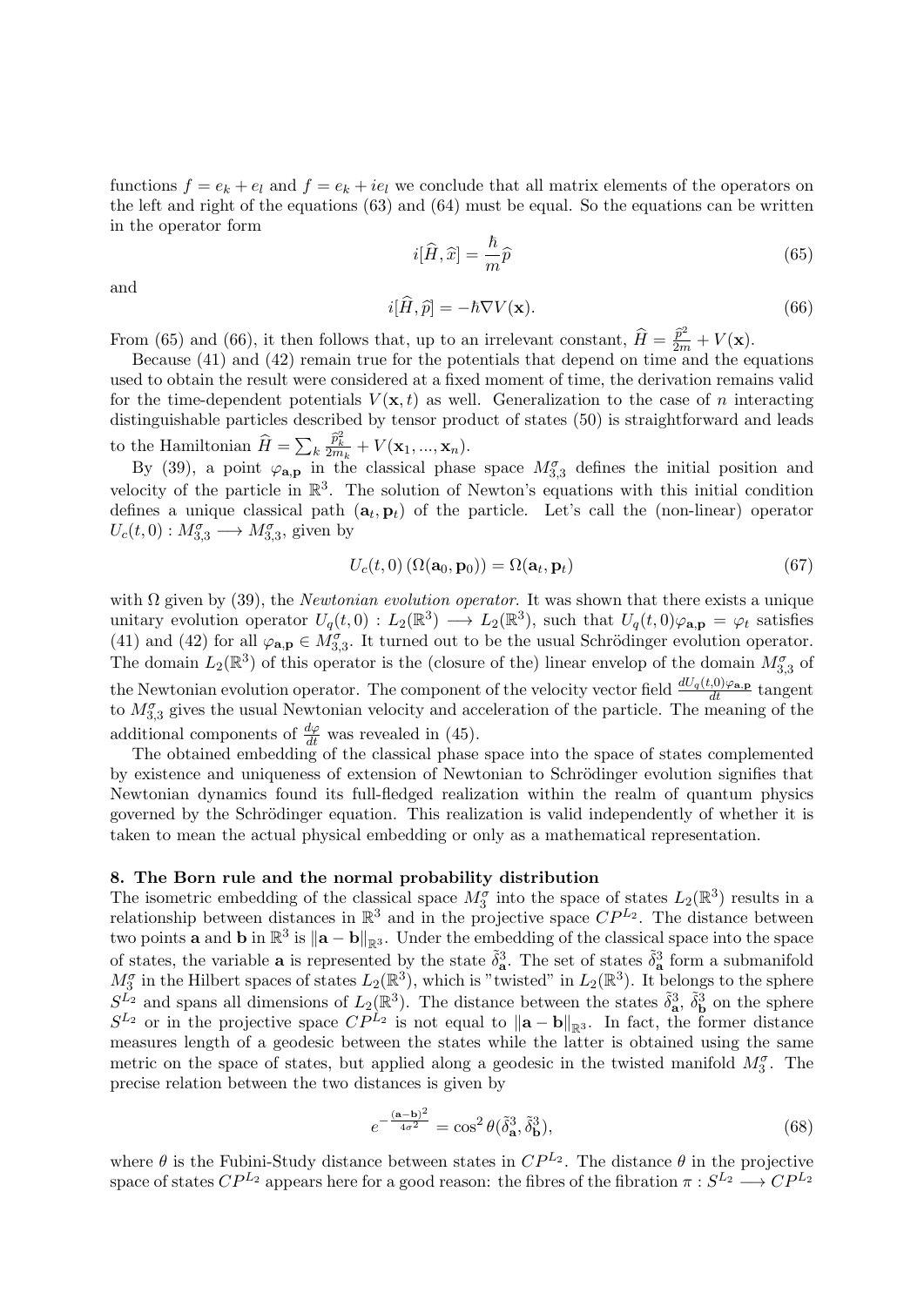functions $f = e_k + e_l$ and $f = e_k + ie_l$ we conclude that all matrix elements of the operators on the left and right of the equations (63) and (64) must be equal. So the equations can be written in the operator form

$$i[\widehat{H}, \widehat{x}] = \frac{\hbar}{m}\widehat{p} \tag{65}$$

and

$$i[\widehat{H}, \widehat{p}] = -\hbar \nabla V(\mathbf{x}). \tag{66}$$

From (65) and (66), it then follows that, up to an irrelevant constant, $\widehat{H} = \frac{\widehat{p}^2}{2m} + V(\mathbf{x})$.

Because (41) and (42) remain true for the potentials that depend on time and the equations used to obtain the result were considered at a fixed moment of time, the derivation remains valid for the time-dependent potentials $V(\mathbf{x}, t)$ as well. Generalization to the case of $n$ interacting distinguishable particles described by tensor product of states (50) is straightforward and leads to the Hamiltonian $\widehat{H} = \sum_k \frac{\widehat{p}_k^2}{2m_k} + V(\mathbf{x}_1, ..., \mathbf{x}_n)$.

By (39), a point $\varphi_{\mathbf{a},\mathbf{p}}$ in the classical phase space $M^{\sigma}_{3,3}$ defines the initial position and velocity of the particle in $\mathbb{R}^3$. The solution of Newton's equations with this initial condition defines a unique classical path $(\mathbf{a}_t, \mathbf{p}_t)$ of the particle. Let's call the (non-linear) operator $U_c(t,0) : M^{\sigma}_{3,3} \longrightarrow M^{\sigma}_{3,3}$, given by

$$U_c(t,0)\left(\Omega(\mathbf{a}_0, \mathbf{p}_0)\right) = \Omega(\mathbf{a}_t, \mathbf{p}_t) \tag{67}$$

with $\Omega$ given by (39), the *Newtonian evolution operator*. It was shown that there exists a unique unitary evolution operator $U_q(t,0) : L_2(\mathbb{R}^3) \longrightarrow L_2(\mathbb{R}^3)$, such that $U_q(t,0)\varphi_{\mathbf{a},\mathbf{p}} = \varphi_t$ satisfies (41) and (42) for all $\varphi_{\mathbf{a},\mathbf{p}} \in M^{\sigma}_{3,3}$. It turned out to be the usual Schrödinger evolution operator. The domain $L_2(\mathbb{R}^3)$ of this operator is the (closure of the) linear envelop of the domain $M^{\sigma}_{3,3}$ of the Newtonian evolution operator. The component of the velocity vector field $\frac{dU_q(t,0)\varphi_{\mathbf{a},\mathbf{p}}}{dt}$ tangent to $M^{\sigma}_{3,3}$ gives the usual Newtonian velocity and acceleration of the particle. The meaning of the additional components of $\frac{d\varphi}{dt}$ was revealed in (45).

The obtained embedding of the classical phase space into the space of states complemented by existence and uniqueness of extension of Newtonian to Schrödinger evolution signifies that Newtonian dynamics found its full-fledged realization within the realm of quantum physics governed by the Schrödinger equation. This realization is valid independently of whether it is taken to mean the actual physical embedding or only as a mathematical representation.

## 8. The Born rule and the normal probability distribution

The isometric embedding of the classical space $M^{\sigma}_3$ into the space of states $L_2(\mathbb{R}^3)$ results in a relationship between distances in $\mathbb{R}^3$ and in the projective space $CP^{L_2}$. The distance between two points $\mathbf{a}$ and $\mathbf{b}$ in $\mathbb{R}^3$ is $\|\mathbf{a} - \mathbf{b}\|_{\mathbb{R}^3}$. Under the embedding of the classical space into the space of states, the variable $\mathbf{a}$ is represented by the state $\tilde{\delta}^3_{\mathbf{a}}$. The set of states $\tilde{\delta}^3_{\mathbf{a}}$ form a submanifold $M^{\sigma}_3$ in the Hilbert spaces of states $L_2(\mathbb{R}^3)$, which is "twisted" in $L_2(\mathbb{R}^3)$. It belongs to the sphere $S^{L_2}$ and spans all dimensions of $L_2(\mathbb{R}^3)$. The distance between the states $\tilde{\delta}^3_{\mathbf{a}}$, $\tilde{\delta}^3_{\mathbf{b}}$ on the sphere $S^{L_2}$ or in the projective space $CP^{L_2}$ is not equal to $\|\mathbf{a} - \mathbf{b}\|_{\mathbb{R}^3}$. In fact, the former distance measures length of a geodesic between the states while the latter is obtained using the same metric on the space of states, but applied along a geodesic in the twisted manifold $M^{\sigma}_3$. The precise relation between the two distances is given by

$$e^{-\frac{(\mathbf{a}-\mathbf{b})^2}{4\sigma^2}} = \cos^2\theta(\tilde{\delta}^3_{\mathbf{a}}, \tilde{\delta}^3_{\mathbf{b}}), \tag{68}$$

where $\theta$ is the Fubini-Study distance between states in $CP^{L_2}$. The distance $\theta$ in the projective space of states $CP^{L_2}$ appears here for a good reason: the fibres of the fibration $\pi : S^{L_2} \longrightarrow CP^{L_2}$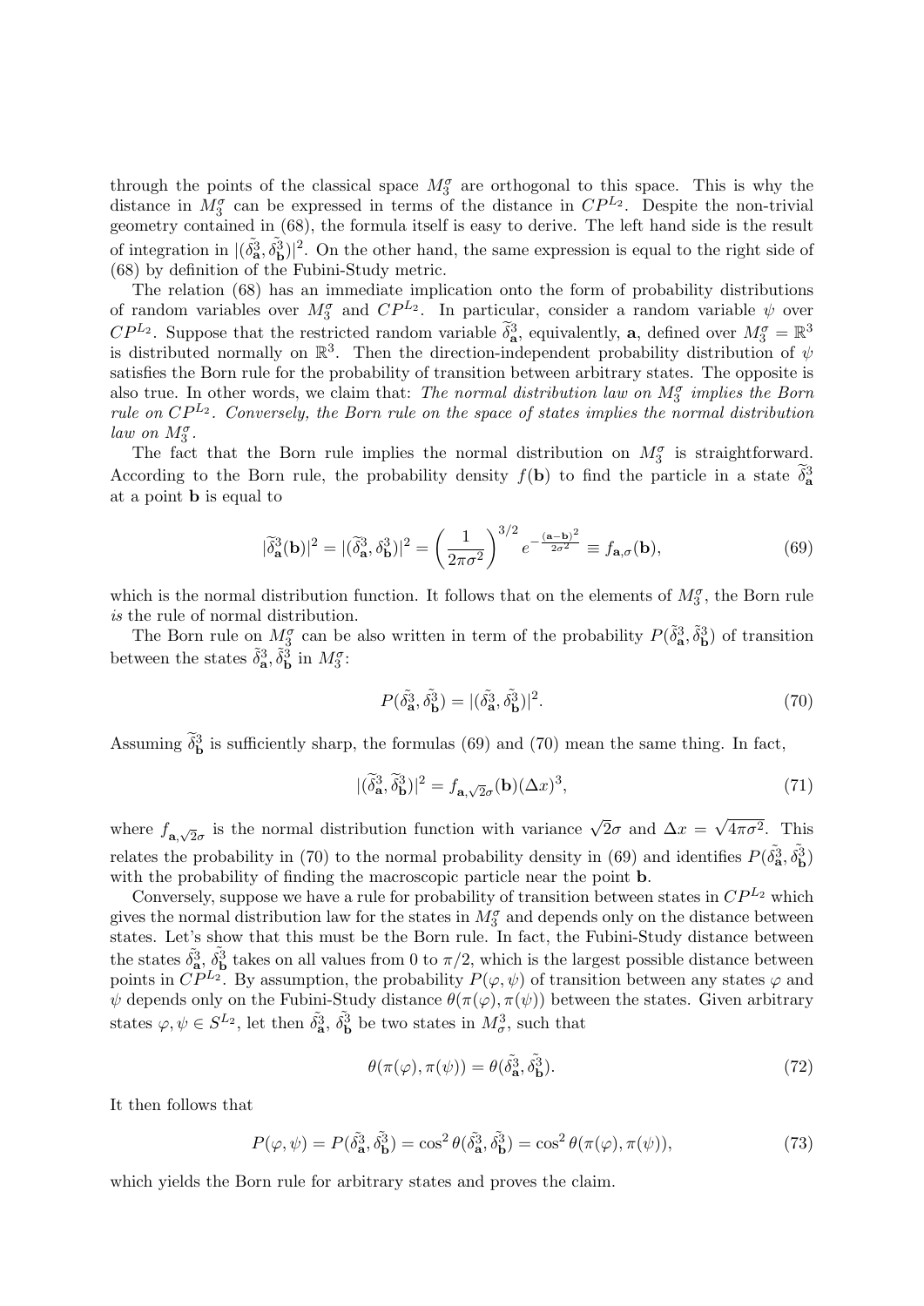through the points of the classical space $M_3^\sigma$ are orthogonal to this space. This is why the distance in $M_3^\sigma$ can be expressed in terms of the distance in $CP^{L_2}$. Despite the non-trivial geometry contained in (68), the formula itself is easy to derive. The left hand side is the result of integration in $|(\tilde{\delta}^3_{\mathbf{a}}, \tilde{\delta}^3_{\mathbf{b}})|^2$. On the other hand, the same expression is equal to the right side of (68) by definition of the Fubini-Study metric.

The relation (68) has an immediate implication onto the form of probability distributions of random variables over $M_3^\sigma$ and $CP^{L_2}$. In particular, consider a random variable $\psi$ over $CP^{L_2}$. Suppose that the restricted random variable $\widetilde{\delta}^3_{\mathbf{a}}$, equivalently, $\mathbf{a}$, defined over $M_3^\sigma = \mathbb{R}^3$ is distributed normally on $\mathbb{R}^3$. Then the direction-independent probability distribution of $\psi$ satisfies the Born rule for the probability of transition between arbitrary states. The opposite is also true. In other words, we claim that: *The normal distribution law on $M_3^\sigma$ implies the Born rule on $CP^{L_2}$. Conversely, the Born rule on the space of states implies the normal distribution law on $M_3^\sigma$.*

The fact that the Born rule implies the normal distribution on $M_3^\sigma$ is straightforward. According to the Born rule, the probability density $f(\mathbf{b})$ to find the particle in a state $\widetilde{\delta}^3_{\mathbf{a}}$ at a point $\mathbf{b}$ is equal to

$$|\widetilde{\delta}^3_{\mathbf{a}}(\mathbf{b})|^2 = |(\widetilde{\delta}^3_{\mathbf{a}}, \delta^3_{\mathbf{b}})|^2 = \left(\frac{1}{2\pi\sigma^2}\right)^{3/2} e^{-\frac{(\mathbf{a}-\mathbf{b})^2}{2\sigma^2}} \equiv f_{\mathbf{a},\sigma}(\mathbf{b}), \tag{69}$$

which is the normal distribution function. It follows that on the elements of $M_3^\sigma$, the Born rule *is* the rule of normal distribution.

The Born rule on $M_3^\sigma$ can be also written in term of the probability $P(\tilde{\delta}^3_{\mathbf{a}}, \tilde{\delta}^3_{\mathbf{b}})$ of transition between the states $\tilde{\delta}^3_{\mathbf{a}}, \tilde{\delta}^3_{\mathbf{b}}$ in $M_3^\sigma$:

$$P(\tilde{\delta}^3_{\mathbf{a}}, \tilde{\delta}^3_{\mathbf{b}}) = |(\tilde{\delta}^3_{\mathbf{a}}, \tilde{\delta}^3_{\mathbf{b}})|^2. \tag{70}$$

Assuming $\widetilde{\delta}^3_{\mathbf{b}}$ is sufficiently sharp, the formulas (69) and (70) mean the same thing. In fact,

$$|(\widetilde{\delta}^3_{\mathbf{a}}, \widetilde{\delta}^3_{\mathbf{b}})|^2 = f_{\mathbf{a},\sqrt{2}\sigma}(\mathbf{b})(\Delta x)^3, \tag{71}$$

where $f_{\mathbf{a},\sqrt{2}\sigma}$ is the normal distribution function with variance $\sqrt{2}\sigma$ and $\Delta x = \sqrt{4\pi\sigma^2}$. This relates the probability in (70) to the normal probability density in (69) and identifies $P(\tilde{\delta}^3_{\mathbf{a}}, \tilde{\delta}^3_{\mathbf{b}})$ with the probability of finding the macroscopic particle near the point $\mathbf{b}$.

Conversely, suppose we have a rule for probability of transition between states in $CP^{L_2}$ which gives the normal distribution law for the states in $M_3^\sigma$ and depends only on the distance between states. Let's show that this must be the Born rule. In fact, the Fubini-Study distance between the states $\tilde{\delta}^3_{\mathbf{a}}, \tilde{\delta}^3_{\mathbf{b}}$ takes on all values from 0 to $\pi/2$, which is the largest possible distance between points in $CP^{L_2}$. By assumption, the probability $P(\varphi, \psi)$ of transition between any states $\varphi$ and $\psi$ depends only on the Fubini-Study distance $\theta(\pi(\varphi), \pi(\psi))$ between the states. Given arbitrary states $\varphi, \psi \in S^{L_2}$, let then $\tilde{\delta}^3_{\mathbf{a}}, \tilde{\delta}^3_{\mathbf{b}}$ be two states in $M^3_\sigma$, such that

$$\theta(\pi(\varphi), \pi(\psi)) = \theta(\tilde{\delta}^3_{\mathbf{a}}, \tilde{\delta}^3_{\mathbf{b}}). \tag{72}$$

It then follows that

$$P(\varphi, \psi) = P(\tilde{\delta}^3_{\mathbf{a}}, \tilde{\delta}^3_{\mathbf{b}}) = \cos^2\theta(\tilde{\delta}^3_{\mathbf{a}}, \tilde{\delta}^3_{\mathbf{b}}) = \cos^2\theta(\pi(\varphi), \pi(\psi)), \tag{73}$$

which yields the Born rule for arbitrary states and proves the claim.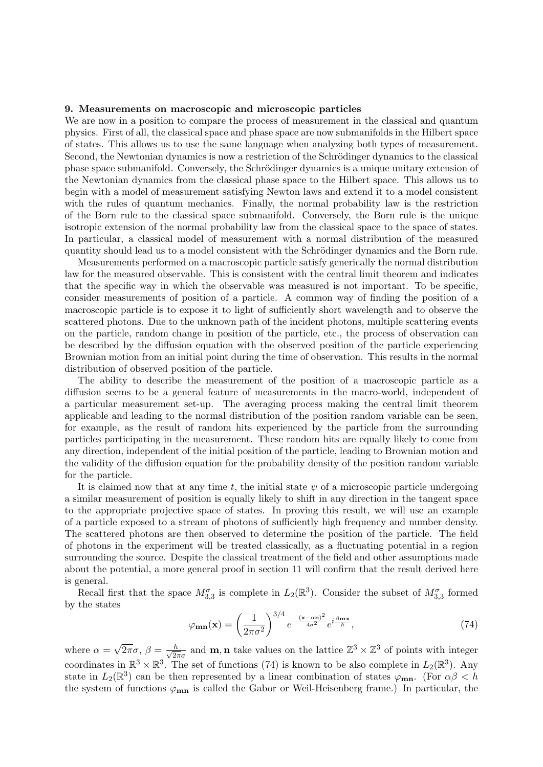**9. Measurements on macroscopic and microscopic particles**

We are now in a position to compare the process of measurement in the classical and quantum physics. First of all, the classical space and phase space are now submanifolds in the Hilbert space of states. This allows us to use the same language when analyzing both types of measurement. Second, the Newtonian dynamics is now a restriction of the Schrödinger dynamics to the classical phase space submanifold. Conversely, the Schrödinger dynamics is a unique unitary extension of the Newtonian dynamics from the classical phase space to the Hilbert space. This allows us to begin with a model of measurement satisfying Newton laws and extend it to a model consistent with the rules of quantum mechanics. Finally, the normal probability law is the restriction of the Born rule to the classical space submanifold. Conversely, the Born rule is the unique isotropic extension of the normal probability law from the classical space to the space of states. In particular, a classical model of measurement with a normal distribution of the measured quantity should lead us to a model consistent with the Schrödinger dynamics and the Born rule.

Measurements performed on a macroscopic particle satisfy generically the normal distribution law for the measured observable. This is consistent with the central limit theorem and indicates that the specific way in which the observable was measured is not important. To be specific, consider measurements of position of a particle. A common way of finding the position of a macroscopic particle is to expose it to light of sufficiently short wavelength and to observe the scattered photons. Due to the unknown path of the incident photons, multiple scattering events on the particle, random change in position of the particle, etc., the process of observation can be described by the diffusion equation with the observed position of the particle experiencing Brownian motion from an initial point during the time of observation. This results in the normal distribution of observed position of the particle.

The ability to describe the measurement of the position of a macroscopic particle as a diffusion seems to be a general feature of measurements in the macro-world, independent of a particular measurement set-up. The averaging process making the central limit theorem applicable and leading to the normal distribution of the position random variable can be seen, for example, as the result of random hits experienced by the particle from the surrounding particles participating in the measurement. These random hits are equally likely to come from any direction, independent of the initial position of the particle, leading to Brownian motion and the validity of the diffusion equation for the probability density of the position random variable for the particle.

It is claimed now that at any time $t$, the initial state $\psi$ of a microscopic particle undergoing a similar measurement of position is equally likely to shift in any direction in the tangent space to the appropriate projective space of states. In proving this result, we will use an example of a particle exposed to a stream of photons of sufficiently high frequency and number density. The scattered photons are then observed to determine the position of the particle. The field of photons in the experiment will be treated classically, as a fluctuating potential in a region surrounding the source. Despite the classical treatment of the field and other assumptions made about the potential, a more general proof in section 11 will confirm that the result derived here is general.

Recall first that the space $M^{\sigma}_{3,3}$ is complete in $L_2(\mathbb{R}^3)$. Consider the subset of $M^{\sigma}_{3,3}$ formed by the states

$$\varphi_{\mathbf{mn}}(\mathbf{x}) = \left(\frac{1}{2\pi\sigma^2}\right)^{3/4} e^{-\frac{(\mathbf{x}-\alpha\mathbf{n})^2}{4\sigma^2}} e^{i\frac{\beta\mathbf{m}\mathbf{x}}{\hbar}}, \tag{74}$$

where $\alpha = \sqrt{2\pi}\sigma$, $\beta = \frac{h}{\sqrt{2\pi}\sigma}$ and $\mathbf{m}, \mathbf{n}$ take values on the lattice $\mathbb{Z}^3 \times \mathbb{Z}^3$ of points with integer coordinates in $\mathbb{R}^3 \times \mathbb{R}^3$. The set of functions (74) is known to be also complete in $L_2(\mathbb{R}^3)$. Any state in $L_2(\mathbb{R}^3)$ can be then represented by a linear combination of states $\varphi_{\mathbf{mn}}$. (For $\alpha\beta < h$ the system of functions $\varphi_{\mathbf{mn}}$ is called the Gabor or Weil-Heisenberg frame.) In particular, the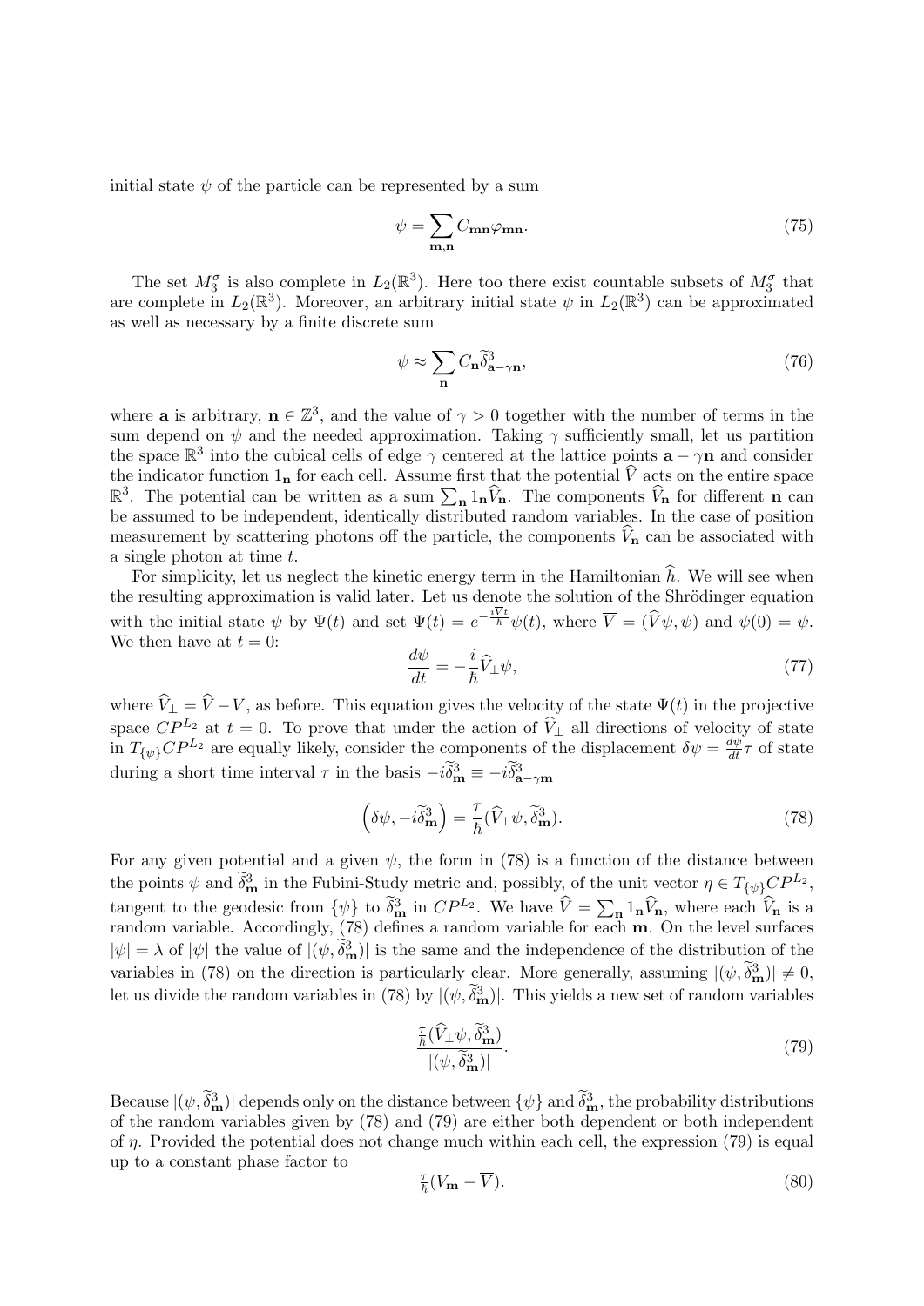initial state $\psi$ of the particle can be represented by a sum

$$\psi = \sum_{\mathbf{m},\mathbf{n}} C_{\mathbf{mn}} \varphi_{\mathbf{mn}}. \tag{75}$$

The set $M_3^\sigma$ is also complete in $L_2(\mathbb{R}^3)$. Here too there exist countable subsets of $M_3^\sigma$ that are complete in $L_2(\mathbb{R}^3)$. Moreover, an arbitrary initial state $\psi$ in $L_2(\mathbb{R}^3)$ can be approximated as well as necessary by a finite discrete sum

$$\psi \approx \sum_{\mathbf{n}} C_{\mathbf{n}} \widetilde{\delta}^3_{\mathbf{a}-\gamma\mathbf{n}}, \tag{76}$$

where $\mathbf{a}$ is arbitrary, $\mathbf{n} \in \mathbb{Z}^3$, and the value of $\gamma > 0$ together with the number of terms in the sum depend on $\psi$ and the needed approximation. Taking $\gamma$ sufficiently small, let us partition the space $\mathbb{R}^3$ into the cubical cells of edge $\gamma$ centered at the lattice points $\mathbf{a} - \gamma\mathbf{n}$ and consider the indicator function $1_{\mathbf{n}}$ for each cell. Assume first that the potential $\widehat{V}$ acts on the entire space $\mathbb{R}^3$. The potential can be written as a sum $\sum_{\mathbf{n}} 1_{\mathbf{n}} \widehat{V}_{\mathbf{n}}$. The components $\widehat{V}_{\mathbf{n}}$ for different $\mathbf{n}$ can be assumed to be independent, identically distributed random variables. In the case of position measurement by scattering photons off the particle, the components $\widehat{V}_{\mathbf{n}}$ can be associated with a single photon at time $t$.

For simplicity, let us neglect the kinetic energy term in the Hamiltonian $\widehat{h}$. We will see when the resulting approximation is valid later. Let us denote the solution of the Shrödinger equation with the initial state $\psi$ by $\Psi(t)$ and set $\Psi(t) = e^{-\frac{i\overline{V}t}{\hbar}} \psi(t)$, where $\overline{V} = (\widehat{V}\psi, \psi)$ and $\psi(0) = \psi$. We then have at $t = 0$:

$$\frac{d\psi}{dt} = -\frac{i}{\hbar} \widehat{V}_\perp \psi, \tag{77}$$

where $\widehat{V}_\perp = \widehat{V} - \overline{V}$, as before. This equation gives the velocity of the state $\Psi(t)$ in the projective space $CP^{L_2}$ at $t = 0$. To prove that under the action of $\widehat{V}_\perp$ all directions of velocity of state in $T_{\{\psi\}}CP^{L_2}$ are equally likely, consider the components of the displacement $\delta\psi = \frac{d\psi}{dt}\tau$ of state during a short time interval $\tau$ in the basis $-i\widetilde{\delta}^3_{\mathbf{m}} \equiv -i\widetilde{\delta}^3_{\mathbf{a}-\gamma\mathbf{m}}$

$$\left(\delta\psi, -i\widetilde{\delta}^3_{\mathbf{m}}\right) = \frac{\tau}{\hbar} (\widehat{V}_\perp \psi, \widetilde{\delta}^3_{\mathbf{m}}). \tag{78}$$

For any given potential and a given $\psi$, the form in (78) is a function of the distance between the points $\psi$ and $\widetilde{\delta}^3_{\mathbf{m}}$ in the Fubini-Study metric and, possibly, of the unit vector $\eta \in T_{\{\psi\}}CP^{L_2}$, tangent to the geodesic from $\{\psi\}$ to $\widetilde{\delta}^3_{\mathbf{m}}$ in $CP^{L_2}$. We have $\widehat{V} = \sum_{\mathbf{n}} 1_{\mathbf{n}} \widehat{V}_{\mathbf{n}}$, where each $\widehat{V}_{\mathbf{n}}$ is a random variable. Accordingly, (78) defines a random variable for each $\mathbf{m}$. On the level surfaces $|\psi| = \lambda$ of $|\psi|$ the value of $|(\psi, \widetilde{\delta}^3_{\mathbf{m}})|$ is the same and the independence of the distribution of the variables in (78) on the direction is particularly clear. More generally, assuming $|(\psi, \widetilde{\delta}^3_{\mathbf{m}})| \neq 0$, let us divide the random variables in (78) by $|(\psi, \widetilde{\delta}^3_{\mathbf{m}})|$. This yields a new set of random variables

$$\frac{\frac{\tau}{\hbar}(\widehat{V}_\perp \psi, \widetilde{\delta}^3_{\mathbf{m}})}{|(\psi, \widetilde{\delta}^3_{\mathbf{m}})|}. \tag{79}$$

Because $|(\psi, \widetilde{\delta}^3_{\mathbf{m}})|$ depends only on the distance between $\{\psi\}$ and $\widetilde{\delta}^3_{\mathbf{m}}$, the probability distributions of the random variables given by (78) and (79) are either both dependent or both independent of $\eta$. Provided the potential does not change much within each cell, the expression (79) is equal up to a constant phase factor to

$$\tfrac{\tau}{\hbar}(V_{\mathbf{m}} - \overline{V}). \tag{80}$$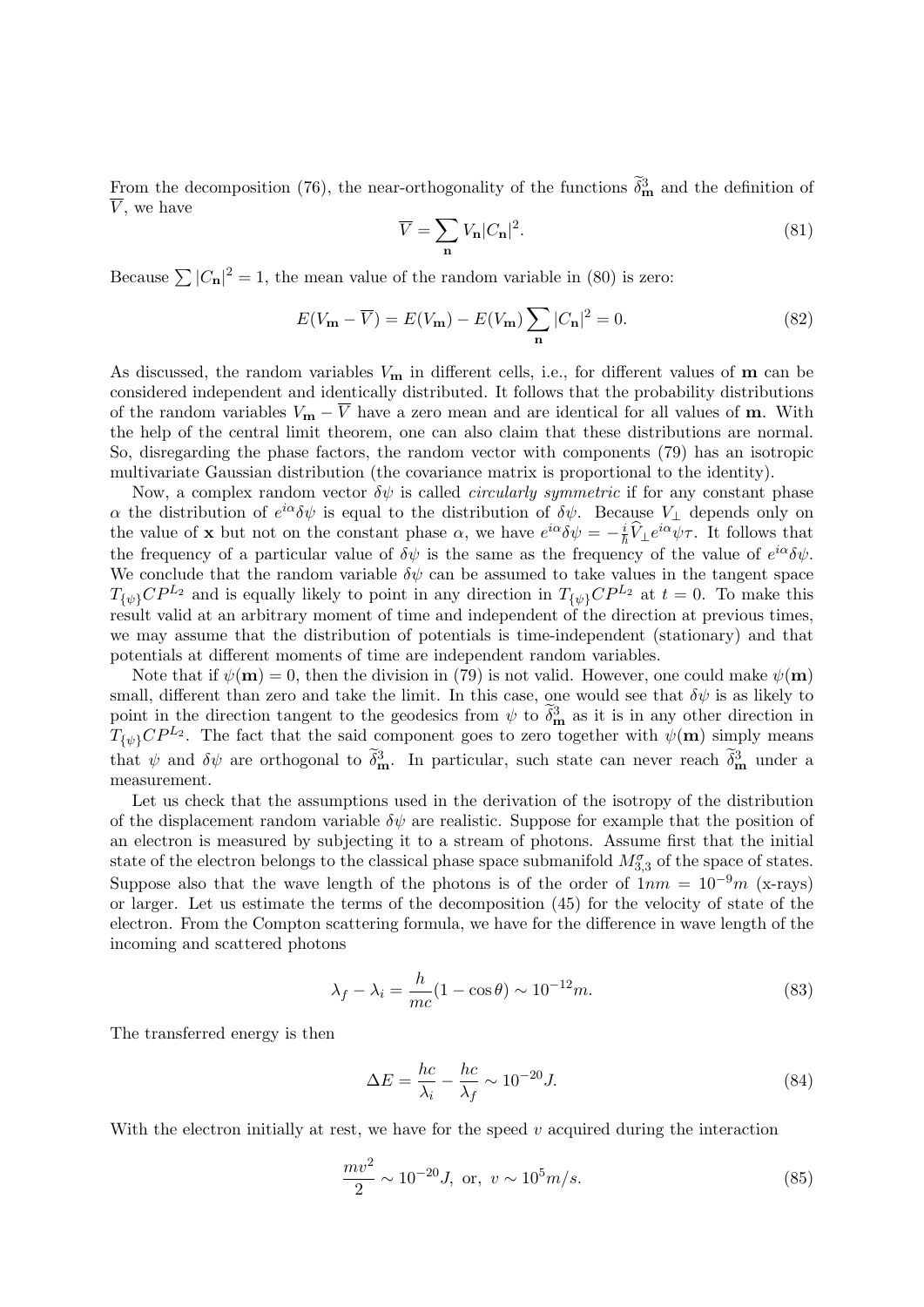From the decomposition (76), the near-orthogonality of the functions $\widetilde{\delta}^3_{\mathbf{m}}$ and the definition of $\overline{V}$, we have

$$\overline{V} = \sum_{\mathbf{n}} V_{\mathbf{n}} |C_{\mathbf{n}}|^2. \tag{81}$$

Because $\sum |C_{\mathbf{n}}|^2 = 1$, the mean value of the random variable in (80) is zero:

$$E(V_{\mathbf{m}} - \overline{V}) = E(V_{\mathbf{m}}) - E(V_{\mathbf{m}}) \sum_{\mathbf{n}} |C_{\mathbf{n}}|^2 = 0. \tag{82}$$

As discussed, the random variables $V_{\mathbf{m}}$ in different cells, i.e., for different values of $\mathbf{m}$ can be considered independent and identically distributed. It follows that the probability distributions of the random variables $V_{\mathbf{m}} - \overline{V}$ have a zero mean and are identical for all values of $\mathbf{m}$. With the help of the central limit theorem, one can also claim that these distributions are normal. So, disregarding the phase factors, the random vector with components (79) has an isotropic multivariate Gaussian distribution (the covariance matrix is proportional to the identity).

Now, a complex random vector $\delta\psi$ is called *circularly symmetric* if for any constant phase $\alpha$ the distribution of $e^{i\alpha}\delta\psi$ is equal to the distribution of $\delta\psi$. Because $V_{\perp}$ depends only on the value of $\mathbf{x}$ but not on the constant phase $\alpha$, we have $e^{i\alpha}\delta\psi = -\frac{i}{\hbar}\widehat{V}_{\perp}e^{i\alpha}\psi\tau$. It follows that the frequency of a particular value of $\delta\psi$ is the same as the frequency of the value of $e^{i\alpha}\delta\psi$. We conclude that the random variable $\delta\psi$ can be assumed to take values in the tangent space $T_{\{\psi\}}CP^{L_2}$ and is equally likely to point in any direction in $T_{\{\psi\}}CP^{L_2}$ at $t = 0$. To make this result valid at an arbitrary moment of time and independent of the direction at previous times, we may assume that the distribution of potentials is time-independent (stationary) and that potentials at different moments of time are independent random variables.

Note that if $\psi(\mathbf{m}) = 0$, then the division in (79) is not valid. However, one could make $\psi(\mathbf{m})$ small, different than zero and take the limit. In this case, one would see that $\delta\psi$ is as likely to point in the direction tangent to the geodesics from $\psi$ to $\widetilde{\delta}^3_{\mathbf{m}}$ as it is in any other direction in $T_{\{\psi\}}CP^{L_2}$. The fact that the said component goes to zero together with $\psi(\mathbf{m})$ simply means that $\psi$ and $\delta\psi$ are orthogonal to $\widetilde{\delta}^3_{\mathbf{m}}$. In particular, such state can never reach $\widetilde{\delta}^3_{\mathbf{m}}$ under a measurement.

Let us check that the assumptions used in the derivation of the isotropy of the distribution of the displacement random variable $\delta\psi$ are realistic. Suppose for example that the position of an electron is measured by subjecting it to a stream of photons. Assume first that the initial state of the electron belongs to the classical phase space submanifold $M^{\sigma}_{3,3}$ of the space of states. Suppose also that the wave length of the photons is of the order of $1nm = 10^{-9}m$ (x-rays) or larger. Let us estimate the terms of the decomposition (45) for the velocity of state of the electron. From the Compton scattering formula, we have for the difference in wave length of the incoming and scattered photons

$$\lambda_f - \lambda_i = \frac{h}{mc}(1 - \cos\theta) \sim 10^{-12}m. \tag{83}$$

The transferred energy is then

$$\Delta E = \frac{hc}{\lambda_i} - \frac{hc}{\lambda_f} \sim 10^{-20}J. \tag{84}$$

With the electron initially at rest, we have for the speed $v$ acquired during the interaction

$$\frac{mv^2}{2} \sim 10^{-20}J, \text{ or, } v \sim 10^5 m/s. \tag{85}$$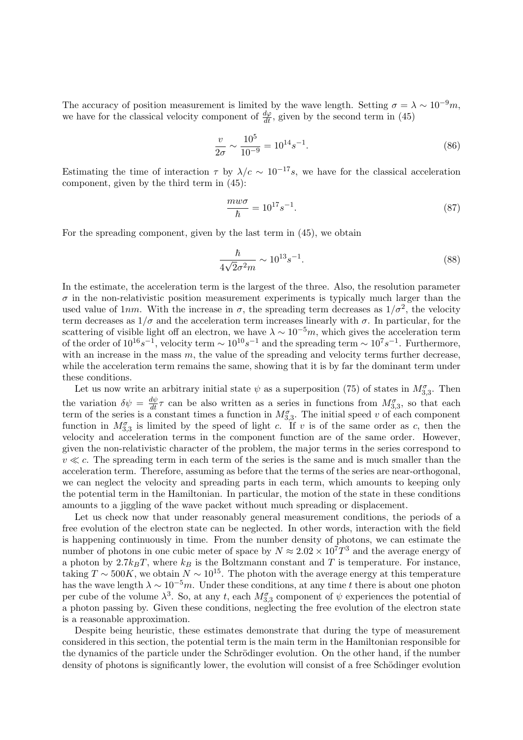The accuracy of position measurement is limited by the wave length. Setting $\sigma = \lambda \sim 10^{-9}m$, we have for the classical velocity component of $\frac{d\varphi}{dt}$, given by the second term in (45)

$$\frac{v}{2\sigma} \sim \frac{10^5}{10^{-9}} = 10^{14}s^{-1}. \tag{86}$$

Estimating the time of interaction $\tau$ by $\lambda/c \sim 10^{-17}s$, we have for the classical acceleration component, given by the third term in (45):

$$\frac{mw\sigma}{\hbar} = 10^{17}s^{-1}. \tag{87}$$

For the spreading component, given by the last term in (45), we obtain

$$\frac{\hbar}{4\sqrt{2}\sigma^2 m} \sim 10^{13}s^{-1}. \tag{88}$$

In the estimate, the acceleration term is the largest of the three. Also, the resolution parameter $\sigma$ in the non-relativistic position measurement experiments is typically much larger than the used value of $1nm$. With the increase in $\sigma$, the spreading term decreases as $1/\sigma^2$, the velocity term decreases as $1/\sigma$ and the acceleration term increases linearly with $\sigma$. In particular, for the scattering of visible light off an electron, we have $\lambda \sim 10^{-5}m$, which gives the acceleration term of the order of $10^{16}s^{-1}$, velocity term $\sim 10^{10}s^{-1}$ and the spreading term $\sim 10^{7}s^{-1}$. Furthermore, with an increase in the mass $m$, the value of the spreading and velocity terms further decrease, while the acceleration term remains the same, showing that it is by far the dominant term under these conditions.

Let us now write an arbitrary initial state $\psi$ as a superposition (75) of states in $M^{\sigma}_{3,3}$. Then the variation $\delta\psi = \frac{d\psi}{dt}\tau$ can be also written as a series in functions from $M^{\sigma}_{3,3}$, so that each term of the series is a constant times a function in $M^{\sigma}_{3,3}$. The initial speed $v$ of each component function in $M^{\sigma}_{3,3}$ is limited by the speed of light $c$. If $v$ is of the same order as $c$, then the velocity and acceleration terms in the component function are of the same order. However, given the non-relativistic character of the problem, the major terms in the series correspond to $v \ll c$. The spreading term in each term of the series is the same and is much smaller than the acceleration term. Therefore, assuming as before that the terms of the series are near-orthogonal, we can neglect the velocity and spreading parts in each term, which amounts to keeping only the potential term in the Hamiltonian. In particular, the motion of the state in these conditions amounts to a jiggling of the wave packet without much spreading or displacement.

Let us check now that under reasonably general measurement conditions, the periods of a free evolution of the electron state can be neglected. In other words, interaction with the field is happening continuously in time. From the number density of photons, we can estimate the number of photons in one cubic meter of space by $N \approx 2.02 \times 10^7 T^3$ and the average energy of a photon by $2.7k_B T$, where $k_B$ is the Boltzmann constant and $T$ is temperature. For instance, taking $T \sim 500K$, we obtain $N \sim 10^{15}$. The photon with the average energy at this temperature has the wave length $\lambda \sim 10^{-5}m$. Under these conditions, at any time $t$ there is about one photon per cube of the volume $\lambda^3$. So, at any $t$, each $M^{\sigma}_{3,3}$ component of $\psi$ experiences the potential of a photon passing by. Given these conditions, neglecting the free evolution of the electron state is a reasonable approximation.

Despite being heuristic, these estimates demonstrate that during the type of measurement considered in this section, the potential term is the main term in the Hamiltonian responsible for the dynamics of the particle under the Schrödinger evolution. On the other hand, if the number density of photons is significantly lower, the evolution will consist of a free Schödinger evolution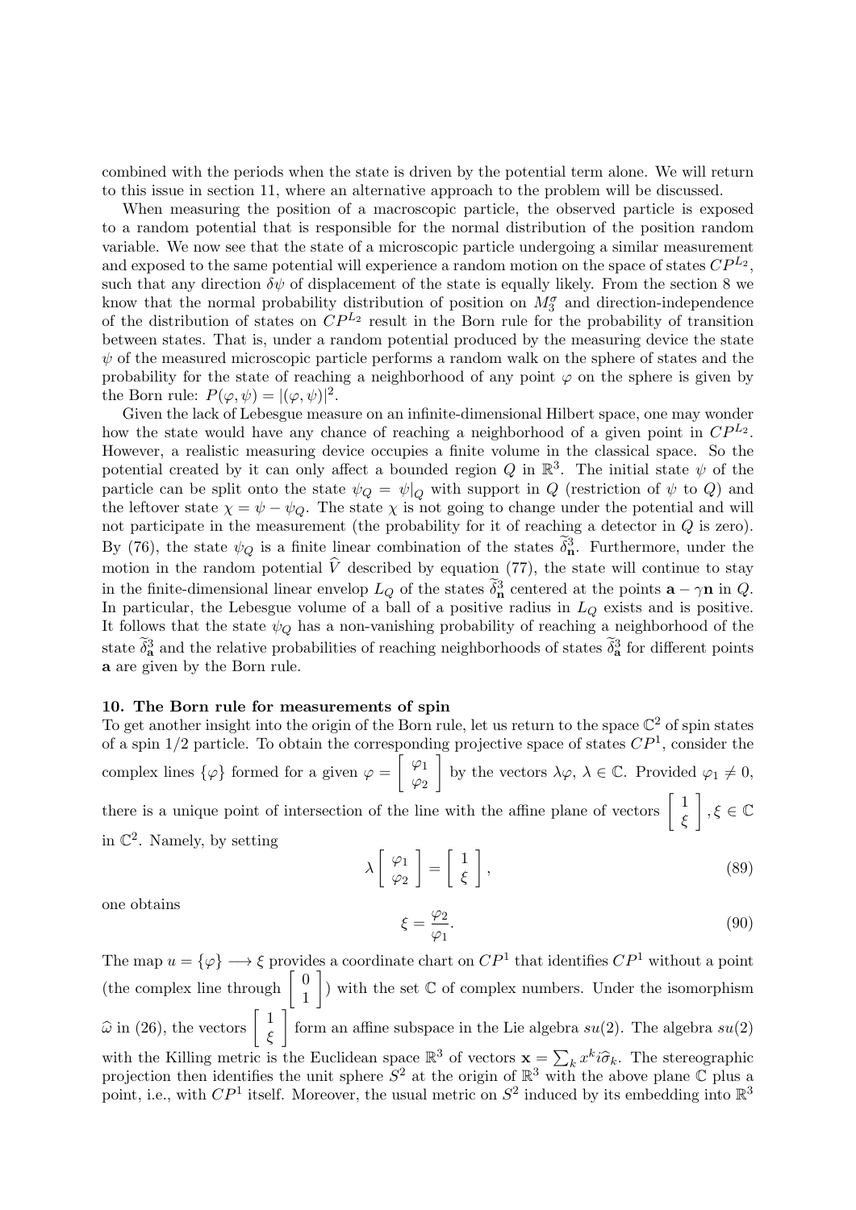combined with the periods when the state is driven by the potential term alone. We will return to this issue in section 11, where an alternative approach to the problem will be discussed.

When measuring the position of a macroscopic particle, the observed particle is exposed to a random potential that is responsible for the normal distribution of the position random variable. We now see that the state of a microscopic particle undergoing a similar measurement and exposed to the same potential will experience a random motion on the space of states $CP^{L_2}$, such that any direction $\delta\psi$ of displacement of the state is equally likely. From the section 8 we know that the normal probability distribution of position on $M_3^\sigma$ and direction-independence of the distribution of states on $CP^{L_2}$ result in the Born rule for the probability of transition between states. That is, under a random potential produced by the measuring device the state $\psi$ of the measured microscopic particle performs a random walk on the sphere of states and the probability for the state of reaching a neighborhood of any point $\varphi$ on the sphere is given by the Born rule: $P(\varphi, \psi) = |(\varphi, \psi)|^2$.

Given the lack of Lebesgue measure on an infinite-dimensional Hilbert space, one may wonder how the state would have any chance of reaching a neighborhood of a given point in $CP^{L_2}$. However, a realistic measuring device occupies a finite volume in the classical space. So the potential created by it can only affect a bounded region $Q$ in $\mathbb{R}^3$. The initial state $\psi$ of the particle can be split onto the state $\psi_Q = \psi|_Q$ with support in $Q$ (restriction of $\psi$ to $Q$) and the leftover state $\chi = \psi - \psi_Q$. The state $\chi$ is not going to change under the potential and will not participate in the measurement (the probability for it of reaching a detector in $Q$ is zero). By (76), the state $\psi_Q$ is a finite linear combination of the states $\widetilde{\delta}^3_{\mathbf{n}}$. Furthermore, under the motion in the random potential $\widehat{V}$ described by equation (77), the state will continue to stay in the finite-dimensional linear envelop $L_Q$ of the states $\widetilde{\delta}^3_{\mathbf{n}}$ centered at the points $\mathbf{a} - \gamma\mathbf{n}$ in $Q$. In particular, the Lebesgue volume of a ball of a positive radius in $L_Q$ exists and is positive. It follows that the state $\psi_Q$ has a non-vanishing probability of reaching a neighborhood of the state $\widetilde{\delta}^3_{\mathbf{a}}$ and the relative probabilities of reaching neighborhoods of states $\widetilde{\delta}^3_{\mathbf{a}}$ for different points $\mathbf{a}$ are given by the Born rule.

**10. The Born rule for measurements of spin**

To get another insight into the origin of the Born rule, let us return to the space $\mathbb{C}^2$ of spin states of a spin 1/2 particle. To obtain the corresponding projective space of states $CP^1$, consider the complex lines $\{\varphi\}$ formed for a given $\varphi = \begin{bmatrix} \varphi_1 \\ \varphi_2 \end{bmatrix}$ by the vectors $\lambda\varphi$, $\lambda \in \mathbb{C}$. Provided $\varphi_1 \neq 0$, there is a unique point of intersection of the line with the affine plane of vectors $\begin{bmatrix} 1 \\ \xi \end{bmatrix}, \xi \in \mathbb{C}$ in $\mathbb{C}^2$. Namely, by setting

$$\lambda \begin{bmatrix} \varphi_1 \\ \varphi_2 \end{bmatrix} = \begin{bmatrix} 1 \\ \xi \end{bmatrix}, \tag{89}$$

one obtains

$$\xi = \frac{\varphi_2}{\varphi_1}. \tag{90}$$

The map $u = \{\varphi\} \longrightarrow \xi$ provides a coordinate chart on $CP^1$ that identifies $CP^1$ without a point (the complex line through $\begin{bmatrix} 0 \\ 1 \end{bmatrix}$) with the set $\mathbb{C}$ of complex numbers. Under the isomorphism $\widehat{\omega}$ in (26), the vectors $\begin{bmatrix} 1 \\ \xi \end{bmatrix}$ form an affine subspace in the Lie algebra $su(2)$. The algebra $su(2)$ with the Killing metric is the Euclidean space $\mathbb{R}^3$ of vectors $\mathbf{x} = \sum_k x^k i\widehat{\sigma}_k$. The stereographic projection then identifies the unit sphere $S^2$ at the origin of $\mathbb{R}^3$ with the above plane $\mathbb{C}$ plus a point, i.e., with $CP^1$ itself. Moreover, the usual metric on $S^2$ induced by its embedding into $\mathbb{R}^3$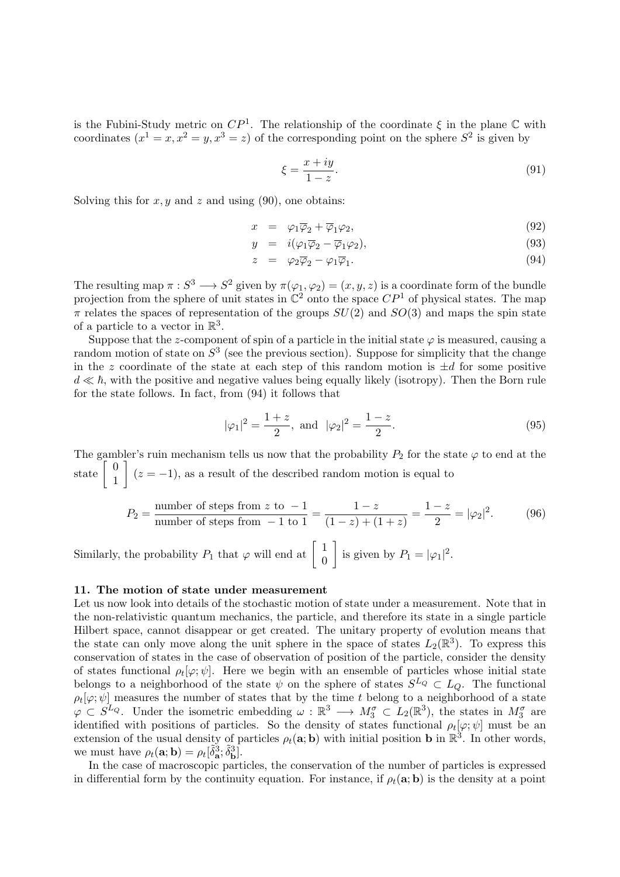is the Fubini-Study metric on $CP^1$. The relationship of the coordinate $\xi$ in the plane $\mathbb{C}$ with coordinates $(x^1 = x, x^2 = y, x^3 = z)$ of the corresponding point on the sphere $S^2$ is given by

$$\xi = \frac{x + iy}{1 - z}. \tag{91}$$

Solving this for $x, y$ and $z$ and using (90), one obtains:

$$x = \varphi_1\overline{\varphi}_2 + \overline{\varphi}_1\varphi_2, \tag{92}$$

$$y = i(\varphi_1\overline{\varphi}_2 - \overline{\varphi}_1\varphi_2), \tag{93}$$

$$z = \varphi_2\overline{\varphi}_2 - \varphi_1\overline{\varphi}_1. \tag{94}$$

The resulting map $\pi : S^3 \longrightarrow S^2$ given by $\pi(\varphi_1, \varphi_2) = (x, y, z)$ is a coordinate form of the bundle projection from the sphere of unit states in $\mathbb{C}^2$ onto the space $CP^1$ of physical states. The map $\pi$ relates the spaces of representation of the groups $SU(2)$ and $SO(3)$ and maps the spin state of a particle to a vector in $\mathbb{R}^3$.

Suppose that the $z$-component of spin of a particle in the initial state $\varphi$ is measured, causing a random motion of state on $S^3$ (see the previous section). Suppose for simplicity that the change in the $z$ coordinate of the state at each step of this random motion is $\pm d$ for some positive $d \ll \hbar$, with the positive and negative values being equally likely (isotropy). Then the Born rule for the state follows. In fact, from (94) it follows that

$$|\varphi_1|^2 = \frac{1+z}{2}, \text{ and } |\varphi_2|^2 = \frac{1-z}{2}. \tag{95}$$

The gambler's ruin mechanism tells us now that the probability $P_2$ for the state $\varphi$ to end at the state $\begin{bmatrix} 0 \\ 1 \end{bmatrix}$ $(z = -1)$, as a result of the described random motion is equal to

$$P_2 = \frac{\text{number of steps from } z \text{ to } -1}{\text{number of steps from } -1 \text{ to } 1} = \frac{1-z}{(1-z)+(1+z)} = \frac{1-z}{2} = |\varphi_2|^2. \tag{96}$$

Similarly, the probability $P_1$ that $\varphi$ will end at $\begin{bmatrix} 1 \\ 0 \end{bmatrix}$ is given by $P_1 = |\varphi_1|^2$.

### 11. The motion of state under measurement

Let us now look into details of the stochastic motion of state under a measurement. Note that in the non-relativistic quantum mechanics, the particle, and therefore its state in a single particle Hilbert space, cannot disappear or get created. The unitary property of evolution means that the state can only move along the unit sphere in the space of states $L_2(\mathbb{R}^3)$. To express this conservation of states in the case of observation of position of the particle, consider the density of states functional $\rho_t[\varphi; \psi]$. Here we begin with an ensemble of particles whose initial state belongs to a neighborhood of the state $\psi$ on the sphere of states $S^{L_Q} \subset L_Q$. The functional $\rho_t[\varphi; \psi]$ measures the number of states that by the time $t$ belong to a neighborhood of a state $\varphi \subset S^{L_Q}$. Under the isometric embedding $\omega : \mathbb{R}^3 \longrightarrow M_3^\sigma \subset L_2(\mathbb{R}^3)$, the states in $M_3^\sigma$ are identified with positions of particles. So the density of states functional $\rho_t[\varphi; \psi]$ must be an extension of the usual density of particles $\rho_t(\mathbf{a}; \mathbf{b})$ with initial position $\mathbf{b}$ in $\mathbb{R}^3$. In other words, we must have $\rho_t(\mathbf{a}; \mathbf{b}) = \rho_t[\tilde{\delta}^3_{\mathbf{a}}; \tilde{\delta}^3_{\mathbf{b}}]$.

In the case of macroscopic particles, the conservation of the number of particles is expressed in differential form by the continuity equation. For instance, if $\rho_t(\mathbf{a}; \mathbf{b})$ is the density at a point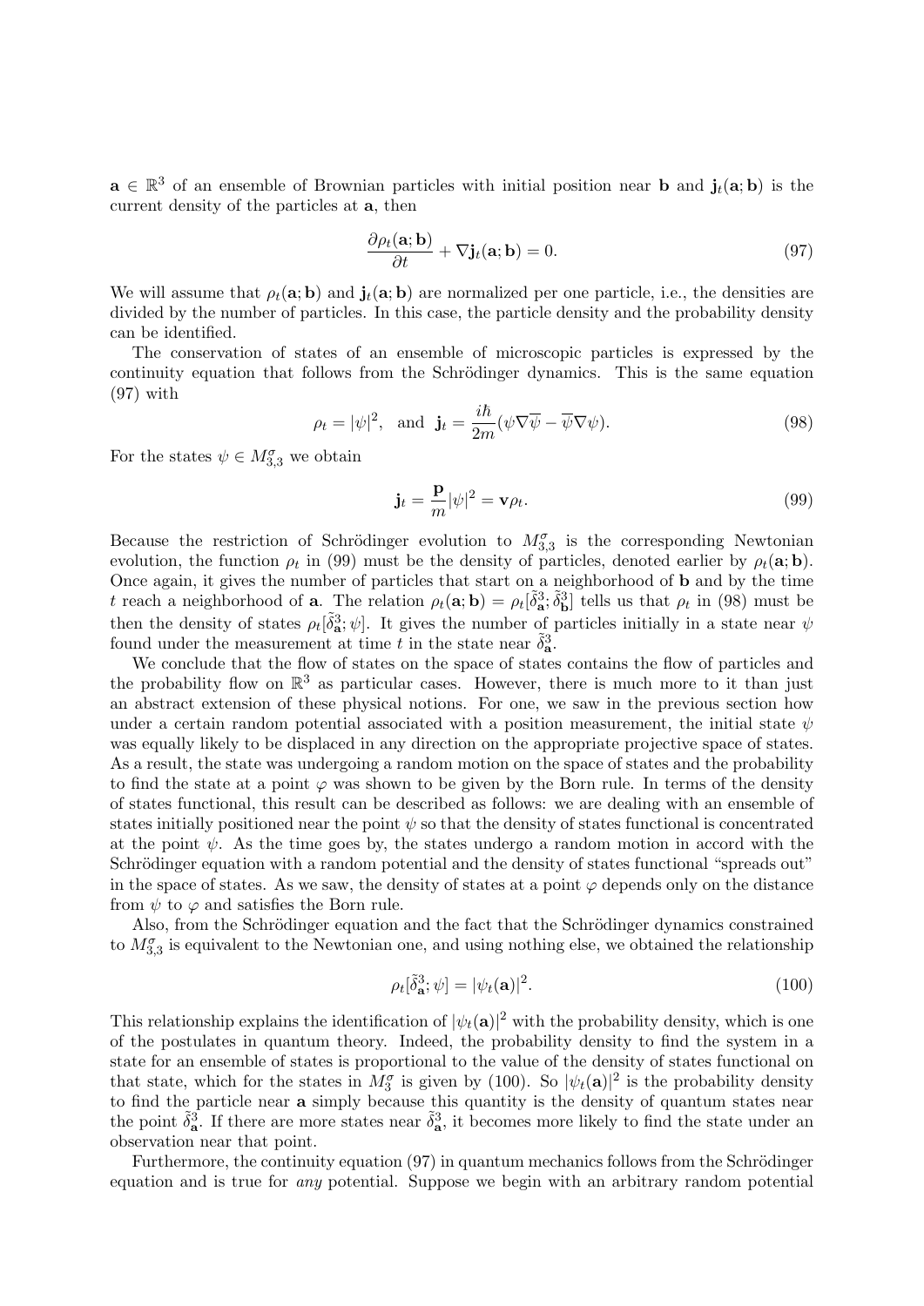$\mathbf{a} \in \mathbb{R}^3$ of an ensemble of Brownian particles with initial position near $\mathbf{b}$ and $\mathbf{j}_t(\mathbf{a}; \mathbf{b})$ is the current density of the particles at $\mathbf{a}$, then

$$\frac{\partial \rho_t(\mathbf{a}; \mathbf{b})}{\partial t} + \nabla \mathbf{j}_t(\mathbf{a}; \mathbf{b}) = 0. \tag{97}$$

We will assume that $\rho_t(\mathbf{a}; \mathbf{b})$ and $\mathbf{j}_t(\mathbf{a}; \mathbf{b})$ are normalized per one particle, i.e., the densities are divided by the number of particles. In this case, the particle density and the probability density can be identified.

The conservation of states of an ensemble of microscopic particles is expressed by the continuity equation that follows from the Schrödinger dynamics. This is the same equation (97) with

$$\rho_t = |\psi|^2, \quad \text{and} \quad \mathbf{j}_t = \frac{i\hbar}{2m}(\psi \nabla \overline{\psi} - \overline{\psi} \nabla \psi). \tag{98}$$

For the states $\psi \in M^{\sigma}_{3,3}$ we obtain

$$\mathbf{j}_t = \frac{\mathbf{p}}{m}|\psi|^2 = \mathbf{v}\rho_t. \tag{99}$$

Because the restriction of Schrödinger evolution to $M^{\sigma}_{3,3}$ is the corresponding Newtonian evolution, the function $\rho_t$ in (99) must be the density of particles, denoted earlier by $\rho_t(\mathbf{a}; \mathbf{b})$. Once again, it gives the number of particles that start on a neighborhood of $\mathbf{b}$ and by the time $t$ reach a neighborhood of $\mathbf{a}$. The relation $\rho_t(\mathbf{a}; \mathbf{b}) = \rho_t[\tilde{\delta}^3_{\mathbf{a}}; \tilde{\delta}^3_{\mathbf{b}}]$ tells us that $\rho_t$ in (98) must be then the density of states $\rho_t[\tilde{\delta}^3_{\mathbf{a}}; \psi]$. It gives the number of particles initially in a state near $\psi$ found under the measurement at time $t$ in the state near $\tilde{\delta}^3_{\mathbf{a}}$.

We conclude that the flow of states on the space of states contains the flow of particles and the probability flow on $\mathbb{R}^3$ as particular cases. However, there is much more to it than just an abstract extension of these physical notions. For one, we saw in the previous section how under a certain random potential associated with a position measurement, the initial state $\psi$ was equally likely to be displaced in any direction on the appropriate projective space of states. As a result, the state was undergoing a random motion on the space of states and the probability to find the state at a point $\varphi$ was shown to be given by the Born rule. In terms of the density of states functional, this result can be described as follows: we are dealing with an ensemble of states initially positioned near the point $\psi$ so that the density of states functional is concentrated at the point $\psi$. As the time goes by, the states undergo a random motion in accord with the Schrödinger equation with a random potential and the density of states functional "spreads out" in the space of states. As we saw, the density of states at a point $\varphi$ depends only on the distance from $\psi$ to $\varphi$ and satisfies the Born rule.

Also, from the Schrödinger equation and the fact that the Schrödinger dynamics constrained to $M^{\sigma}_{3,3}$ is equivalent to the Newtonian one, and using nothing else, we obtained the relationship

$$\rho_t[\tilde{\delta}^3_{\mathbf{a}}; \psi] = |\psi_t(\mathbf{a})|^2. \tag{100}$$

This relationship explains the identification of $|\psi_t(\mathbf{a})|^2$ with the probability density, which is one of the postulates in quantum theory. Indeed, the probability density to find the system in a state for an ensemble of states is proportional to the value of the density of states functional on that state, which for the states in $M^{\sigma}_3$ is given by (100). So $|\psi_t(\mathbf{a})|^2$ is the probability density to find the particle near $\mathbf{a}$ simply because this quantity is the density of quantum states near the point $\tilde{\delta}^3_{\mathbf{a}}$. If there are more states near $\tilde{\delta}^3_{\mathbf{a}}$, it becomes more likely to find the state under an observation near that point.

Furthermore, the continuity equation (97) in quantum mechanics follows from the Schrödinger equation and is true for *any* potential. Suppose we begin with an arbitrary random potential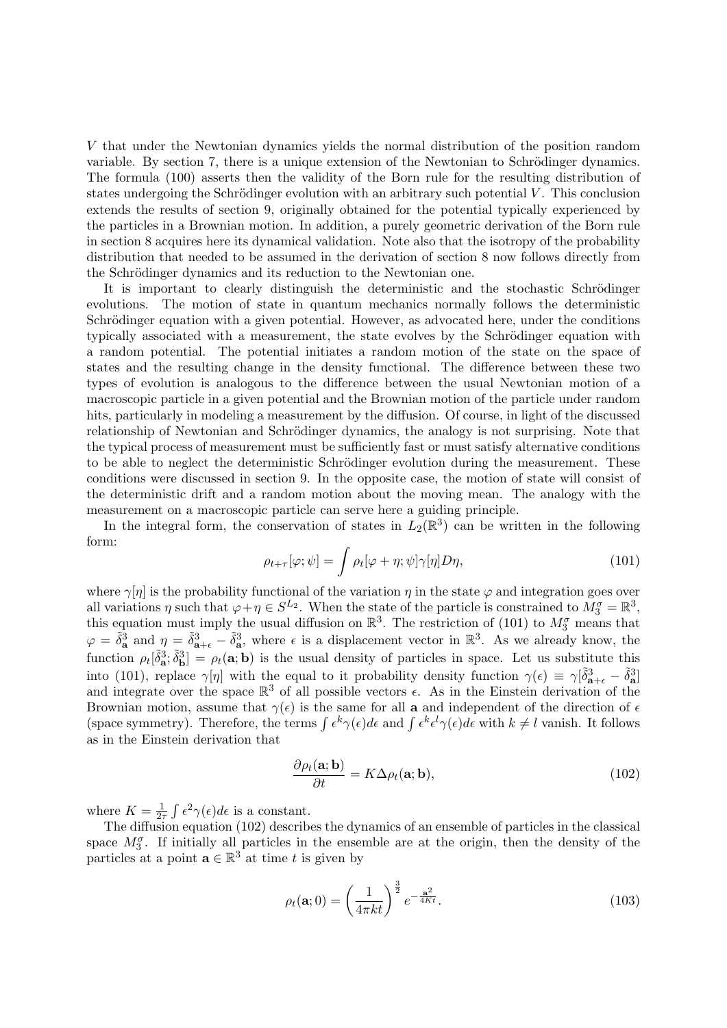$V$ that under the Newtonian dynamics yields the normal distribution of the position random variable. By section 7, there is a unique extension of the Newtonian to Schrödinger dynamics. The formula (100) asserts then the validity of the Born rule for the resulting distribution of states undergoing the Schrödinger evolution with an arbitrary such potential $V$. This conclusion extends the results of section 9, originally obtained for the potential typically experienced by the particles in a Brownian motion. In addition, a purely geometric derivation of the Born rule in section 8 acquires here its dynamical validation. Note also that the isotropy of the probability distribution that needed to be assumed in the derivation of section 8 now follows directly from the Schrödinger dynamics and its reduction to the Newtonian one.

It is important to clearly distinguish the deterministic and the stochastic Schrödinger evolutions. The motion of state in quantum mechanics normally follows the deterministic Schrödinger equation with a given potential. However, as advocated here, under the conditions typically associated with a measurement, the state evolves by the Schrödinger equation with a random potential. The potential initiates a random motion of the state on the space of states and the resulting change in the density functional. The difference between these two types of evolution is analogous to the difference between the usual Newtonian motion of a macroscopic particle in a given potential and the Brownian motion of the particle under random hits, particularly in modeling a measurement by the diffusion. Of course, in light of the discussed relationship of Newtonian and Schrödinger dynamics, the analogy is not surprising. Note that the typical process of measurement must be sufficiently fast or must satisfy alternative conditions to be able to neglect the deterministic Schrödinger evolution during the measurement. These conditions were discussed in section 9. In the opposite case, the motion of state will consist of the deterministic drift and a random motion about the moving mean. The analogy with the measurement on a macroscopic particle can serve here a guiding principle.

In the integral form, the conservation of states in $L_2(\mathbb{R}^3)$ can be written in the following form:

$$\rho_{t+\tau}[\varphi;\psi] = \int \rho_t[\varphi+\eta;\psi]\gamma[\eta]D\eta, \tag{101}$$

where $\gamma[\eta]$ is the probability functional of the variation $\eta$ in the state $\varphi$ and integration goes over all variations $\eta$ such that $\varphi+\eta \in S^{L_2}$. When the state of the particle is constrained to $M_3^\sigma = \mathbb{R}^3$, this equation must imply the usual diffusion on $\mathbb{R}^3$. The restriction of (101) to $M_3^\sigma$ means that $\varphi = \tilde{\delta}^3_{\mathbf{a}}$ and $\eta = \tilde{\delta}^3_{\mathbf{a}+\epsilon} - \tilde{\delta}^3_{\mathbf{a}}$, where $\epsilon$ is a displacement vector in $\mathbb{R}^3$. As we already know, the function $\rho_t[\tilde{\delta}^3_{\mathbf{a}};\tilde{\delta}^3_{\mathbf{b}}] = \rho_t(\mathbf{a};\mathbf{b})$ is the usual density of particles in space. Let us substitute this into (101), replace $\gamma[\eta]$ with the equal to it probability density function $\gamma(\epsilon) \equiv \gamma[\tilde{\delta}^3_{\mathbf{a}+\epsilon} - \tilde{\delta}^3_{\mathbf{a}}]$ and integrate over the space $\mathbb{R}^3$ of all possible vectors $\epsilon$. As in the Einstein derivation of the Brownian motion, assume that $\gamma(\epsilon)$ is the same for all $\mathbf{a}$ and independent of the direction of $\epsilon$ (space symmetry). Therefore, the terms $\int \epsilon^k \gamma(\epsilon)d\epsilon$ and $\int \epsilon^k\epsilon^l\gamma(\epsilon)d\epsilon$ with $k \neq l$ vanish. It follows as in the Einstein derivation that

$$\frac{\partial \rho_t(\mathbf{a};\mathbf{b})}{\partial t} = K\Delta\rho_t(\mathbf{a};\mathbf{b}), \tag{102}$$

where $K = \frac{1}{2\tau}\int \epsilon^2\gamma(\epsilon)d\epsilon$ is a constant.

The diffusion equation (102) describes the dynamics of an ensemble of particles in the classical space $M_3^\sigma$. If initially all particles in the ensemble are at the origin, then the density of the particles at a point $\mathbf{a} \in \mathbb{R}^3$ at time $t$ is given by

$$\rho_t(\mathbf{a};0) = \left(\frac{1}{4\pi kt}\right)^{\frac{3}{2}} e^{-\frac{\mathbf{a}^2}{4Kt}}. \tag{103}$$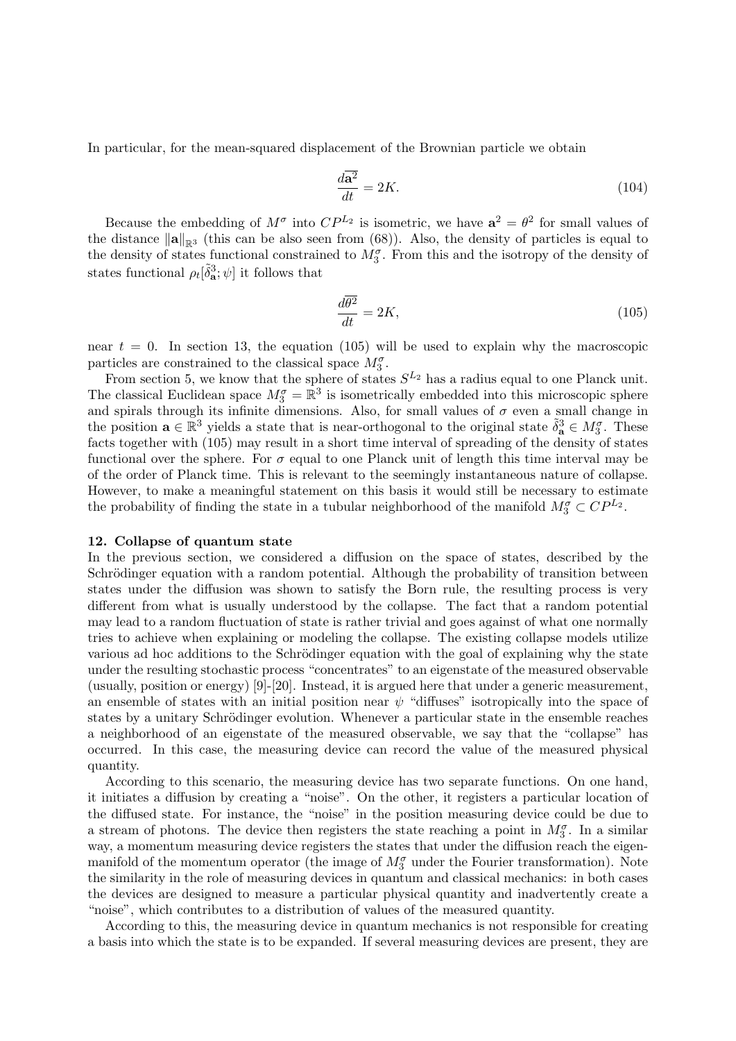In particular, for the mean-squared displacement of the Brownian particle we obtain

$$\frac{d\overline{\mathbf{a}^2}}{dt} = 2K. \tag{104}$$

Because the embedding of $M^\sigma$ into $CP^{L_2}$ is isometric, we have $\mathbf{a}^2 = \theta^2$ for small values of the distance $\|\mathbf{a}\|_{\mathbb{R}^3}$ (this can be also seen from (68)). Also, the density of particles is equal to the density of states functional constrained to $M_3^\sigma$. From this and the isotropy of the density of states functional $\rho_t[\tilde{\delta}^3_{\mathbf{a}}; \psi]$ it follows that

$$\frac{d\overline{\theta^2}}{dt} = 2K, \tag{105}$$

near $t = 0$. In section 13, the equation (105) will be used to explain why the macroscopic particles are constrained to the classical space $M_3^\sigma$.

From section 5, we know that the sphere of states $S^{L_2}$ has a radius equal to one Planck unit. The classical Euclidean space $M_3^\sigma = \mathbb{R}^3$ is isometrically embedded into this microscopic sphere and spirals through its infinite dimensions. Also, for small values of $\sigma$ even a small change in the position $\mathbf{a} \in \mathbb{R}^3$ yields a state that is near-orthogonal to the original state $\tilde{\delta}^3_{\mathbf{a}} \in M_3^\sigma$. These facts together with (105) may result in a short time interval of spreading of the density of states functional over the sphere. For $\sigma$ equal to one Planck unit of length this time interval may be of the order of Planck time. This is relevant to the seemingly instantaneous nature of collapse. However, to make a meaningful statement on this basis it would still be necessary to estimate the probability of finding the state in a tubular neighborhood of the manifold $M_3^\sigma \subset CP^{L_2}$.

## 12. Collapse of quantum state

In the previous section, we considered a diffusion on the space of states, described by the Schrödinger equation with a random potential. Although the probability of transition between states under the diffusion was shown to satisfy the Born rule, the resulting process is very different from what is usually understood by the collapse. The fact that a random potential may lead to a random fluctuation of state is rather trivial and goes against of what one normally tries to achieve when explaining or modeling the collapse. The existing collapse models utilize various ad hoc additions to the Schrödinger equation with the goal of explaining why the state under the resulting stochastic process "concentrates" to an eigenstate of the measured observable (usually, position or energy) [9]-[20]. Instead, it is argued here that under a generic measurement, an ensemble of states with an initial position near $\psi$ "diffuses" isotropically into the space of states by a unitary Schrödinger evolution. Whenever a particular state in the ensemble reaches a neighborhood of an eigenstate of the measured observable, we say that the "collapse" has occurred. In this case, the measuring device can record the value of the measured physical quantity.

According to this scenario, the measuring device has two separate functions. On one hand, it initiates a diffusion by creating a "noise". On the other, it registers a particular location of the diffused state. For instance, the "noise" in the position measuring device could be due to a stream of photons. The device then registers the state reaching a point in $M_3^\sigma$. In a similar way, a momentum measuring device registers the states that under the diffusion reach the eigenmanifold of the momentum operator (the image of $M_3^\sigma$ under the Fourier transformation). Note the similarity in the role of measuring devices in quantum and classical mechanics: in both cases the devices are designed to measure a particular physical quantity and inadvertently create a "noise", which contributes to a distribution of values of the measured quantity.

According to this, the measuring device in quantum mechanics is not responsible for creating a basis into which the state is to be expanded. If several measuring devices are present, they are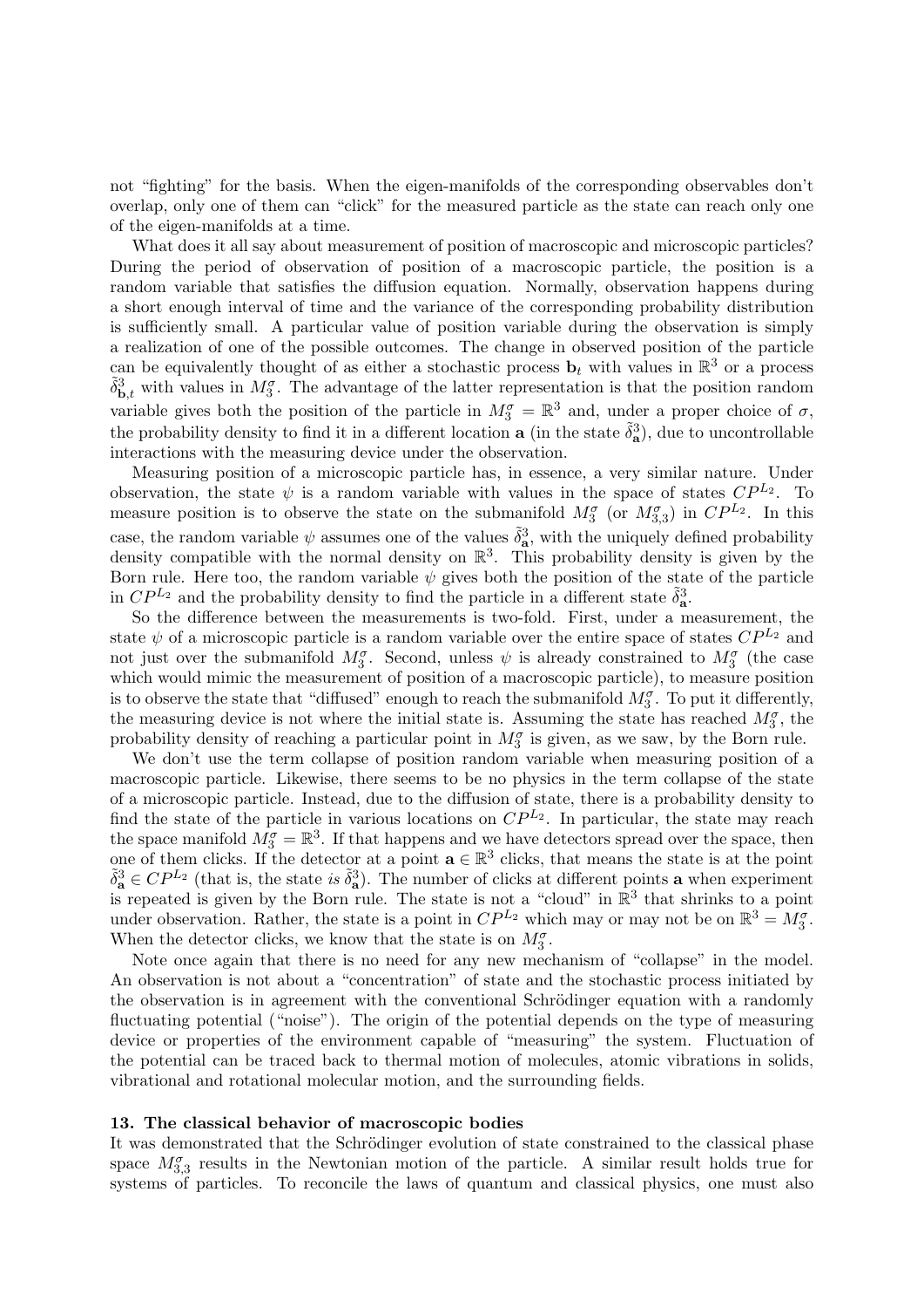not "fighting" for the basis. When the eigen-manifolds of the corresponding observables don't overlap, only one of them can "click" for the measured particle as the state can reach only one of the eigen-manifolds at a time.

What does it all say about measurement of position of macroscopic and microscopic particles? During the period of observation of position of a macroscopic particle, the position is a random variable that satisfies the diffusion equation. Normally, observation happens during a short enough interval of time and the variance of the corresponding probability distribution is sufficiently small. A particular value of position variable during the observation is simply a realization of one of the possible outcomes. The change in observed position of the particle can be equivalently thought of as either a stochastic process $\mathbf{b}_t$ with values in $\mathbb{R}^3$ or a process $\tilde{\delta}^3_{\mathbf{b},t}$ with values in $M^\sigma_3$. The advantage of the latter representation is that the position random variable gives both the position of the particle in $M^\sigma_3 = \mathbb{R}^3$ and, under a proper choice of $\sigma$, the probability density to find it in a different location $\mathbf{a}$ (in the state $\tilde{\delta}^3_{\mathbf{a}}$), due to uncontrollable interactions with the measuring device under the observation.

Measuring position of a microscopic particle has, in essence, a very similar nature. Under observation, the state $\psi$ is a random variable with values in the space of states $CP^{L_2}$. To measure position is to observe the state on the submanifold $M^\sigma_3$ (or $M^\sigma_{3,3}$) in $CP^{L_2}$. In this case, the random variable $\psi$ assumes one of the values $\tilde{\delta}^3_{\mathbf{a}}$, with the uniquely defined probability density compatible with the normal density on $\mathbb{R}^3$. This probability density is given by the Born rule. Here too, the random variable $\psi$ gives both the position of the state of the particle in $CP^{L_2}$ and the probability density to find the particle in a different state $\tilde{\delta}^3_{\mathbf{a}}$.

So the difference between the measurements is two-fold. First, under a measurement, the state $\psi$ of a microscopic particle is a random variable over the entire space of states $CP^{L_2}$ and not just over the submanifold $M^\sigma_3$. Second, unless $\psi$ is already constrained to $M^\sigma_3$ (the case which would mimic the measurement of position of a macroscopic particle), to measure position is to observe the state that "diffused" enough to reach the submanifold $M^\sigma_3$. To put it differently, the measuring device is not where the initial state is. Assuming the state has reached $M^\sigma_3$, the probability density of reaching a particular point in $M^\sigma_3$ is given, as we saw, by the Born rule.

We don't use the term collapse of position random variable when measuring position of a macroscopic particle. Likewise, there seems to be no physics in the term collapse of the state of a microscopic particle. Instead, due to the diffusion of state, there is a probability density to find the state of the particle in various locations on $CP^{L_2}$. In particular, the state may reach the space manifold $M^\sigma_3 = \mathbb{R}^3$. If that happens and we have detectors spread over the space, then one of them clicks. If the detector at a point $\mathbf{a} \in \mathbb{R}^3$ clicks, that means the state is at the point $\tilde{\delta}^3_{\mathbf{a}} \in CP^{L_2}$ (that is, the state *is* $\tilde{\delta}^3_{\mathbf{a}}$). The number of clicks at different points $\mathbf{a}$ when experiment is repeated is given by the Born rule. The state is not a "cloud" in $\mathbb{R}^3$ that shrinks to a point under observation. Rather, the state is a point in $CP^{L_2}$ which may or may not be on $\mathbb{R}^3 = M^\sigma_3$. When the detector clicks, we know that the state is on $M^\sigma_3$.

Note once again that there is no need for any new mechanism of "collapse" in the model. An observation is not about a "concentration" of state and the stochastic process initiated by the observation is in agreement with the conventional Schrödinger equation with a randomly fluctuating potential ("noise"). The origin of the potential depends on the type of measuring device or properties of the environment capable of "measuring" the system. Fluctuation of the potential can be traced back to thermal motion of molecules, atomic vibrations in solids, vibrational and rotational molecular motion, and the surrounding fields.

**13. The classical behavior of macroscopic bodies**

It was demonstrated that the Schrödinger evolution of state constrained to the classical phase space $M^\sigma_{3,3}$ results in the Newtonian motion of the particle. A similar result holds true for systems of particles. To reconcile the laws of quantum and classical physics, one must also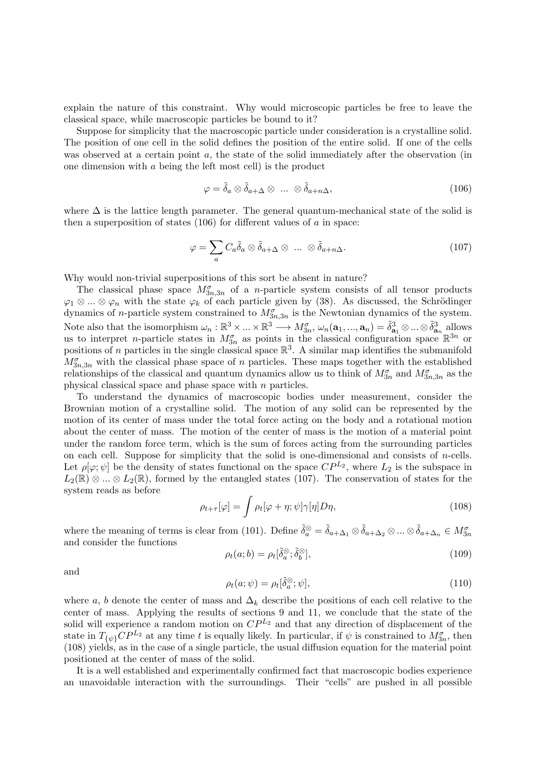explain the nature of this constraint. Why would microscopic particles be free to leave the classical space, while macroscopic particles be bound to it?

Suppose for simplicity that the macroscopic particle under consideration is a crystalline solid. The position of one cell in the solid defines the position of the entire solid. If one of the cells was observed at a certain point $a$, the state of the solid immediately after the observation (in one dimension with $a$ being the left most cell) is the product

$$\varphi = \tilde{\delta}_a \otimes \tilde{\delta}_{a+\Delta} \otimes \ ... \ \otimes \tilde{\delta}_{a+n\Delta}, \tag{106}$$

where $\Delta$ is the lattice length parameter. The general quantum-mechanical state of the solid is then a superposition of states (106) for different values of $a$ in space:

$$\varphi = \sum_a C_a \tilde{\delta}_a \otimes \tilde{\delta}_{a+\Delta} \otimes \ ... \ \otimes \tilde{\delta}_{a+n\Delta}. \tag{107}$$

Why would non-trivial superpositions of this sort be absent in nature?

The classical phase space $M^{\sigma}_{3n,3n}$ of a $n$-particle system consists of all tensor products $\varphi_1 \otimes ... \otimes \varphi_n$ with the state $\varphi_k$ of each particle given by (38). As discussed, the Schrödinger dynamics of $n$-particle system constrained to $M^{\sigma}_{3n,3n}$ is the Newtonian dynamics of the system. Note also that the isomorphism $\omega_n : \mathbb{R}^3 \times ... \times \mathbb{R}^3 \longrightarrow M^{\sigma}_{3n}$, $\omega_n(\mathbf{a}_1, ..., \mathbf{a}_n) = \tilde{\delta}^3_{\mathbf{a}_1} \otimes ... \otimes \tilde{\delta}^3_{\mathbf{a}_n}$ allows us to interpret $n$-particle states in $M^{\sigma}_{3n}$ as points in the classical configuration space $\mathbb{R}^{3n}$ or positions of $n$ particles in the single classical space $\mathbb{R}^3$. A similar map identifies the submanifold $M^{\sigma}_{3n,3n}$ with the classical phase space of $n$ particles. These maps together with the established relationships of the classical and quantum dynamics allow us to think of $M^{\sigma}_{3n}$ and $M^{\sigma}_{3n,3n}$ as the physical classical space and phase space with $n$ particles.

To understand the dynamics of macroscopic bodies under measurement, consider the Brownian motion of a crystalline solid. The motion of any solid can be represented by the motion of its center of mass under the total force acting on the body and a rotational motion about the center of mass. The motion of the center of mass is the motion of a material point under the random force term, which is the sum of forces acting from the surrounding particles on each cell. Suppose for simplicity that the solid is one-dimensional and consists of $n$-cells. Let $\rho[\varphi; \psi]$ be the density of states functional on the space $CP^{L_2}$, where $L_2$ is the subspace in $L_2(\mathbb{R}) \otimes ... \otimes L_2(\mathbb{R})$, formed by the entangled states (107). The conservation of states for the system reads as before

$$\rho_{t+\tau}[\varphi] = \int \rho_t[\varphi + \eta; \psi] \gamma[\eta] D\eta, \tag{108}$$

where the meaning of terms is clear from (101). Define $\tilde{\delta}^{\otimes}_a = \tilde{\delta}_{a+\Delta_1} \otimes \tilde{\delta}_{a+\Delta_2} \otimes ... \otimes \tilde{\delta}_{a+\Delta_n} \in M^{\sigma}_{3n}$ and consider the functions

$$\rho_t(a; b) = \rho_t[\tilde{\delta}^{\otimes}_a; \tilde{\delta}^{\otimes}_b], \tag{109}$$

and

$$\rho_t(a; \psi) = \rho_t[\tilde{\delta}^{\otimes}_a; \psi], \tag{110}$$

where $a$, $b$ denote the center of mass and $\Delta_k$ describe the positions of each cell relative to the center of mass. Applying the results of sections 9 and 11, we conclude that the state of the solid will experience a random motion on $CP^{L_2}$ and that any direction of displacement of the state in $T_{\{\psi\}}CP^{L_2}$ at any time $t$ is equally likely. In particular, if $\psi$ is constrained to $M^{\sigma}_{3n}$, then (108) yields, as in the case of a single particle, the usual diffusion equation for the material point positioned at the center of mass of the solid.

It is a well established and experimentally confirmed fact that macroscopic bodies experience an unavoidable interaction with the surroundings. Their "cells" are pushed in all possible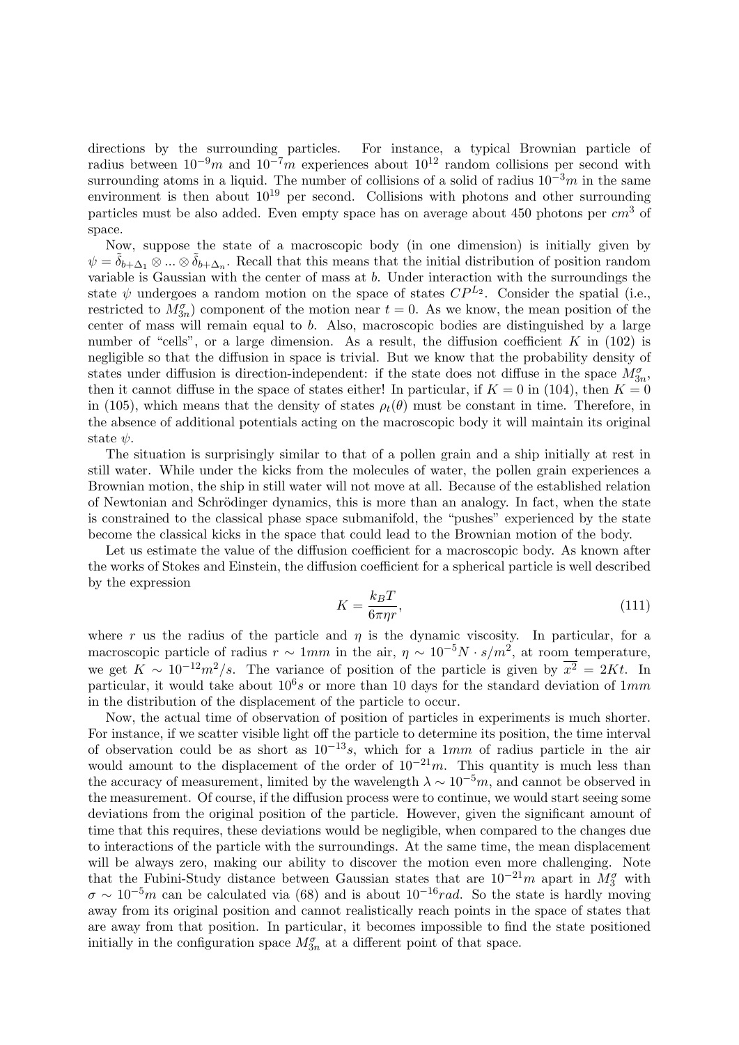directions by the surrounding particles. For instance, a typical Brownian particle of radius between $10^{-9}m$ and $10^{-7}m$ experiences about $10^{12}$ random collisions per second with surrounding atoms in a liquid. The number of collisions of a solid of radius $10^{-3}m$ in the same environment is then about $10^{19}$ per second. Collisions with photons and other surrounding particles must be also added. Even empty space has on average about 450 photons per $cm^3$ of space.

Now, suppose the state of a macroscopic body (in one dimension) is initially given by $\psi = \tilde{\delta}_{b+\Delta_1} \otimes ... \otimes \tilde{\delta}_{b+\Delta_n}$. Recall that this means that the initial distribution of position random variable is Gaussian with the center of mass at $b$. Under interaction with the surroundings the state $\psi$ undergoes a random motion on the space of states $CP^{L_2}$. Consider the spatial (i.e., restricted to $M^{\sigma}_{3n}$) component of the motion near $t = 0$. As we know, the mean position of the center of mass will remain equal to $b$. Also, macroscopic bodies are distinguished by a large number of "cells", or a large dimension. As a result, the diffusion coefficient $K$ in (102) is negligible so that the diffusion in space is trivial. But we know that the probability density of states under diffusion is direction-independent: if the state does not diffuse in the space $M^{\sigma}_{3n}$, then it cannot diffuse in the space of states either! In particular, if $K = 0$ in (104), then $K = 0$ in (105), which means that the density of states $\rho_t(\theta)$ must be constant in time. Therefore, in the absence of additional potentials acting on the macroscopic body it will maintain its original state $\psi$.

The situation is surprisingly similar to that of a pollen grain and a ship initially at rest in still water. While under the kicks from the molecules of water, the pollen grain experiences a Brownian motion, the ship in still water will not move at all. Because of the established relation of Newtonian and Schrödinger dynamics, this is more than an analogy. In fact, when the state is constrained to the classical phase space submanifold, the "pushes" experienced by the state become the classical kicks in the space that could lead to the Brownian motion of the body.

Let us estimate the value of the diffusion coefficient for a macroscopic body. As known after the works of Stokes and Einstein, the diffusion coefficient for a spherical particle is well described by the expression

$$K = \frac{k_B T}{6\pi \eta r}, \tag{111}$$

where $r$ us the radius of the particle and $\eta$ is the dynamic viscosity. In particular, for a macroscopic particle of radius $r \sim 1mm$ in the air, $\eta \sim 10^{-5}N \cdot s/m^2$, at room temperature, we get $K \sim 10^{-12}m^2/s$. The variance of position of the particle is given by $\overline{x^2} = 2Kt$. In particular, it would take about $10^6 s$ or more than 10 days for the standard deviation of $1mm$ in the distribution of the displacement of the particle to occur.

Now, the actual time of observation of position of particles in experiments is much shorter. For instance, if we scatter visible light off the particle to determine its position, the time interval of observation could be as short as $10^{-13}s$, which for a $1mm$ of radius particle in the air would amount to the displacement of the order of $10^{-21}m$. This quantity is much less than the accuracy of measurement, limited by the wavelength $\lambda \sim 10^{-5}m$, and cannot be observed in the measurement. Of course, if the diffusion process were to continue, we would start seeing some deviations from the original position of the particle. However, given the significant amount of time that this requires, these deviations would be negligible, when compared to the changes due to interactions of the particle with the surroundings. At the same time, the mean displacement will be always zero, making our ability to discover the motion even more challenging. Note that the Fubini-Study distance between Gaussian states that are $10^{-21}m$ apart in $M^{\sigma}_3$ with $\sigma \sim 10^{-5}m$ can be calculated via (68) and is about $10^{-16}rad$. So the state is hardly moving away from its original position and cannot realistically reach points in the space of states that are away from that position. In particular, it becomes impossible to find the state positioned initially in the configuration space $M^{\sigma}_{3n}$ at a different point of that space.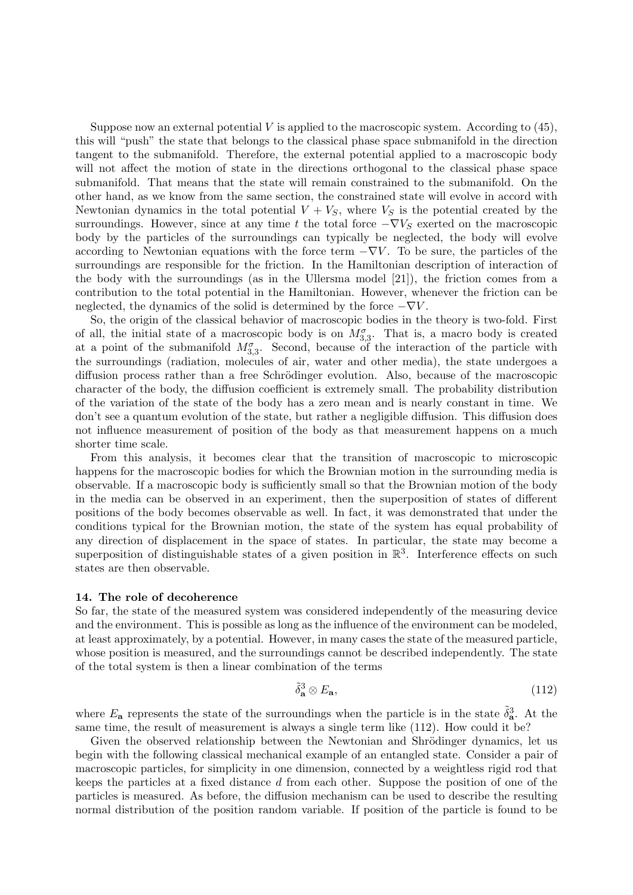Suppose now an external potential $V$ is applied to the macroscopic system. According to (45), this will "push" the state that belongs to the classical phase space submanifold in the direction tangent to the submanifold. Therefore, the external potential applied to a macroscopic body will not affect the motion of state in the directions orthogonal to the classical phase space submanifold. That means that the state will remain constrained to the submanifold. On the other hand, as we know from the same section, the constrained state will evolve in accord with Newtonian dynamics in the total potential $V + V_S$, where $V_S$ is the potential created by the surroundings. However, since at any time $t$ the total force $-\nabla V_S$ exerted on the macroscopic body by the particles of the surroundings can typically be neglected, the body will evolve according to Newtonian equations with the force term $-\nabla V$. To be sure, the particles of the surroundings are responsible for the friction. In the Hamiltonian description of interaction of the body with the surroundings (as in the Ullersma model [21]), the friction comes from a contribution to the total potential in the Hamiltonian. However, whenever the friction can be neglected, the dynamics of the solid is determined by the force $-\nabla V$.

So, the origin of the classical behavior of macroscopic bodies in the theory is two-fold. First of all, the initial state of a macroscopic body is on $M^{\sigma}_{3,3}$. That is, a macro body is created at a point of the submanifold $M^{\sigma}_{3,3}$. Second, because of the interaction of the particle with the surroundings (radiation, molecules of air, water and other media), the state undergoes a diffusion process rather than a free Schrödinger evolution. Also, because of the macroscopic character of the body, the diffusion coefficient is extremely small. The probability distribution of the variation of the state of the body has a zero mean and is nearly constant in time. We don't see a quantum evolution of the state, but rather a negligible diffusion. This diffusion does not influence measurement of position of the body as that measurement happens on a much shorter time scale.

From this analysis, it becomes clear that the transition of macroscopic to microscopic happens for the macroscopic bodies for which the Brownian motion in the surrounding media is observable. If a macroscopic body is sufficiently small so that the Brownian motion of the body in the media can be observed in an experiment, then the superposition of states of different positions of the body becomes observable as well. In fact, it was demonstrated that under the conditions typical for the Brownian motion, the state of the system has equal probability of any direction of displacement in the space of states. In particular, the state may become a superposition of distinguishable states of a given position in $\mathbb{R}^3$. Interference effects on such states are then observable.

**14. The role of decoherence**

So far, the state of the measured system was considered independently of the measuring device and the environment. This is possible as long as the influence of the environment can be modeled, at least approximately, by a potential. However, in many cases the state of the measured particle, whose position is measured, and the surroundings cannot be described independently. The state of the total system is then a linear combination of the terms

$$\tilde{\delta}^3_{\mathbf{a}} \otimes E_{\mathbf{a}}, \tag{112}$$

where $E_{\mathbf{a}}$ represents the state of the surroundings when the particle is in the state $\tilde{\delta}^3_{\mathbf{a}}$. At the same time, the result of measurement is always a single term like (112). How could it be?

Given the observed relationship between the Newtonian and Shrödinger dynamics, let us begin with the following classical mechanical example of an entangled state. Consider a pair of macroscopic particles, for simplicity in one dimension, connected by a weightless rigid rod that keeps the particles at a fixed distance $d$ from each other. Suppose the position of one of the particles is measured. As before, the diffusion mechanism can be used to describe the resulting normal distribution of the position random variable. If position of the particle is found to be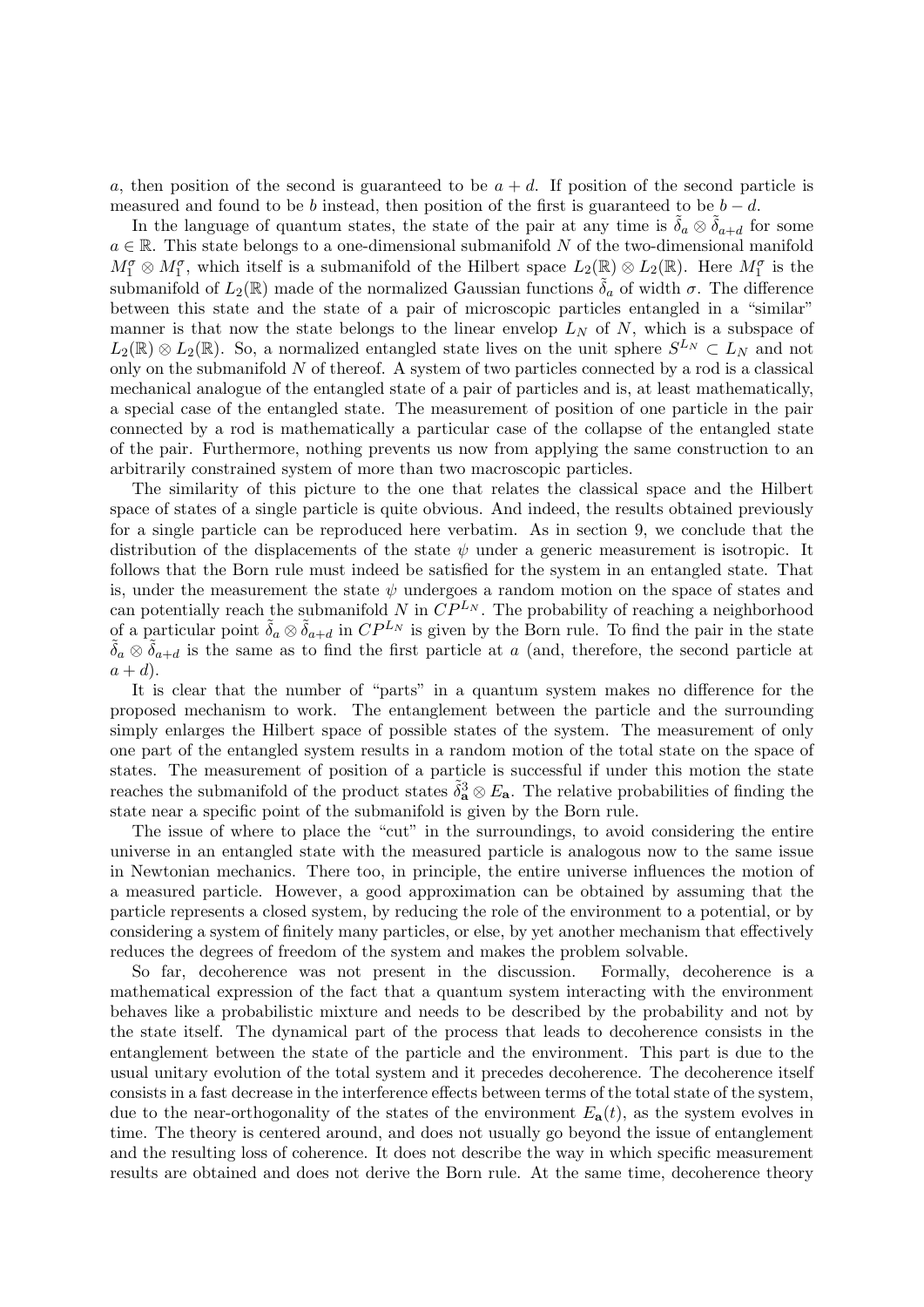$a$, then position of the second is guaranteed to be $a+d$. If position of the second particle is measured and found to be $b$ instead, then position of the first is guaranteed to be $b-d$.

In the language of quantum states, the state of the pair at any time is $\tilde{\delta}_a \otimes \tilde{\delta}_{a+d}$ for some $a \in \mathbb{R}$. This state belongs to a one-dimensional submanifold $N$ of the two-dimensional manifold $M_1^\sigma \otimes M_1^\sigma$, which itself is a submanifold of the Hilbert space $L_2(\mathbb{R}) \otimes L_2(\mathbb{R})$. Here $M_1^\sigma$ is the submanifold of $L_2(\mathbb{R})$ made of the normalized Gaussian functions $\tilde{\delta}_a$ of width $\sigma$. The difference between this state and the state of a pair of microscopic particles entangled in a "similar" manner is that now the state belongs to the linear envelop $L_N$ of $N$, which is a subspace of $L_2(\mathbb{R}) \otimes L_2(\mathbb{R})$. So, a normalized entangled state lives on the unit sphere $S^{L_N} \subset L_N$ and not only on the submanifold $N$ of thereof. A system of two particles connected by a rod is a classical mechanical analogue of the entangled state of a pair of particles and is, at least mathematically, a special case of the entangled state. The measurement of position of one particle in the pair connected by a rod is mathematically a particular case of the collapse of the entangled state of the pair. Furthermore, nothing prevents us now from applying the same construction to an arbitrarily constrained system of more than two macroscopic particles.

The similarity of this picture to the one that relates the classical space and the Hilbert space of states of a single particle is quite obvious. And indeed, the results obtained previously for a single particle can be reproduced here verbatim. As in section 9, we conclude that the distribution of the displacements of the state $\psi$ under a generic measurement is isotropic. It follows that the Born rule must indeed be satisfied for the system in an entangled state. That is, under the measurement the state $\psi$ undergoes a random motion on the space of states and can potentially reach the submanifold $N$ in $CP^{L_N}$. The probability of reaching a neighborhood of a particular point $\tilde{\delta}_a \otimes \tilde{\delta}_{a+d}$ in $CP^{L_N}$ is given by the Born rule. To find the pair in the state $\tilde{\delta}_a \otimes \tilde{\delta}_{a+d}$ is the same as to find the first particle at $a$ (and, therefore, the second particle at $a+d$).

It is clear that the number of "parts" in a quantum system makes no difference for the proposed mechanism to work. The entanglement between the particle and the surrounding simply enlarges the Hilbert space of possible states of the system. The measurement of only one part of the entangled system results in a random motion of the total state on the space of states. The measurement of position of a particle is successful if under this motion the state reaches the submanifold of the product states $\tilde{\delta}^3_{\mathbf{a}} \otimes E_{\mathbf{a}}$. The relative probabilities of finding the state near a specific point of the submanifold is given by the Born rule.

The issue of where to place the "cut" in the surroundings, to avoid considering the entire universe in an entangled state with the measured particle is analogous now to the same issue in Newtonian mechanics. There too, in principle, the entire universe influences the motion of a measured particle. However, a good approximation can be obtained by assuming that the particle represents a closed system, by reducing the role of the environment to a potential, or by considering a system of finitely many particles, or else, by yet another mechanism that effectively reduces the degrees of freedom of the system and makes the problem solvable.

So far, decoherence was not present in the discussion. Formally, decoherence is a mathematical expression of the fact that a quantum system interacting with the environment behaves like a probabilistic mixture and needs to be described by the probability and not by the state itself. The dynamical part of the process that leads to decoherence consists in the entanglement between the state of the particle and the environment. This part is due to the usual unitary evolution of the total system and it precedes decoherence. The decoherence itself consists in a fast decrease in the interference effects between terms of the total state of the system, due to the near-orthogonality of the states of the environment $E_{\mathbf{a}}(t)$, as the system evolves in time. The theory is centered around, and does not usually go beyond the issue of entanglement and the resulting loss of coherence. It does not describe the way in which specific measurement results are obtained and does not derive the Born rule. At the same time, decoherence theory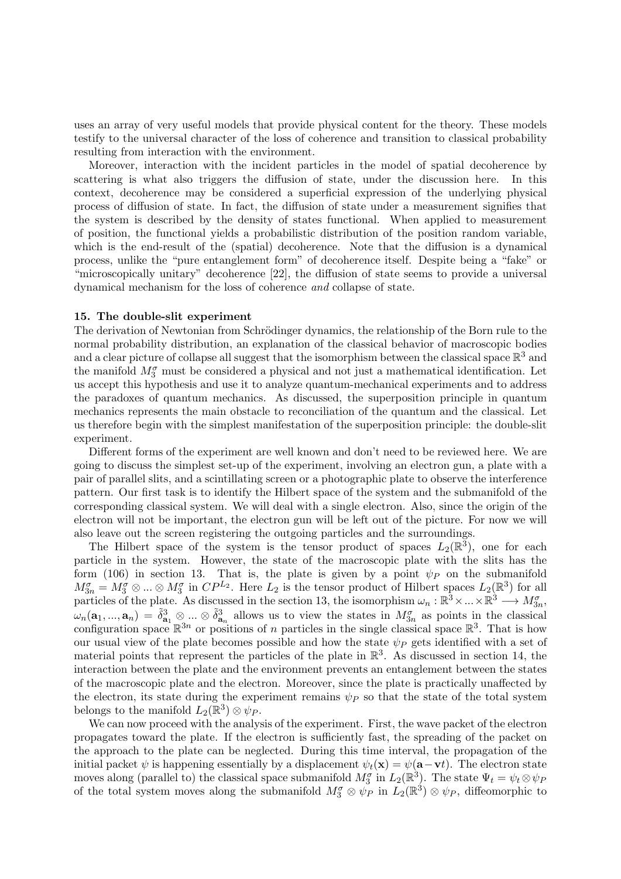uses an array of very useful models that provide physical content for the theory. These models testify to the universal character of the loss of coherence and transition to classical probability resulting from interaction with the environment.

Moreover, interaction with the incident particles in the model of spatial decoherence by scattering is what also triggers the diffusion of state, under the discussion here. In this context, decoherence may be considered a superficial expression of the underlying physical process of diffusion of state. In fact, the diffusion of state under a measurement signifies that the system is described by the density of states functional. When applied to measurement of position, the functional yields a probabilistic distribution of the position random variable, which is the end-result of the (spatial) decoherence. Note that the diffusion is a dynamical process, unlike the "pure entanglement form" of decoherence itself. Despite being a "fake" or "microscopically unitary" decoherence [22], the diffusion of state seems to provide a universal dynamical mechanism for the loss of coherence *and* collapse of state.

**15. The double-slit experiment**

The derivation of Newtonian from Schrödinger dynamics, the relationship of the Born rule to the normal probability distribution, an explanation of the classical behavior of macroscopic bodies and a clear picture of collapse all suggest that the isomorphism between the classical space $\mathbb{R}^3$ and the manifold $M_3^\sigma$ must be considered a physical and not just a mathematical identification. Let us accept this hypothesis and use it to analyze quantum-mechanical experiments and to address the paradoxes of quantum mechanics. As discussed, the superposition principle in quantum mechanics represents the main obstacle to reconciliation of the quantum and the classical. Let us therefore begin with the simplest manifestation of the superposition principle: the double-slit experiment.

Different forms of the experiment are well known and don't need to be reviewed here. We are going to discuss the simplest set-up of the experiment, involving an electron gun, a plate with a pair of parallel slits, and a scintillating screen or a photographic plate to observe the interference pattern. Our first task is to identify the Hilbert space of the system and the submanifold of the corresponding classical system. We will deal with a single electron. Also, since the origin of the electron will not be important, the electron gun will be left out of the picture. For now we will also leave out the screen registering the outgoing particles and the surroundings.

The Hilbert space of the system is the tensor product of spaces $L_2(\mathbb{R}^3)$, one for each particle in the system. However, the state of the macroscopic plate with the slits has the form (106) in section 13. That is, the plate is given by a point $\psi_P$ on the submanifold $M_{3n}^\sigma = M_3^\sigma \otimes ... \otimes M_3^\sigma$ in $CP^{L_2}$. Here $L_2$ is the tensor product of Hilbert spaces $L_2(\mathbb{R}^3)$ for all particles of the plate. As discussed in the section 13, the isomorphism $\omega_n : \mathbb{R}^3 \times ... \times \mathbb{R}^3 \longrightarrow M_{3n}^\sigma$, $\omega_n(\mathbf{a}_1, ..., \mathbf{a}_n) = \tilde{\delta}^3_{\mathbf{a}_1} \otimes ... \otimes \tilde{\delta}^3_{\mathbf{a}_n}$ allows us to view the states in $M_{3n}^\sigma$ as points in the classical configuration space $\mathbb{R}^{3n}$ or positions of $n$ particles in the single classical space $\mathbb{R}^3$. That is how our usual view of the plate becomes possible and how the state $\psi_P$ gets identified with a set of material points that represent the particles of the plate in $\mathbb{R}^3$. As discussed in section 14, the interaction between the plate and the environment prevents an entanglement between the states of the macroscopic plate and the electron. Moreover, since the plate is practically unaffected by the electron, its state during the experiment remains $\psi_P$ so that the state of the total system belongs to the manifold $L_2(\mathbb{R}^3) \otimes \psi_P$.

We can now proceed with the analysis of the experiment. First, the wave packet of the electron propagates toward the plate. If the electron is sufficiently fast, the spreading of the packet on the approach to the plate can be neglected. During this time interval, the propagation of the initial packet $\psi$ is happening essentially by a displacement $\psi_t(\mathbf{x}) = \psi(\mathbf{a} - \mathbf{v}t)$. The electron state moves along (parallel to) the classical space submanifold $M_3^\sigma$ in $L_2(\mathbb{R}^3)$. The state $\Psi_t = \psi_t \otimes \psi_P$ of the total system moves along the submanifold $M_3^\sigma \otimes \psi_P$ in $L_2(\mathbb{R}^3) \otimes \psi_P$, diffeomorphic to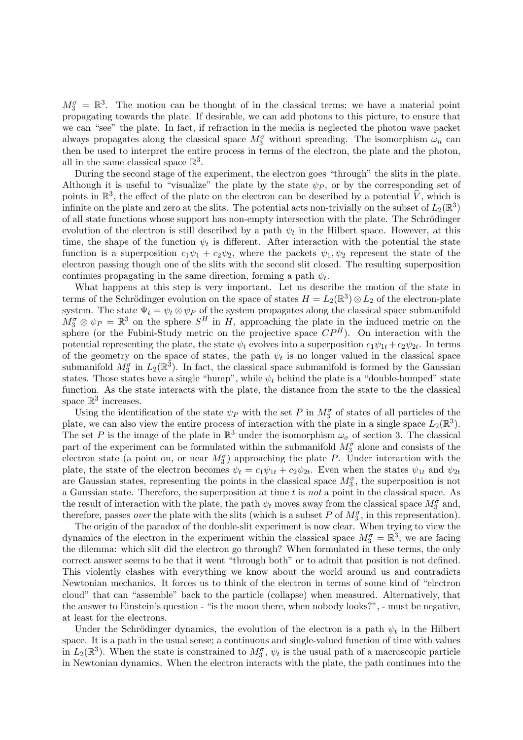$M_3^\sigma = \mathbb{R}^3$. The motion can be thought of in the classical terms; we have a material point propagating towards the plate. If desirable, we can add photons to this picture, to ensure that we can "see" the plate. In fact, if refraction in the media is neglected the photon wave packet always propagates along the classical space $M_3^\sigma$ without spreading. The isomorphism $\omega_n$ can then be used to interpret the entire process in terms of the electron, the plate and the photon, all in the same classical space $\mathbb{R}^3$.

During the second stage of the experiment, the electron goes "through" the slits in the plate. Although it is useful to "visualize" the plate by the state $\psi_P$, or by the corresponding set of points in $\mathbb{R}^3$, the effect of the plate on the electron can be described by a potential $\widehat{V}$, which is infinite on the plate and zero at the slits. The potential acts non-trivially on the subset of $L_2(\mathbb{R}^3)$ of all state functions whose support has non-empty intersection with the plate. The Schrödinger evolution of the electron is still described by a path $\psi_t$ in the Hilbert space. However, at this time, the shape of the function $\psi_t$ is different. After interaction with the potential the state function is a superposition $c_1\psi_1 + c_2\psi_2$, where the packets $\psi_1, \psi_2$ represent the state of the electron passing though one of the slits with the second slit closed. The resulting superposition continues propagating in the same direction, forming a path $\psi_t$.

What happens at this step is very important. Let us describe the motion of the state in terms of the Schrödinger evolution on the space of states $H = L_2(\mathbb{R}^3) \otimes L_2$ of the electron-plate system. The state $\Psi_t = \psi_t \otimes \psi_P$ of the system propagates along the classical space submanifold $M_3^\sigma \otimes \psi_P = \mathbb{R}^3$ on the sphere $S^H$ in $H$, approaching the plate in the induced metric on the sphere (or the Fubini-Study metric on the projective space $CP^H$). On interaction with the potential representing the plate, the state $\psi_t$ evolves into a superposition $c_1\psi_{1t} + c_2\psi_{2t}$. In terms of the geometry on the space of states, the path $\psi_t$ is no longer valued in the classical space submanifold $M_3^\sigma$ in $L_2(\mathbb{R}^3)$. In fact, the classical space submanifold is formed by the Gaussian states. Those states have a single "hump", while $\psi_t$ behind the plate is a "double-humped" state function. As the state interacts with the plate, the distance from the state to the the classical space $\mathbb{R}^3$ increases.

Using the identification of the state $\psi_P$ with the set $P$ in $M_3^\sigma$ of states of all particles of the plate, we can also view the entire process of interaction with the plate in a single space $L_2(\mathbb{R}^3)$. The set $P$ is the image of the plate in $\mathbb{R}^3$ under the isomorphism $\omega_\sigma$ of section 3. The classical part of the experiment can be formulated within the submanifold $M_3^\sigma$ alone and consists of the electron state (a point on, or near $M_3^\sigma$) approaching the plate $P$. Under interaction with the plate, the state of the electron becomes $\psi_t = c_1\psi_{1t} + c_2\psi_{2t}$. Even when the states $\psi_{1t}$ and $\psi_{2t}$ are Gaussian states, representing the points in the classical space $M_3^\sigma$, the superposition is not a Gaussian state. Therefore, the superposition at time $t$ is *not* a point in the classical space. As the result of interaction with the plate, the path $\psi_t$ moves away from the classical space $M_3^\sigma$ and, therefore, passes *over* the plate with the slits (which is a subset $P$ of $M_3^\sigma$, in this representation).

The origin of the paradox of the double-slit experiment is now clear. When trying to view the dynamics of the electron in the experiment within the classical space $M_3^\sigma = \mathbb{R}^3$, we are facing the dilemma: which slit did the electron go through? When formulated in these terms, the only correct answer seems to be that it went "through both" or to admit that position is not defined. This violently clashes with everything we know about the world around us and contradicts Newtonian mechanics. It forces us to think of the electron in terms of some kind of "electron cloud" that can "assemble" back to the particle (collapse) when measured. Alternatively, that the answer to Einstein's question - "is the moon there, when nobody looks?", - must be negative, at least for the electrons.

Under the Schrödinger dynamics, the evolution of the electron is a path $\psi_t$ in the Hilbert space. It is a path in the usual sense; a continuous and single-valued function of time with values in $L_2(\mathbb{R}^3)$. When the state is constrained to $M_3^\sigma$, $\psi_t$ is the usual path of a macroscopic particle in Newtonian dynamics. When the electron interacts with the plate, the path continues into the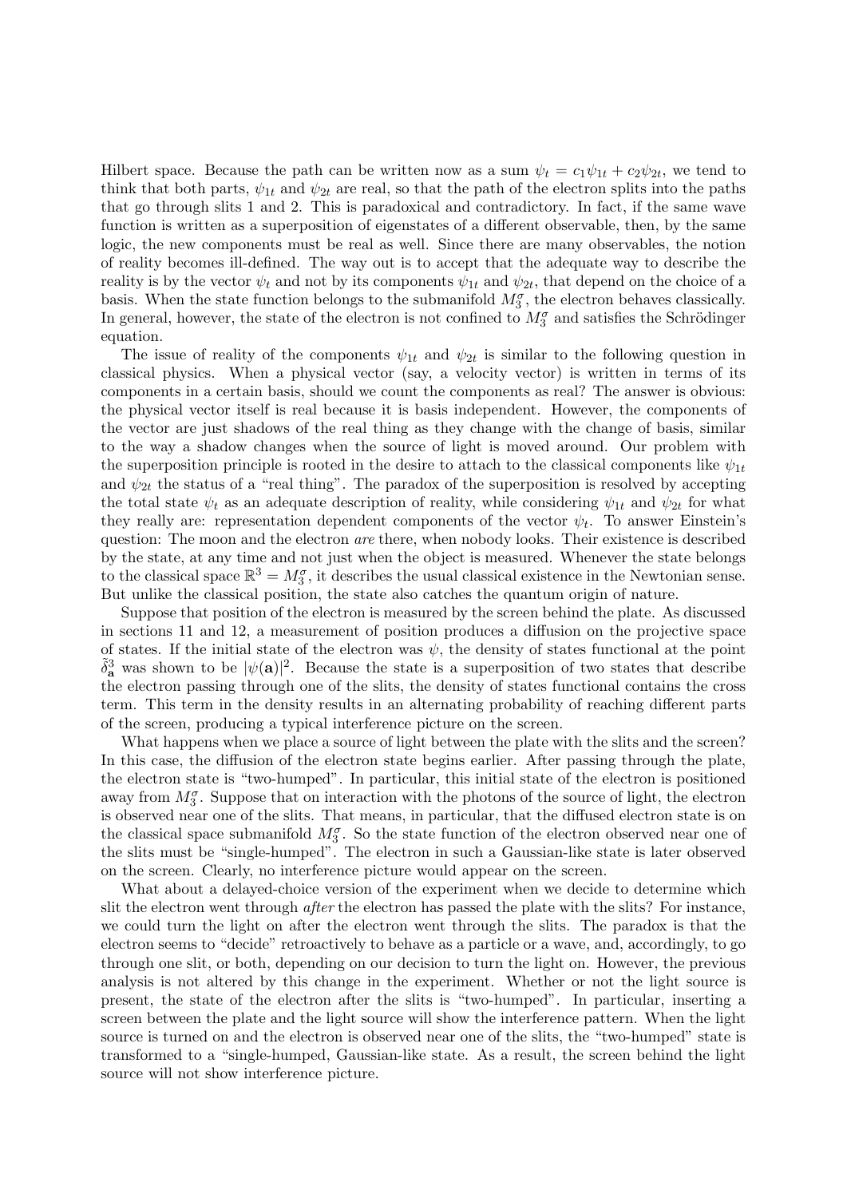Hilbert space. Because the path can be written now as a sum $\psi_t = c_1\psi_{1t} + c_2\psi_{2t}$, we tend to think that both parts, $\psi_{1t}$ and $\psi_{2t}$ are real, so that the path of the electron splits into the paths that go through slits 1 and 2. This is paradoxical and contradictory. In fact, if the same wave function is written as a superposition of eigenstates of a different observable, then, by the same logic, the new components must be real as well. Since there are many observables, the notion of reality becomes ill-defined. The way out is to accept that the adequate way to describe the reality is by the vector $\psi_t$ and not by its components $\psi_{1t}$ and $\psi_{2t}$, that depend on the choice of a basis. When the state function belongs to the submanifold $M_3^\sigma$, the electron behaves classically. In general, however, the state of the electron is not confined to $M_3^\sigma$ and satisfies the Schrödinger equation.

The issue of reality of the components $\psi_{1t}$ and $\psi_{2t}$ is similar to the following question in classical physics. When a physical vector (say, a velocity vector) is written in terms of its components in a certain basis, should we count the components as real? The answer is obvious: the physical vector itself is real because it is basis independent. However, the components of the vector are just shadows of the real thing as they change with the change of basis, similar to the way a shadow changes when the source of light is moved around. Our problem with the superposition principle is rooted in the desire to attach to the classical components like $\psi_{1t}$ and $\psi_{2t}$ the status of a "real thing". The paradox of the superposition is resolved by accepting the total state $\psi_t$ as an adequate description of reality, while considering $\psi_{1t}$ and $\psi_{2t}$ for what they really are: representation dependent components of the vector $\psi_t$. To answer Einstein's question: The moon and the electron *are* there, when nobody looks. Their existence is described by the state, at any time and not just when the object is measured. Whenever the state belongs to the classical space $\mathbb{R}^3 = M_3^\sigma$, it describes the usual classical existence in the Newtonian sense. But unlike the classical position, the state also catches the quantum origin of nature.

Suppose that position of the electron is measured by the screen behind the plate. As discussed in sections 11 and 12, a measurement of position produces a diffusion on the projective space of states. If the initial state of the electron was $\psi$, the density of states functional at the point $\tilde{\delta}^3_{\mathbf{a}}$ was shown to be $|\psi(\mathbf{a})|^2$. Because the state is a superposition of two states that describe the electron passing through one of the slits, the density of states functional contains the cross term. This term in the density results in an alternating probability of reaching different parts of the screen, producing a typical interference picture on the screen.

What happens when we place a source of light between the plate with the slits and the screen? In this case, the diffusion of the electron state begins earlier. After passing through the plate, the electron state is "two-humped". In particular, this initial state of the electron is positioned away from $M_3^\sigma$. Suppose that on interaction with the photons of the source of light, the electron is observed near one of the slits. That means, in particular, that the diffused electron state is on the classical space submanifold $M_3^\sigma$. So the state function of the electron observed near one of the slits must be "single-humped". The electron in such a Gaussian-like state is later observed on the screen. Clearly, no interference picture would appear on the screen.

What about a delayed-choice version of the experiment when we decide to determine which slit the electron went through *after* the electron has passed the plate with the slits? For instance, we could turn the light on after the electron went through the slits. The paradox is that the electron seems to "decide" retroactively to behave as a particle or a wave, and, accordingly, to go through one slit, or both, depending on our decision to turn the light on. However, the previous analysis is not altered by this change in the experiment. Whether or not the light source is present, the state of the electron after the slits is "two-humped". In particular, inserting a screen between the plate and the light source will show the interference pattern. When the light source is turned on and the electron is observed near one of the slits, the "two-humped" state is transformed to a "single-humped, Gaussian-like state. As a result, the screen behind the light source will not show interference picture.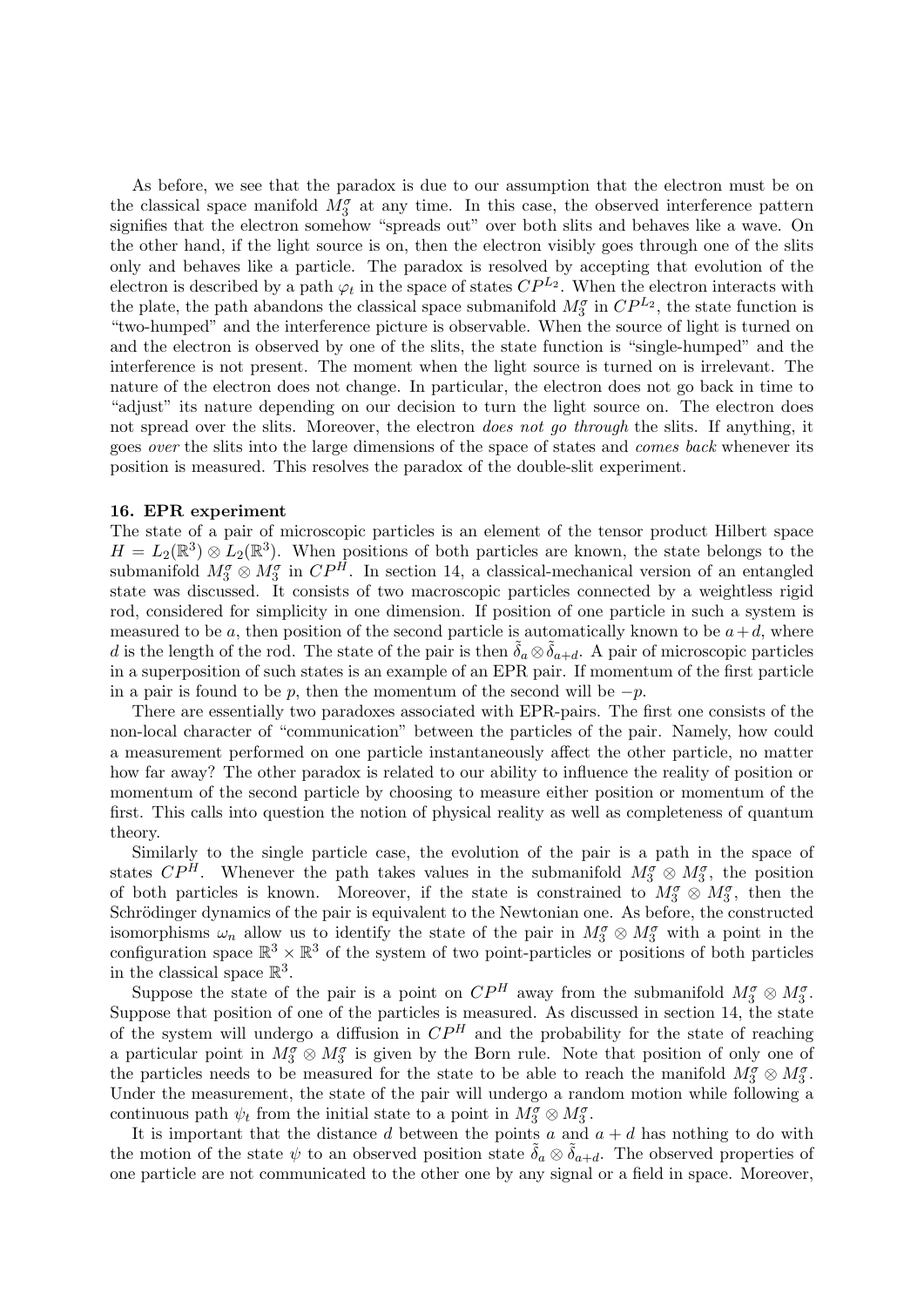As before, we see that the paradox is due to our assumption that the electron must be on the classical space manifold $M_3^\sigma$ at any time. In this case, the observed interference pattern signifies that the electron somehow "spreads out" over both slits and behaves like a wave. On the other hand, if the light source is on, then the electron visibly goes through one of the slits only and behaves like a particle. The paradox is resolved by accepting that evolution of the electron is described by a path $\varphi_t$ in the space of states $CP^{L_2}$. When the electron interacts with the plate, the path abandons the classical space submanifold $M_3^\sigma$ in $CP^{L_2}$, the state function is "two-humped" and the interference picture is observable. When the source of light is turned on and the electron is observed by one of the slits, the state function is "single-humped" and the interference is not present. The moment when the light source is turned on is irrelevant. The nature of the electron does not change. In particular, the electron does not go back in time to "adjust" its nature depending on our decision to turn the light source on. The electron does not spread over the slits. Moreover, the electron *does not go through* the slits. If anything, it goes *over* the slits into the large dimensions of the space of states and *comes back* whenever its position is measured. This resolves the paradox of the double-slit experiment.

**16. EPR experiment**

The state of a pair of microscopic particles is an element of the tensor product Hilbert space $H = L_2(\mathbb{R}^3) \otimes L_2(\mathbb{R}^3)$. When positions of both particles are known, the state belongs to the submanifold $M_3^\sigma \otimes M_3^\sigma$ in $CP^H$. In section 14, a classical-mechanical version of an entangled state was discussed. It consists of two macroscopic particles connected by a weightless rigid rod, considered for simplicity in one dimension. If position of one particle in such a system is measured to be $a$, then position of the second particle is automatically known to be $a+d$, where $d$ is the length of the rod. The state of the pair is then $\tilde{\delta}_a \otimes \tilde{\delta}_{a+d}$. A pair of microscopic particles in a superposition of such states is an example of an EPR pair. If momentum of the first particle in a pair is found to be $p$, then the momentum of the second will be $-p$.

There are essentially two paradoxes associated with EPR-pairs. The first one consists of the non-local character of "communication" between the particles of the pair. Namely, how could a measurement performed on one particle instantaneously affect the other particle, no matter how far away? The other paradox is related to our ability to influence the reality of position or momentum of the second particle by choosing to measure either position or momentum of the first. This calls into question the notion of physical reality as well as completeness of quantum theory.

Similarly to the single particle case, the evolution of the pair is a path in the space of states $CP^H$. Whenever the path takes values in the submanifold $M_3^\sigma \otimes M_3^\sigma$, the position of both particles is known. Moreover, if the state is constrained to $M_3^\sigma \otimes M_3^\sigma$, then the Schrödinger dynamics of the pair is equivalent to the Newtonian one. As before, the constructed isomorphisms $\omega_n$ allow us to identify the state of the pair in $M_3^\sigma \otimes M_3^\sigma$ with a point in the configuration space $\mathbb{R}^3 \times \mathbb{R}^3$ of the system of two point-particles or positions of both particles in the classical space $\mathbb{R}^3$.

Suppose the state of the pair is a point on $CP^H$ away from the submanifold $M_3^\sigma \otimes M_3^\sigma$. Suppose that position of one of the particles is measured. As discussed in section 14, the state of the system will undergo a diffusion in $CP^H$ and the probability for the state of reaching a particular point in $M_3^\sigma \otimes M_3^\sigma$ is given by the Born rule. Note that position of only one of the particles needs to be measured for the state to be able to reach the manifold $M_3^\sigma \otimes M_3^\sigma$. Under the measurement, the state of the pair will undergo a random motion while following a continuous path $\psi_t$ from the initial state to a point in $M_3^\sigma \otimes M_3^\sigma$.

It is important that the distance $d$ between the points $a$ and $a+d$ has nothing to do with the motion of the state $\psi$ to an observed position state $\tilde{\delta}_a \otimes \tilde{\delta}_{a+d}$. The observed properties of one particle are not communicated to the other one by any signal or a field in space. Moreover,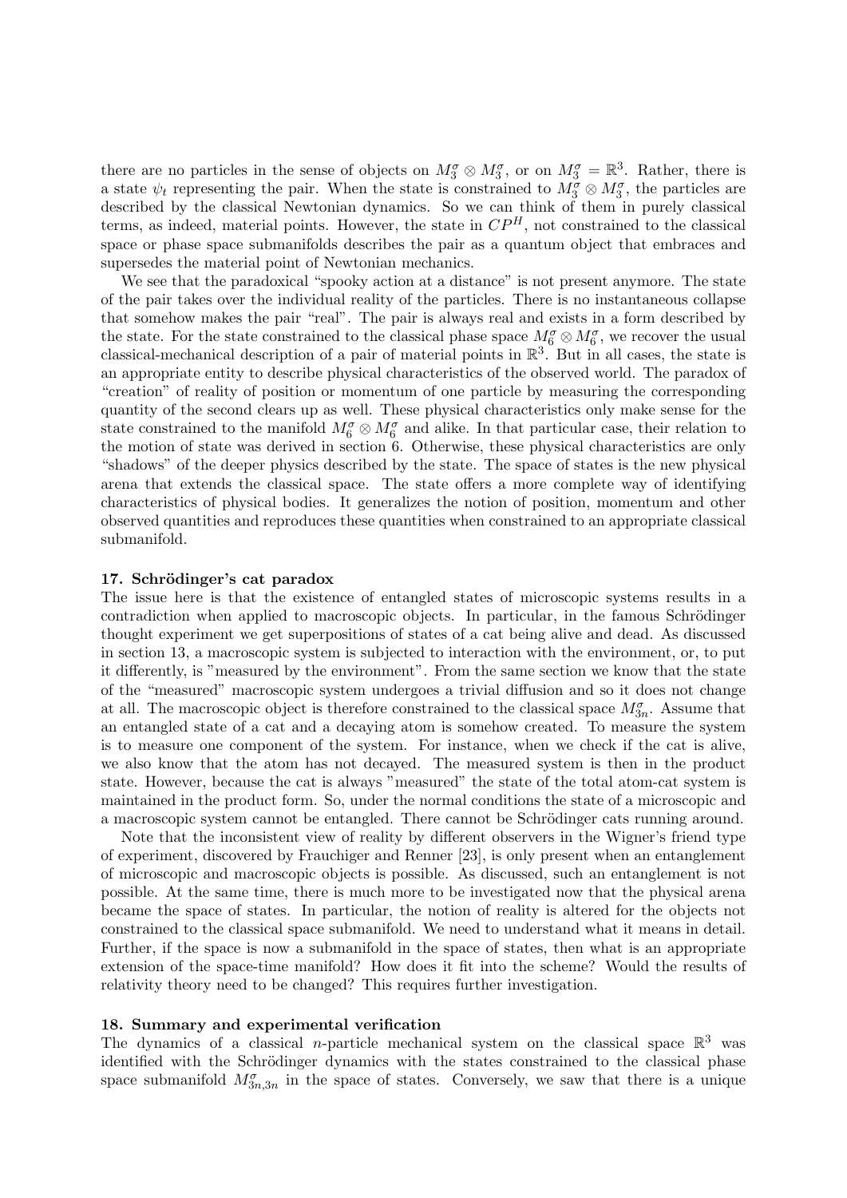there are no particles in the sense of objects on $M_3^\sigma \otimes M_3^\sigma$, or on $M_3^\sigma = \mathbb{R}^3$. Rather, there is a state $\psi_t$ representing the pair. When the state is constrained to $M_3^\sigma \otimes M_3^\sigma$, the particles are described by the classical Newtonian dynamics. So we can think of them in purely classical terms, as indeed, material points. However, the state in $CP^H$, not constrained to the classical space or phase space submanifolds describes the pair as a quantum object that embraces and supersedes the material point of Newtonian mechanics.

We see that the paradoxical "spooky action at a distance" is not present anymore. The state of the pair takes over the individual reality of the particles. There is no instantaneous collapse that somehow makes the pair "real". The pair is always real and exists in a form described by the state. For the state constrained to the classical phase space $M_6^\sigma \otimes M_6^\sigma$, we recover the usual classical-mechanical description of a pair of material points in $\mathbb{R}^3$. But in all cases, the state is an appropriate entity to describe physical characteristics of the observed world. The paradox of "creation" of reality of position or momentum of one particle by measuring the corresponding quantity of the second clears up as well. These physical characteristics only make sense for the state constrained to the manifold $M_6^\sigma \otimes M_6^\sigma$ and alike. In that particular case, their relation to the motion of state was derived in section 6. Otherwise, these physical characteristics are only "shadows" of the deeper physics described by the state. The space of states is the new physical arena that extends the classical space. The state offers a more complete way of identifying characteristics of physical bodies. It generalizes the notion of position, momentum and other observed quantities and reproduces these quantities when constrained to an appropriate classical submanifold.

### 17. Schrödinger's cat paradox

The issue here is that the existence of entangled states of microscopic systems results in a contradiction when applied to macroscopic objects. In particular, in the famous Schrödinger thought experiment we get superpositions of states of a cat being alive and dead. As discussed in section 13, a macroscopic system is subjected to interaction with the environment, or, to put it differently, is "measured by the environment". From the same section we know that the state of the "measured" macroscopic system undergoes a trivial diffusion and so it does not change at all. The macroscopic object is therefore constrained to the classical space $M_{3n}^\sigma$. Assume that an entangled state of a cat and a decaying atom is somehow created. To measure the system is to measure one component of the system. For instance, when we check if the cat is alive, we also know that the atom has not decayed. The measured system is then in the product state. However, because the cat is always "measured" the state of the total atom-cat system is maintained in the product form. So, under the normal conditions the state of a microscopic and a macroscopic system cannot be entangled. There cannot be Schrödinger cats running around.

Note that the inconsistent view of reality by different observers in the Wigner's friend type of experiment, discovered by Frauchiger and Renner [23], is only present when an entanglement of microscopic and macroscopic objects is possible. As discussed, such an entanglement is not possible. At the same time, there is much more to be investigated now that the physical arena became the space of states. In particular, the notion of reality is altered for the objects not constrained to the classical space submanifold. We need to understand what it means in detail. Further, if the space is now a submanifold in the space of states, then what is an appropriate extension of the space-time manifold? How does it fit into the scheme? Would the results of relativity theory need to be changed? This requires further investigation.

### 18. Summary and experimental verification

The dynamics of a classical $n$-particle mechanical system on the classical space $\mathbb{R}^3$ was identified with the Schrödinger dynamics with the states constrained to the classical phase space submanifold $M_{3n,3n}^\sigma$ in the space of states. Conversely, we saw that there is a unique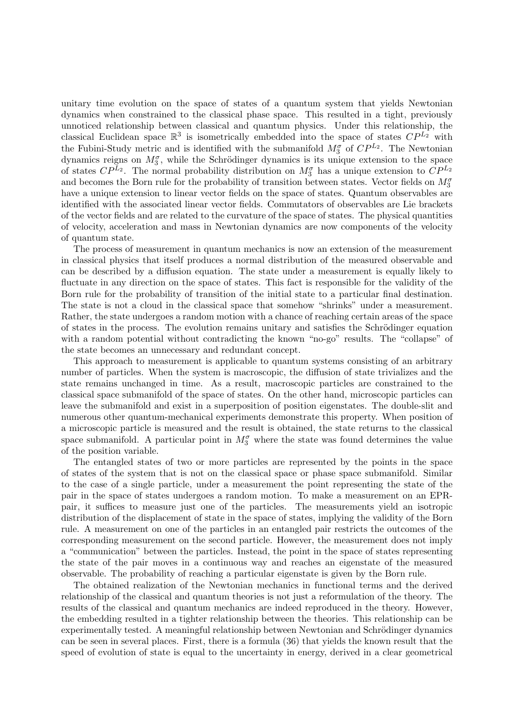unitary time evolution on the space of states of a quantum system that yields Newtonian dynamics when constrained to the classical phase space. This resulted in a tight, previously unnoticed relationship between classical and quantum physics. Under this relationship, the classical Euclidean space $\mathbb{R}^3$ is isometrically embedded into the space of states $CP^{L_2}$ with the Fubini-Study metric and is identified with the submanifold $M_3^\sigma$ of $CP^{L_2}$. The Newtonian dynamics reigns on $M_3^\sigma$, while the Schrödinger dynamics is its unique extension to the space of states $CP^{L_2}$. The normal probability distribution on $M_3^\sigma$ has a unique extension to $CP^{L_2}$ and becomes the Born rule for the probability of transition between states. Vector fields on $M_3^\sigma$ have a unique extension to linear vector fields on the space of states. Quantum observables are identified with the associated linear vector fields. Commutators of observables are Lie brackets of the vector fields and are related to the curvature of the space of states. The physical quantities of velocity, acceleration and mass in Newtonian dynamics are now components of the velocity of quantum state.

The process of measurement in quantum mechanics is now an extension of the measurement in classical physics that itself produces a normal distribution of the measured observable and can be described by a diffusion equation. The state under a measurement is equally likely to fluctuate in any direction on the space of states. This fact is responsible for the validity of the Born rule for the probability of transition of the initial state to a particular final destination. The state is not a cloud in the classical space that somehow "shrinks" under a measurement. Rather, the state undergoes a random motion with a chance of reaching certain areas of the space of states in the process. The evolution remains unitary and satisfies the Schrödinger equation with a random potential without contradicting the known "no-go" results. The "collapse" of the state becomes an unnecessary and redundant concept.

This approach to measurement is applicable to quantum systems consisting of an arbitrary number of particles. When the system is macroscopic, the diffusion of state trivializes and the state remains unchanged in time. As a result, macroscopic particles are constrained to the classical space submanifold of the space of states. On the other hand, microscopic particles can leave the submanifold and exist in a superposition of position eigenstates. The double-slit and numerous other quantum-mechanical experiments demonstrate this property. When position of a microscopic particle is measured and the result is obtained, the state returns to the classical space submanifold. A particular point in $M_3^\sigma$ where the state was found determines the value of the position variable.

The entangled states of two or more particles are represented by the points in the space of states of the system that is not on the classical space or phase space submanifold. Similar to the case of a single particle, under a measurement the point representing the state of the pair in the space of states undergoes a random motion. To make a measurement on an EPR-pair, it suffices to measure just one of the particles. The measurements yield an isotropic distribution of the displacement of state in the space of states, implying the validity of the Born rule. A measurement on one of the particles in an entangled pair restricts the outcomes of the corresponding measurement on the second particle. However, the measurement does not imply a "communication" between the particles. Instead, the point in the space of states representing the state of the pair moves in a continuous way and reaches an eigenstate of the measured observable. The probability of reaching a particular eigenstate is given by the Born rule.

The obtained realization of the Newtonian mechanics in functional terms and the derived relationship of the classical and quantum theories is not just a reformulation of the theory. The results of the classical and quantum mechanics are indeed reproduced in the theory. However, the embedding resulted in a tighter relationship between the theories. This relationship can be experimentally tested. A meaningful relationship between Newtonian and Schrödinger dynamics can be seen in several places. First, there is a formula (36) that yields the known result that the speed of evolution of state is equal to the uncertainty in energy, derived in a clear geometrical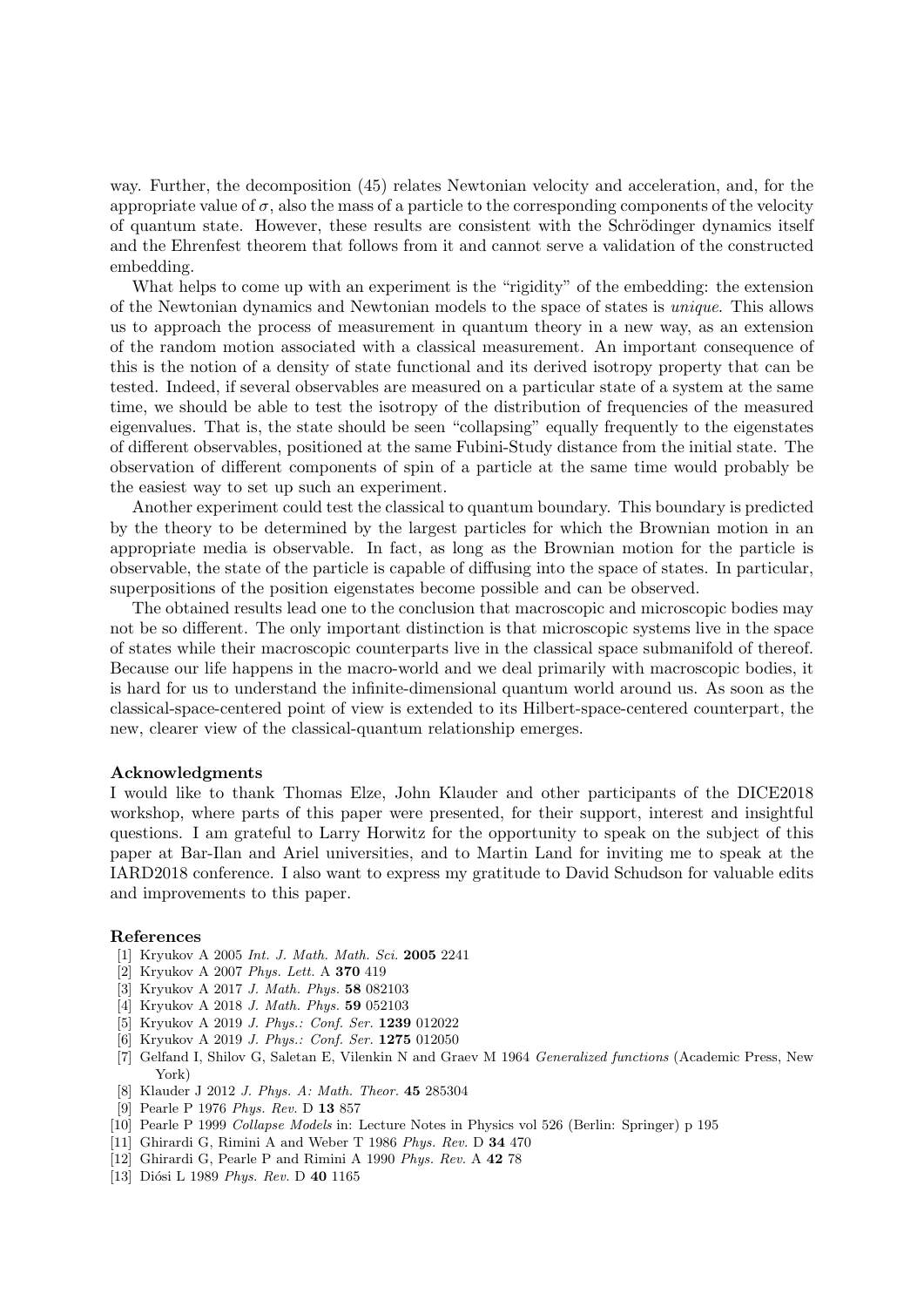way. Further, the decomposition (45) relates Newtonian velocity and acceleration, and, for the appropriate value of $\sigma$, also the mass of a particle to the corresponding components of the velocity of quantum state. However, these results are consistent with the Schrödinger dynamics itself and the Ehrenfest theorem that follows from it and cannot serve a validation of the constructed embedding.

What helps to come up with an experiment is the "rigidity" of the embedding: the extension of the Newtonian dynamics and Newtonian models to the space of states is *unique*. This allows us to approach the process of measurement in quantum theory in a new way, as an extension of the random motion associated with a classical measurement. An important consequence of this is the notion of a density of state functional and its derived isotropy property that can be tested. Indeed, if several observables are measured on a particular state of a system at the same time, we should be able to test the isotropy of the distribution of frequencies of the measured eigenvalues. That is, the state should be seen "collapsing" equally frequently to the eigenstates of different observables, positioned at the same Fubini-Study distance from the initial state. The observation of different components of spin of a particle at the same time would probably be the easiest way to set up such an experiment.

Another experiment could test the classical to quantum boundary. This boundary is predicted by the theory to be determined by the largest particles for which the Brownian motion in an appropriate media is observable. In fact, as long as the Brownian motion for the particle is observable, the state of the particle is capable of diffusing into the space of states. In particular, superpositions of the position eigenstates become possible and can be observed.

The obtained results lead one to the conclusion that macroscopic and microscopic bodies may not be so different. The only important distinction is that microscopic systems live in the space of states while their macroscopic counterparts live in the classical space submanifold of thereof. Because our life happens in the macro-world and we deal primarily with macroscopic bodies, it is hard for us to understand the infinite-dimensional quantum world around us. As soon as the classical-space-centered point of view is extended to its Hilbert-space-centered counterpart, the new, clearer view of the classical-quantum relationship emerges.

**Acknowledgments**

I would like to thank Thomas Elze, John Klauder and other participants of the DICE2018 workshop, where parts of this paper were presented, for their support, interest and insightful questions. I am grateful to Larry Horwitz for the opportunity to speak on the subject of this paper at Bar-Ilan and Ariel universities, and to Martin Land for inviting me to speak at the IARD2018 conference. I also want to express my gratitude to David Schudson for valuable edits and improvements to this paper.

**References**

[1] Kryukov A 2005 *Int. J. Math. Math. Sci.* **2005** 2241
[2] Kryukov A 2007 *Phys. Lett.* A **370** 419
[3] Kryukov A 2017 *J. Math. Phys.* **58** 082103
[4] Kryukov A 2018 *J. Math. Phys.* **59** 052103
[5] Kryukov A 2019 *J. Phys.: Conf. Ser.* **1239** 012022
[6] Kryukov A 2019 *J. Phys.: Conf. Ser.* **1275** 012050
[7] Gelfand I, Shilov G, Saletan E, Vilenkin N and Graev M 1964 *Generalized functions* (Academic Press, New York)
[8] Klauder J 2012 *J. Phys. A: Math. Theor.* **45** 285304
[9] Pearle P 1976 *Phys. Rev.* D **13** 857
[10] Pearle P 1999 *Collapse Models* in: Lecture Notes in Physics vol 526 (Berlin: Springer) p 195
[11] Ghirardi G, Rimini A and Weber T 1986 *Phys. Rev.* D **34** 470
[12] Ghirardi G, Pearle P and Rimini A 1990 *Phys. Rev.* A **42** 78
[13] Diósi L 1989 *Phys. Rev.* D **40** 1165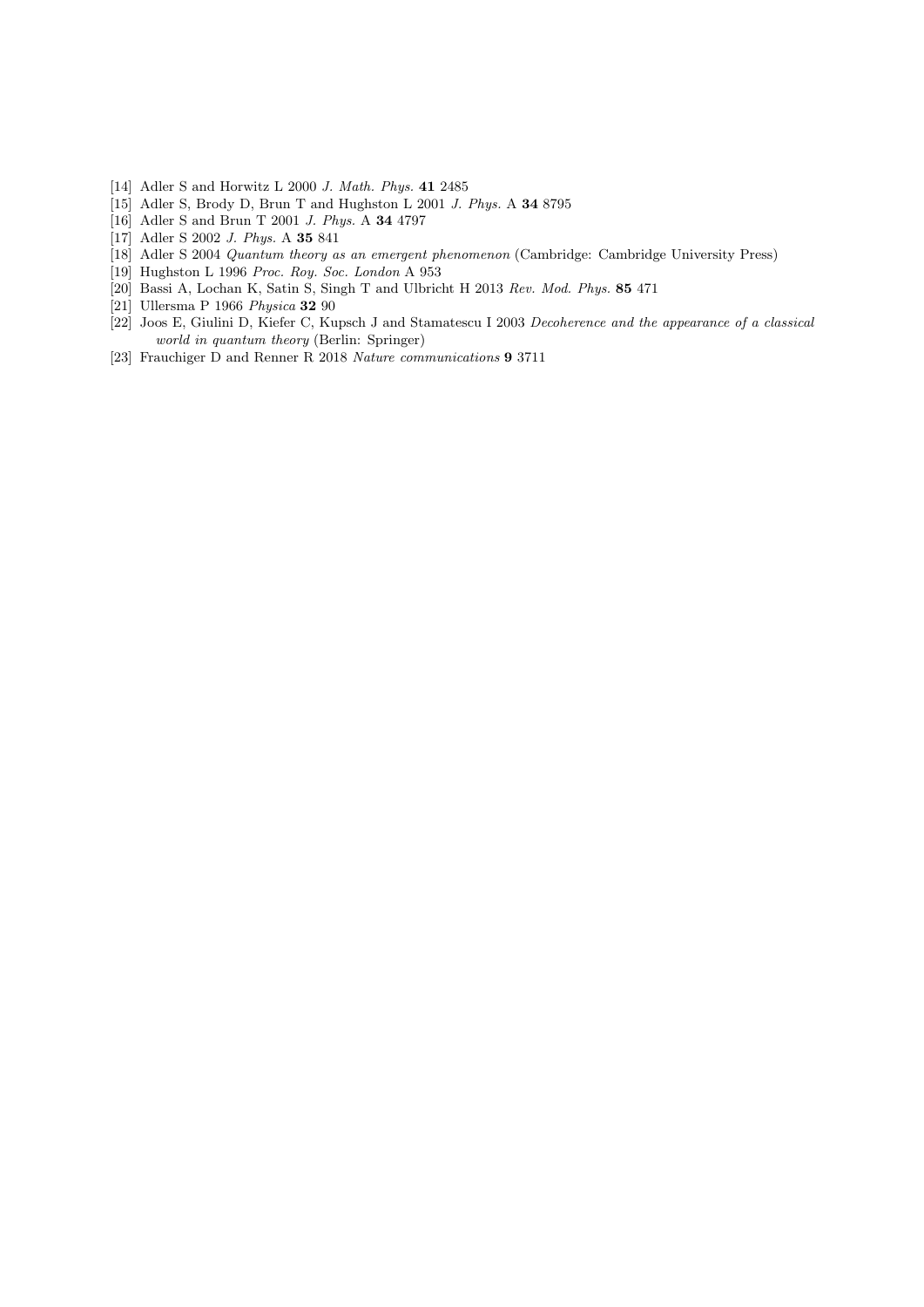[14] Adler S and Horwitz L 2000 *J. Math. Phys.* **41** 2485

[15] Adler S, Brody D, Brun T and Hughston L 2001 *J. Phys.* A **34** 8795

[16] Adler S and Brun T 2001 *J. Phys.* A **34** 4797

[17] Adler S 2002 *J. Phys.* A **35** 841

[18] Adler S 2004 *Quantum theory as an emergent phenomenon* (Cambridge: Cambridge University Press)

[19] Hughston L 1996 *Proc. Roy. Soc. London* A 953

[20] Bassi A, Lochan K, Satin S, Singh T and Ulbricht H 2013 *Rev. Mod. Phys.* **85** 471

[21] Ullersma P 1966 *Physica* **32** 90

[22] Joos E, Giulini D, Kiefer C, Kupsch J and Stamatescu I 2003 *Decoherence and the appearance of a classical world in quantum theory* (Berlin: Springer)

[23] Frauchiger D and Renner R 2018 *Nature communications* **9** 3711